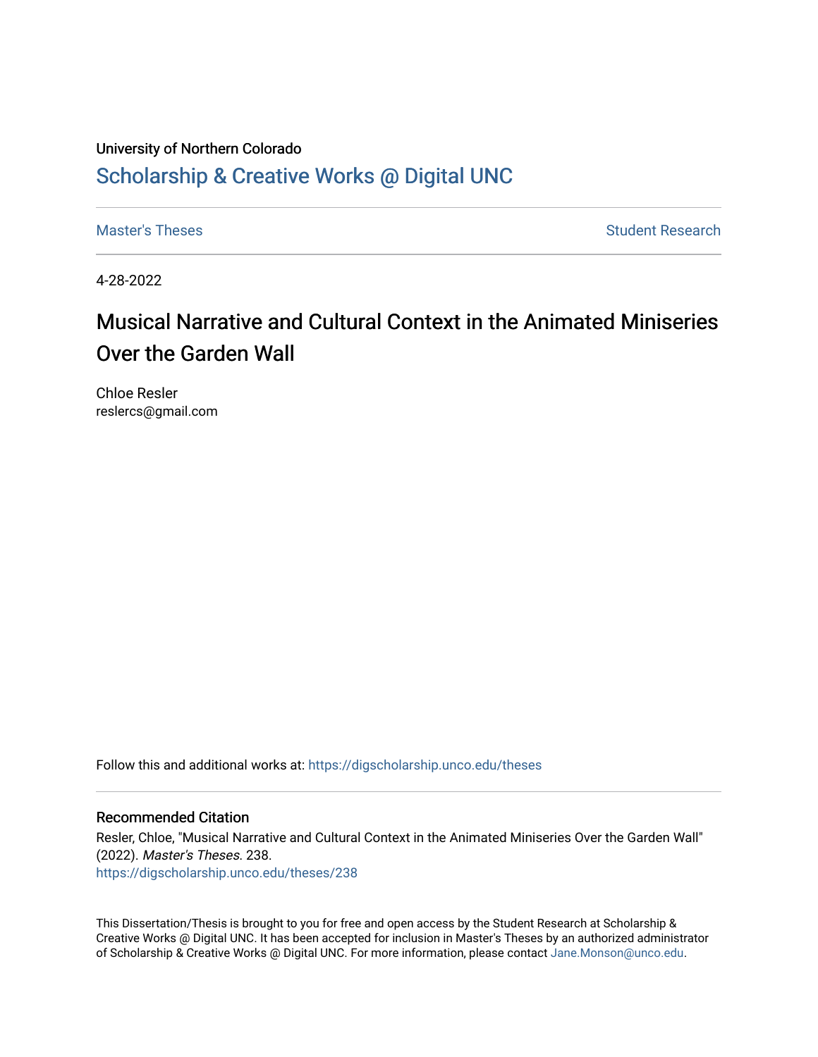University of Northern Colorado

## Scholarship & Creative Works @ Digital UNC

Master's Theses | Student Research

4-28-2022

# Musical Narrative and Cultural Context in the Animated Miniseries Over the Garden Wall

Chloe Resler
reslercs@gmail.com

Follow this and additional works at: https://digscholarship.unco.edu/theses

### Recommended Citation

Resler, Chloe, "Musical Narrative and Cultural Context in the Animated Miniseries Over the Garden Wall" (2022). *Master's Theses*. 238.
https://digscholarship.unco.edu/theses/238

This Dissertation/Thesis is brought to you for free and open access by the Student Research at Scholarship & Creative Works @ Digital UNC. It has been accepted for inclusion in Master's Theses by an authorized administrator of Scholarship & Creative Works @ Digital UNC. For more information, please contact Jane.Monson@unco.edu.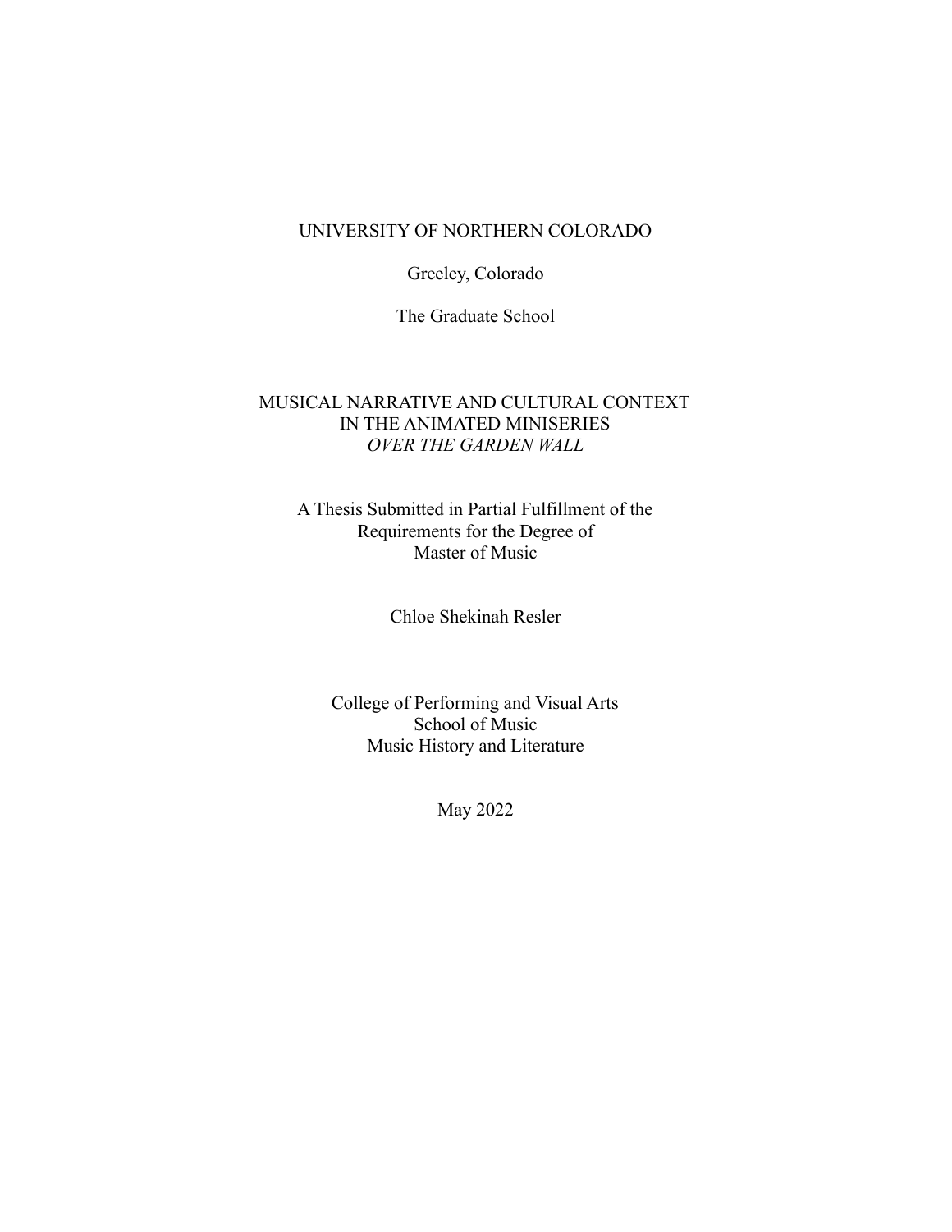UNIVERSITY OF NORTHERN COLORADO

Greeley, Colorado

The Graduate School

# MUSICAL NARRATIVE AND CULTURAL CONTEXT IN THE ANIMATED MINISERIES *OVER THE GARDEN WALL*

A Thesis Submitted in Partial Fulfillment of the
Requirements for the Degree of
Master of Music

Chloe Shekinah Resler

College of Performing and Visual Arts
School of Music
Music History and Literature

May 2022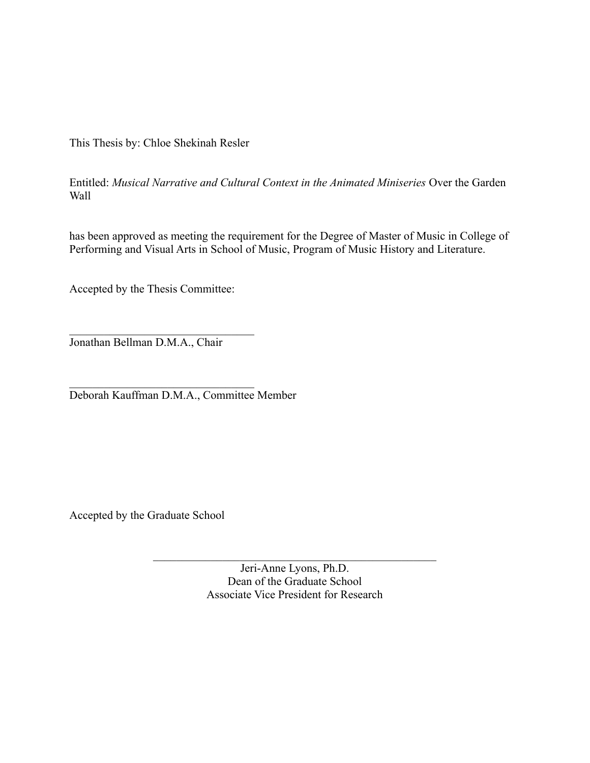This Thesis by: Chloe Shekinah Resler

Entitled: *Musical Narrative and Cultural Context in the Animated Miniseries* Over the Garden Wall

has been approved as meeting the requirement for the Degree of Master of Music in College of Performing and Visual Arts in School of Music, Program of Music History and Literature.

Accepted by the Thesis Committee:

_________________________________
Jonathan Bellman D.M.A., Chair

_________________________________
Deborah Kauffman D.M.A., Committee Member

Accepted by the Graduate School

_________________________________________________
Jeri-Anne Lyons, Ph.D.
Dean of the Graduate School
Associate Vice President for Research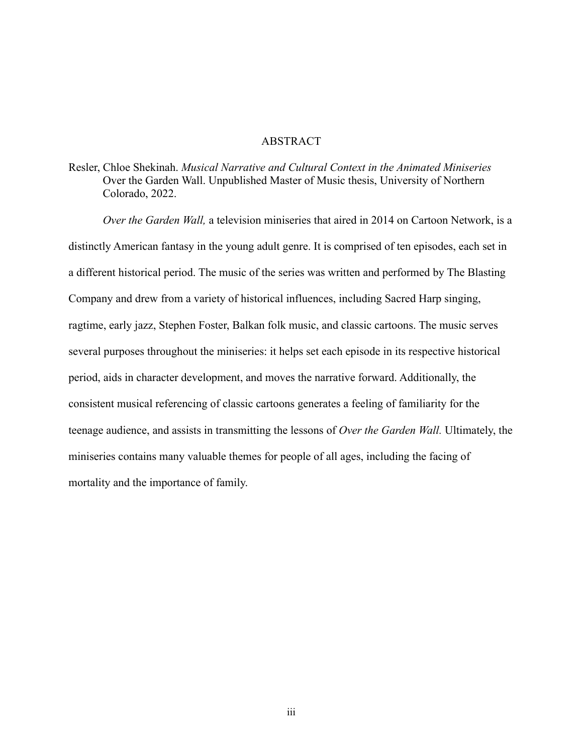# ABSTRACT

Resler, Chloe Shekinah. *Musical Narrative and Cultural Context in the Animated Miniseries* Over the Garden Wall. Unpublished Master of Music thesis, University of Northern Colorado, 2022.

*Over the Garden Wall,* a television miniseries that aired in 2014 on Cartoon Network, is a distinctly American fantasy in the young adult genre. It is comprised of ten episodes, each set in a different historical period. The music of the series was written and performed by The Blasting Company and drew from a variety of historical influences, including Sacred Harp singing, ragtime, early jazz, Stephen Foster, Balkan folk music, and classic cartoons. The music serves several purposes throughout the miniseries: it helps set each episode in its respective historical period, aids in character development, and moves the narrative forward. Additionally, the consistent musical referencing of classic cartoons generates a feeling of familiarity for the teenage audience, and assists in transmitting the lessons of *Over the Garden Wall.* Ultimately, the miniseries contains many valuable themes for people of all ages, including the facing of mortality and the importance of family.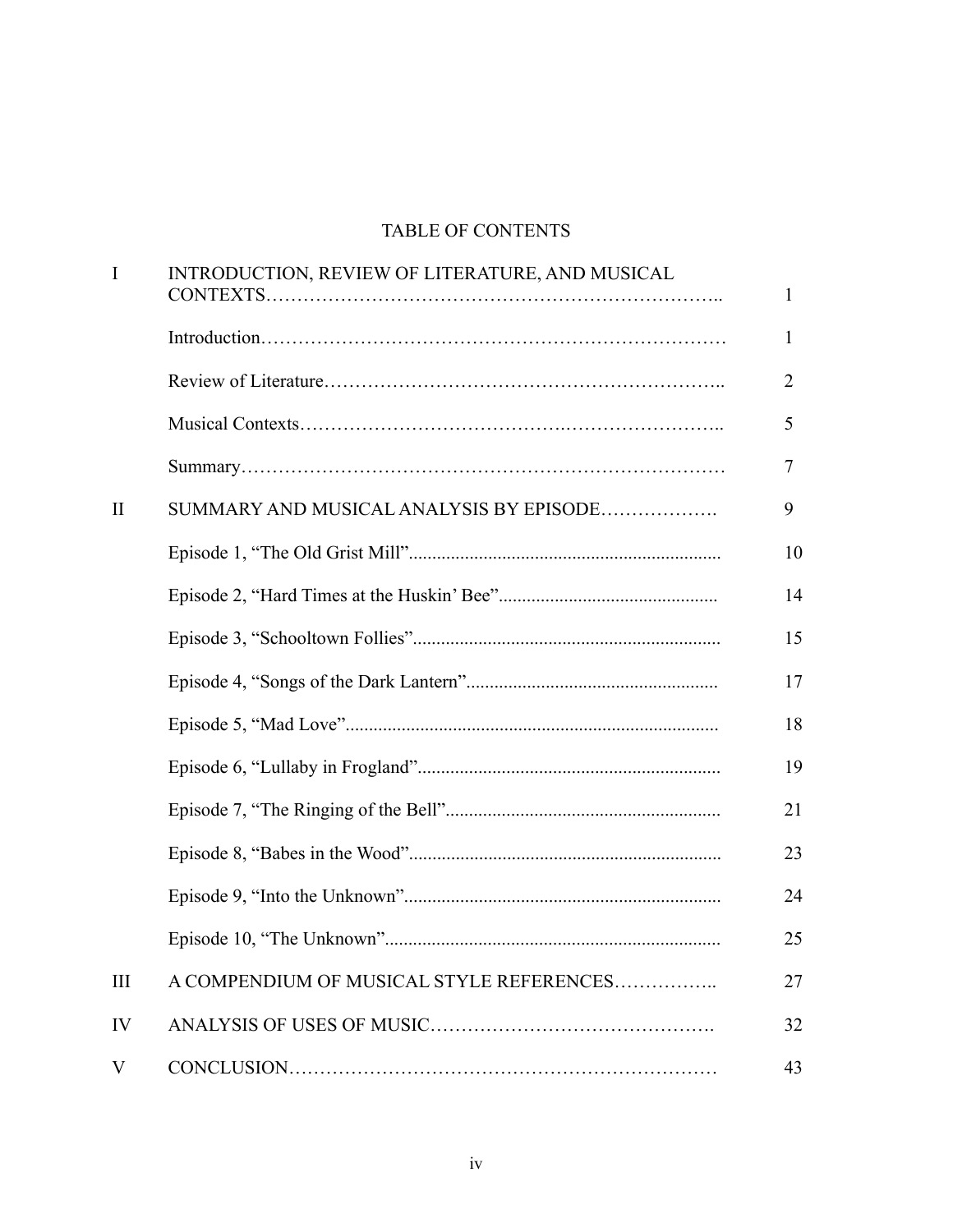# TABLE OF CONTENTS

| | | |
|---|---|---|
| I | INTRODUCTION, REVIEW OF LITERATURE, AND MUSICAL CONTEXTS | 1 |
| | Introduction | 1 |
| | Review of Literature | 2 |
| | Musical Contexts | 5 |
| | Summary | 7 |
| II | SUMMARY AND MUSICAL ANALYSIS BY EPISODE | 9 |
| | Episode 1, “The Old Grist Mill” | 10 |
| | Episode 2, “Hard Times at the Huskin’ Bee” | 14 |
| | Episode 3, “Schooltown Follies” | 15 |
| | Episode 4, “Songs of the Dark Lantern” | 17 |
| | Episode 5, “Mad Love” | 18 |
| | Episode 6, “Lullaby in Frogland” | 19 |
| | Episode 7, “The Ringing of the Bell” | 21 |
| | Episode 8, “Babes in the Wood” | 23 |
| | Episode 9, “Into the Unknown” | 24 |
| | Episode 10, “The Unknown” | 25 |
| III | A COMPENDIUM OF MUSICAL STYLE REFERENCES | 27 |
| IV | ANALYSIS OF USES OF MUSIC | 32 |
| V | CONCLUSION | 43 |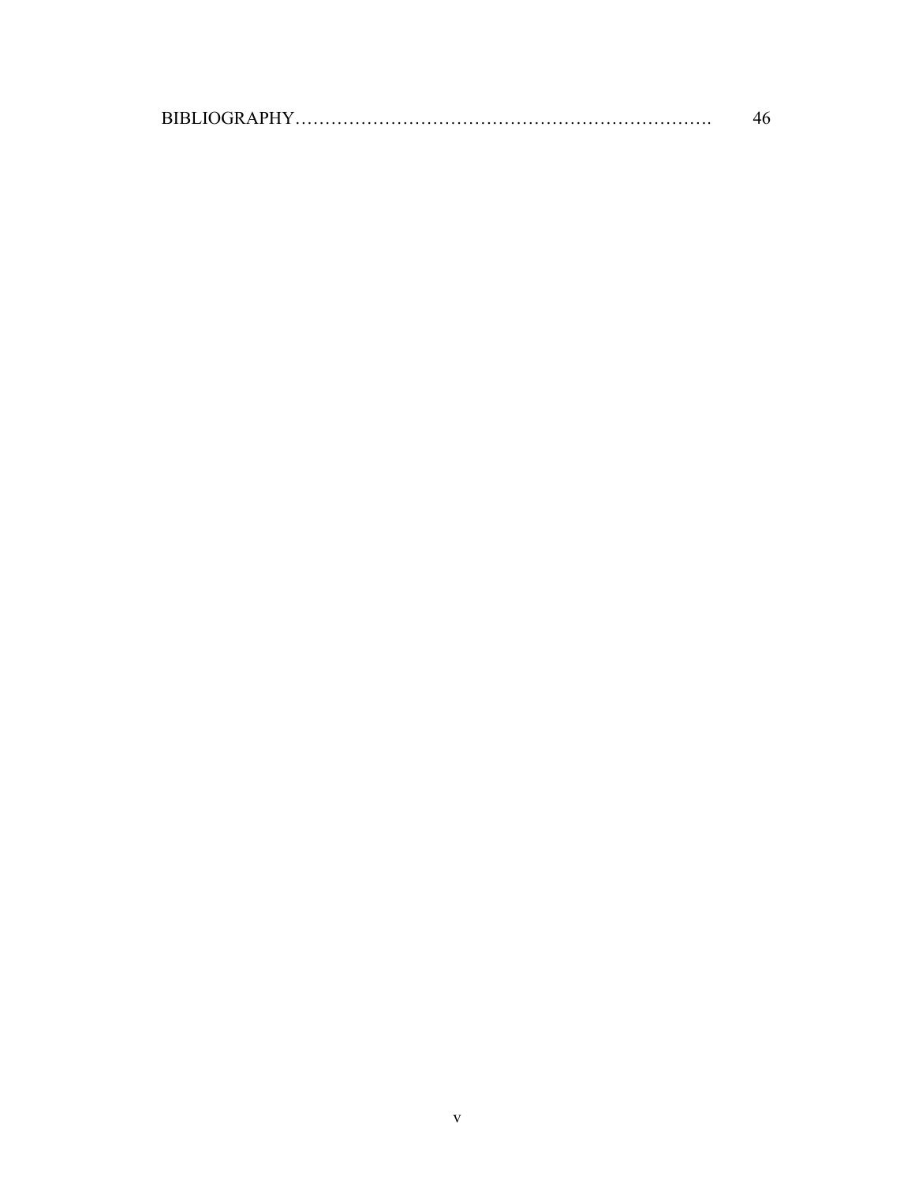BIBLIOGRAPHY……………………………………………………………… 46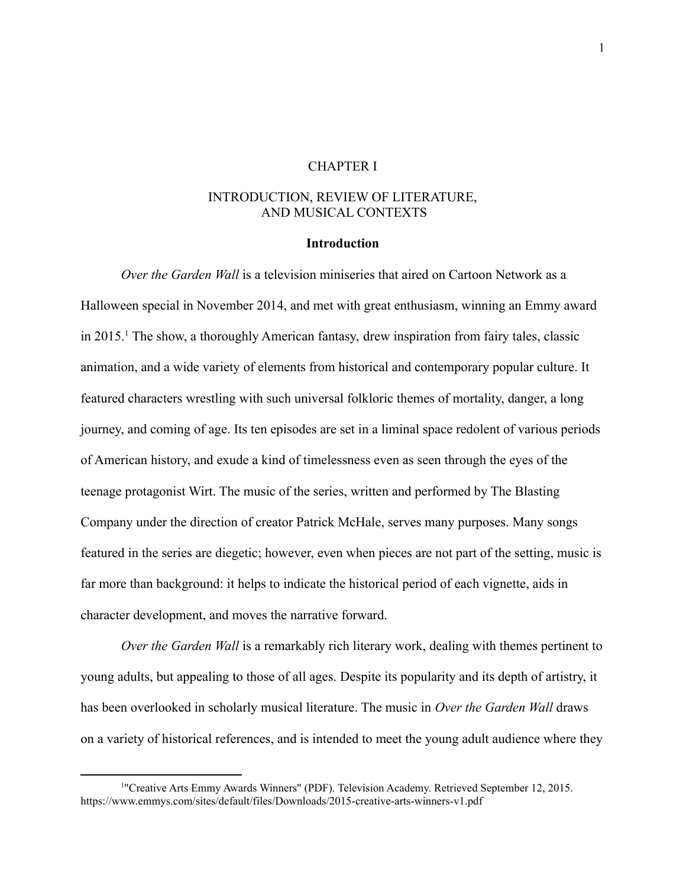# CHAPTER I

## INTRODUCTION, REVIEW OF LITERATURE, AND MUSICAL CONTEXTS

### Introduction

*Over the Garden Wall* is a television miniseries that aired on Cartoon Network as a Halloween special in November 2014, and met with great enthusiasm, winning an Emmy award in 2015.[1] The show, a thoroughly American fantasy, drew inspiration from fairy tales, classic animation, and a wide variety of elements from historical and contemporary popular culture. It featured characters wrestling with such universal folkloric themes of mortality, danger, a long journey, and coming of age. Its ten episodes are set in a liminal space redolent of various periods of American history, and exude a kind of timelessness even as seen through the eyes of the teenage protagonist Wirt. The music of the series, written and performed by The Blasting Company under the direction of creator Patrick McHale, serves many purposes. Many songs featured in the series are diegetic; however, even when pieces are not part of the setting, music is far more than background: it helps to indicate the historical period of each vignette, aids in character development, and moves the narrative forward.

*Over the Garden Wall* is a remarkably rich literary work, dealing with themes pertinent to young adults, but appealing to those of all ages. Despite its popularity and its depth of artistry, it has been overlooked in scholarly musical literature. The music in *Over the Garden Wall* draws on a variety of historical references, and is intended to meet the young adult audience where they

---

[1] "Creative Arts Emmy Awards Winners" (PDF). Television Academy. Retrieved September 12, 2015. https://www.emmys.com/sites/default/files/Downloads/2015-creative-arts-winners-v1.pdf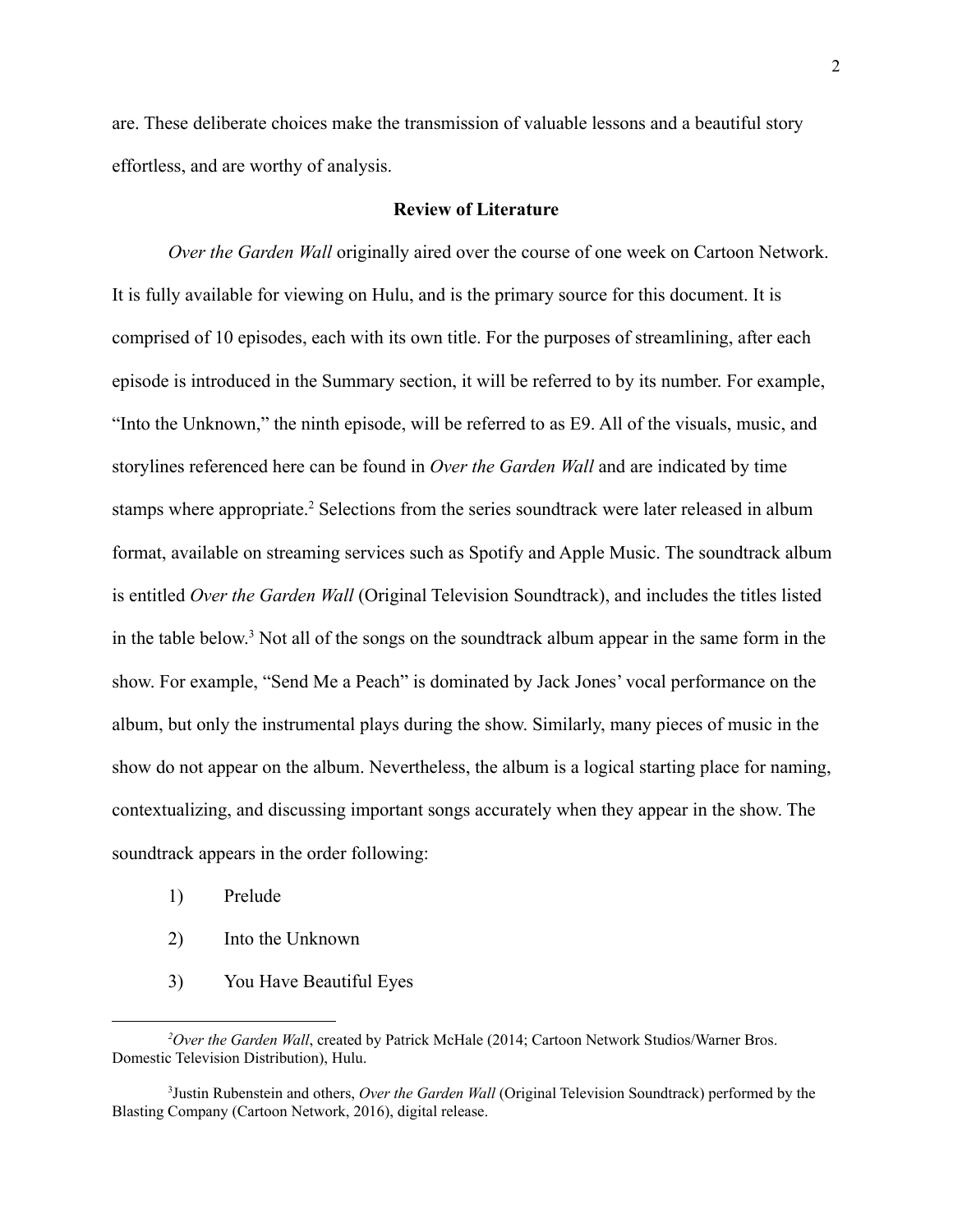are. These deliberate choices make the transmission of valuable lessons and a beautiful story effortless, and are worthy of analysis.

## Review of Literature

*Over the Garden Wall* originally aired over the course of one week on Cartoon Network. It is fully available for viewing on Hulu, and is the primary source for this document. It is comprised of 10 episodes, each with its own title. For the purposes of streamlining, after each episode is introduced in the Summary section, it will be referred to by its number. For example, "Into the Unknown," the ninth episode, will be referred to as E9. All of the visuals, music, and storylines referenced here can be found in *Over the Garden Wall* and are indicated by time stamps where appropriate.[2] Selections from the series soundtrack were later released in album format, available on streaming services such as Spotify and Apple Music. The soundtrack album is entitled *Over the Garden Wall* (Original Television Soundtrack), and includes the titles listed in the table below.[3] Not all of the songs on the soundtrack album appear in the same form in the show. For example, "Send Me a Peach" is dominated by Jack Jones' vocal performance on the album, but only the instrumental plays during the show. Similarly, many pieces of music in the show do not appear on the album. Nevertheless, the album is a logical starting place for naming, contextualizing, and discussing important songs accurately when they appear in the show. The soundtrack appears in the order following:

1) Prelude
2) Into the Unknown
3) You Have Beautiful Eyes

---

[2] *Over the Garden Wall*, created by Patrick McHale (2014; Cartoon Network Studios/Warner Bros. Domestic Television Distribution), Hulu.

[3] Justin Rubenstein and others, *Over the Garden Wall* (Original Television Soundtrack) performed by the Blasting Company (Cartoon Network, 2016), digital release.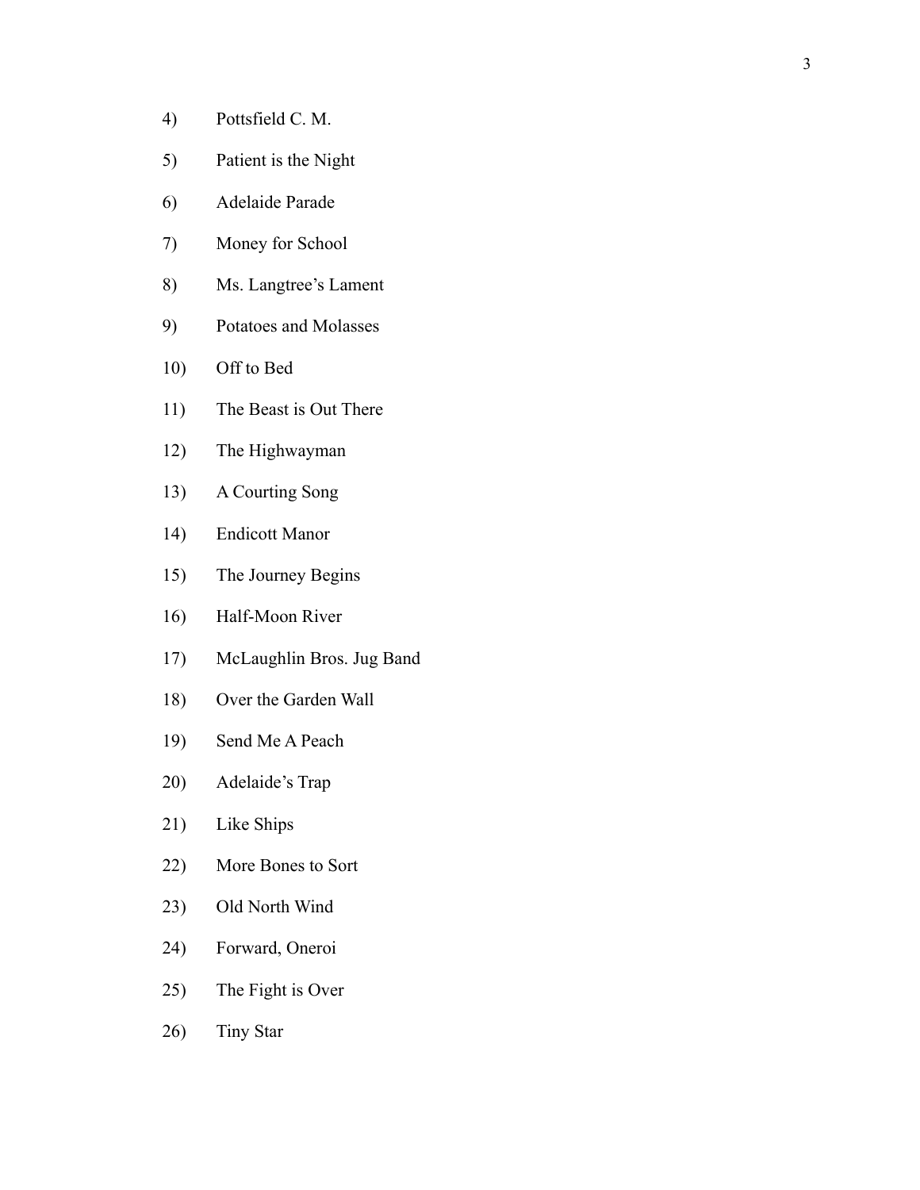4) Pottsfield C. M.

5) Patient is the Night

6) Adelaide Parade

7) Money for School

8) Ms. Langtree's Lament

9) Potatoes and Molasses

10) Off to Bed

11) The Beast is Out There

12) The Highwayman

13) A Courting Song

14) Endicott Manor

15) The Journey Begins

16) Half-Moon River

17) McLaughlin Bros. Jug Band

18) Over the Garden Wall

19) Send Me A Peach

20) Adelaide's Trap

21) Like Ships

22) More Bones to Sort

23) Old North Wind

24) Forward, Oneroi

25) The Fight is Over

26) Tiny Star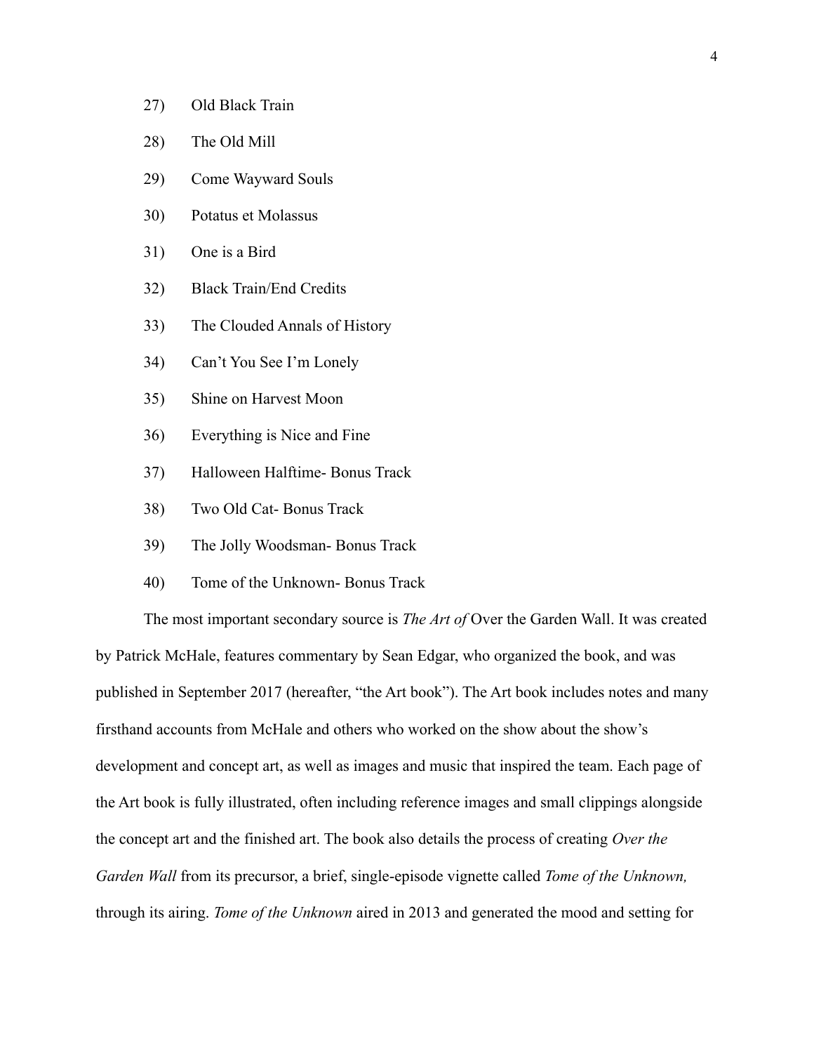27) Old Black Train

28) The Old Mill

29) Come Wayward Souls

30) Potatus et Molassus

31) One is a Bird

32) Black Train/End Credits

33) The Clouded Annals of History

34) Can't You See I'm Lonely

35) Shine on Harvest Moon

36) Everything is Nice and Fine

37) Halloween Halftime- Bonus Track

38) Two Old Cat- Bonus Track

39) The Jolly Woodsman- Bonus Track

40) Tome of the Unknown- Bonus Track

The most important secondary source is *The Art of* Over the Garden Wall. It was created by Patrick McHale, features commentary by Sean Edgar, who organized the book, and was published in September 2017 (hereafter, "the Art book"). The Art book includes notes and many firsthand accounts from McHale and others who worked on the show about the show's development and concept art, as well as images and music that inspired the team. Each page of the Art book is fully illustrated, often including reference images and small clippings alongside the concept art and the finished art. The book also details the process of creating *Over the Garden Wall* from its precursor, a brief, single-episode vignette called *Tome of the Unknown,* through its airing. *Tome of the Unknown* aired in 2013 and generated the mood and setting for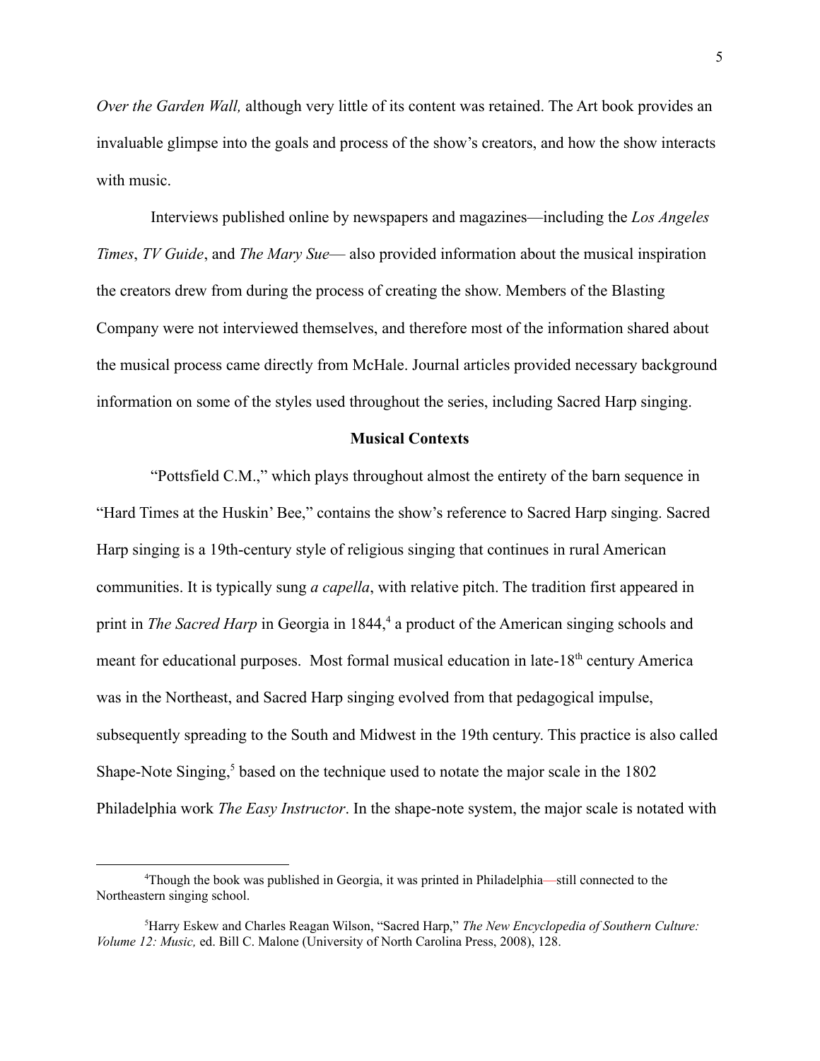*Over the Garden Wall,* although very little of its content was retained. The Art book provides an invaluable glimpse into the goals and process of the show's creators, and how the show interacts with music.

Interviews published online by newspapers and magazines—including the *Los Angeles Times*, *TV Guide*, and *The Mary Sue*— also provided information about the musical inspiration the creators drew from during the process of creating the show. Members of the Blasting Company were not interviewed themselves, and therefore most of the information shared about the musical process came directly from McHale. Journal articles provided necessary background information on some of the styles used throughout the series, including Sacred Harp singing.

**Musical Contexts**

"Pottsfield C.M.," which plays throughout almost the entirety of the barn sequence in "Hard Times at the Huskin' Bee," contains the show's reference to Sacred Harp singing. Sacred Harp singing is a 19th-century style of religious singing that continues in rural American communities. It is typically sung *a capella*, with relative pitch. The tradition first appeared in print in *The Sacred Harp* in Georgia in 1844,[4] a product of the American singing schools and meant for educational purposes. Most formal musical education in late-18th century America was in the Northeast, and Sacred Harp singing evolved from that pedagogical impulse, subsequently spreading to the South and Midwest in the 19th century. This practice is also called Shape-Note Singing,[5] based on the technique used to notate the major scale in the 1802 Philadelphia work *The Easy Instructor*. In the shape-note system, the major scale is notated with

---

[4]Though the book was published in Georgia, it was printed in Philadelphia—still connected to the Northeastern singing school.

[5]Harry Eskew and Charles Reagan Wilson, "Sacred Harp," *The New Encyclopedia of Southern Culture: Volume 12: Music,* ed. Bill C. Malone (University of North Carolina Press, 2008), 128.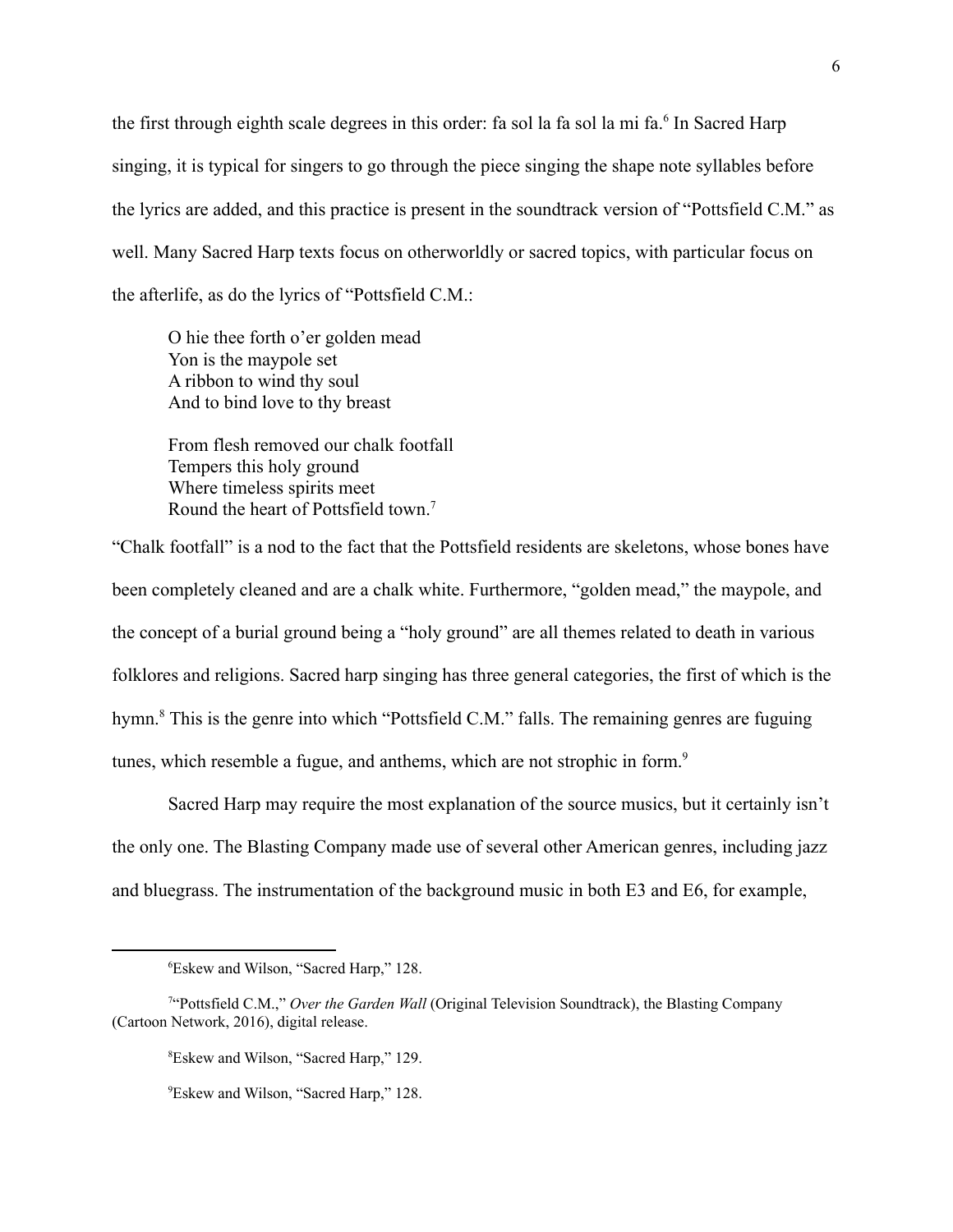the first through eighth scale degrees in this order: fa sol la fa sol la mi fa.[6] In Sacred Harp singing, it is typical for singers to go through the piece singing the shape note syllables before the lyrics are added, and this practice is present in the soundtrack version of "Pottsfield C.M." as well. Many Sacred Harp texts focus on otherworldly or sacred topics, with particular focus on the afterlife, as do the lyrics of "Pottsfield C.M.:

> O hie thee forth o'er golden mead
> Yon is the maypole set
> A ribbon to wind thy soul
> And to bind love to thy breast
>
> From flesh removed our chalk footfall
> Tempers this holy ground
> Where timeless spirits meet
> Round the heart of Pottsfield town.[7]

"Chalk footfall" is a nod to the fact that the Pottsfield residents are skeletons, whose bones have been completely cleaned and are a chalk white. Furthermore, "golden mead," the maypole, and the concept of a burial ground being a "holy ground" are all themes related to death in various folklores and religions. Sacred harp singing has three general categories, the first of which is the hymn.[8] This is the genre into which "Pottsfield C.M." falls. The remaining genres are fuguing tunes, which resemble a fugue, and anthems, which are not strophic in form.[9]

Sacred Harp may require the most explanation of the source musics, but it certainly isn't the only one. The Blasting Company made use of several other American genres, including jazz and bluegrass. The instrumentation of the background music in both E3 and E6, for example,

---

[6]Eskew and Wilson, "Sacred Harp," 128.

[7]"Pottsfield C.M.," *Over the Garden Wall* (Original Television Soundtrack), the Blasting Company (Cartoon Network, 2016), digital release.

[8]Eskew and Wilson, "Sacred Harp," 129.

[9]Eskew and Wilson, "Sacred Harp," 128.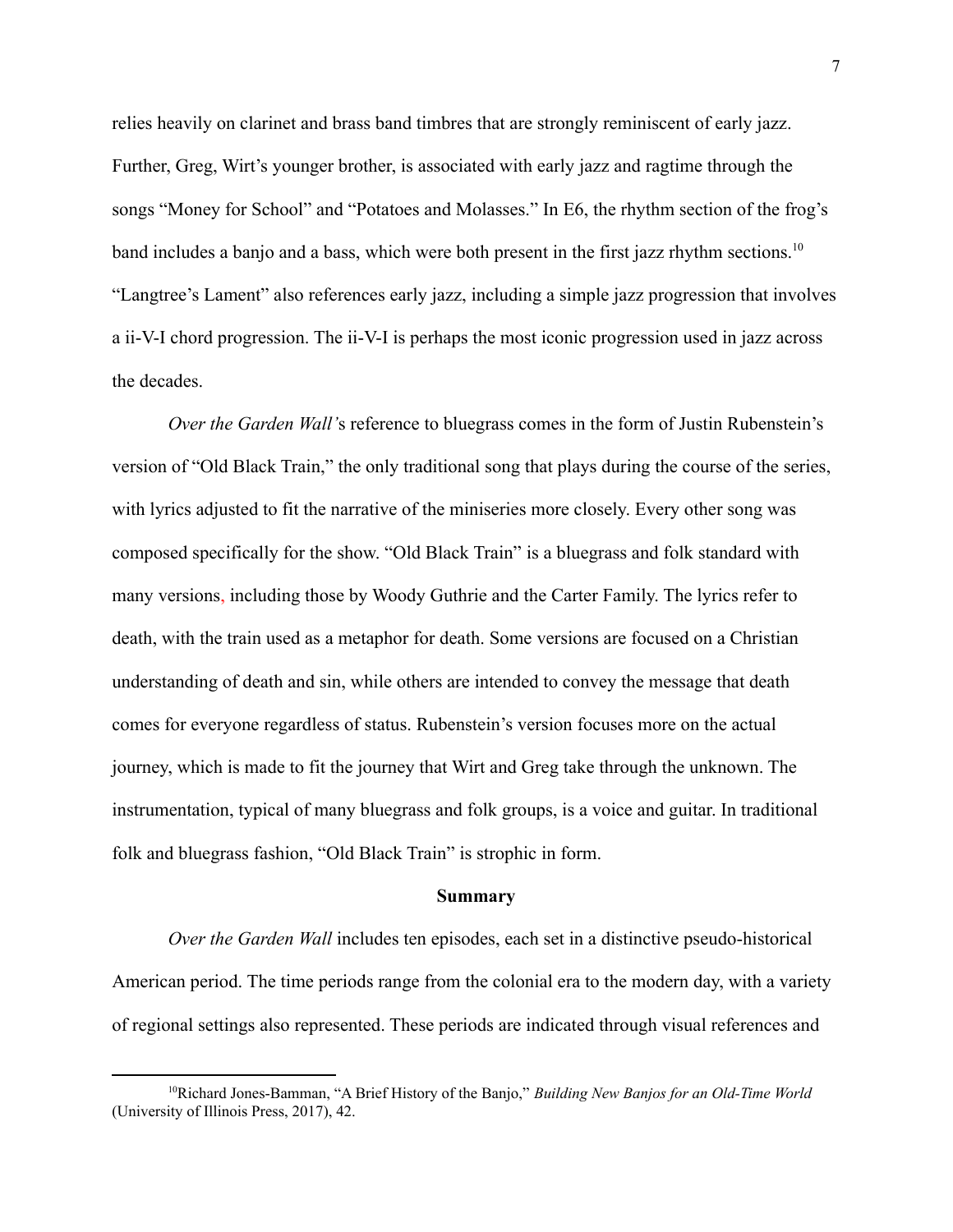relies heavily on clarinet and brass band timbres that are strongly reminiscent of early jazz. Further, Greg, Wirt's younger brother, is associated with early jazz and ragtime through the songs "Money for School" and "Potatoes and Molasses." In E6, the rhythm section of the frog's band includes a banjo and a bass, which were both present in the first jazz rhythm sections.[10] "Langtree's Lament" also references early jazz, including a simple jazz progression that involves a ii-V-I chord progression. The ii-V-I is perhaps the most iconic progression used in jazz across the decades.

*Over the Garden Wall'*s reference to bluegrass comes in the form of Justin Rubenstein's version of "Old Black Train," the only traditional song that plays during the course of the series, with lyrics adjusted to fit the narrative of the miniseries more closely. Every other song was composed specifically for the show. "Old Black Train" is a bluegrass and folk standard with many versions, including those by Woody Guthrie and the Carter Family. The lyrics refer to death, with the train used as a metaphor for death. Some versions are focused on a Christian understanding of death and sin, while others are intended to convey the message that death comes for everyone regardless of status. Rubenstein's version focuses more on the actual journey, which is made to fit the journey that Wirt and Greg take through the unknown. The instrumentation, typical of many bluegrass and folk groups, is a voice and guitar. In traditional folk and bluegrass fashion, "Old Black Train" is strophic in form.

## Summary

*Over the Garden Wall* includes ten episodes, each set in a distinctive pseudo-historical American period. The time periods range from the colonial era to the modern day, with a variety of regional settings also represented. These periods are indicated through visual references and

[10] Richard Jones-Bamman, "A Brief History of the Banjo," *Building New Banjos for an Old-Time World* (University of Illinois Press, 2017), 42.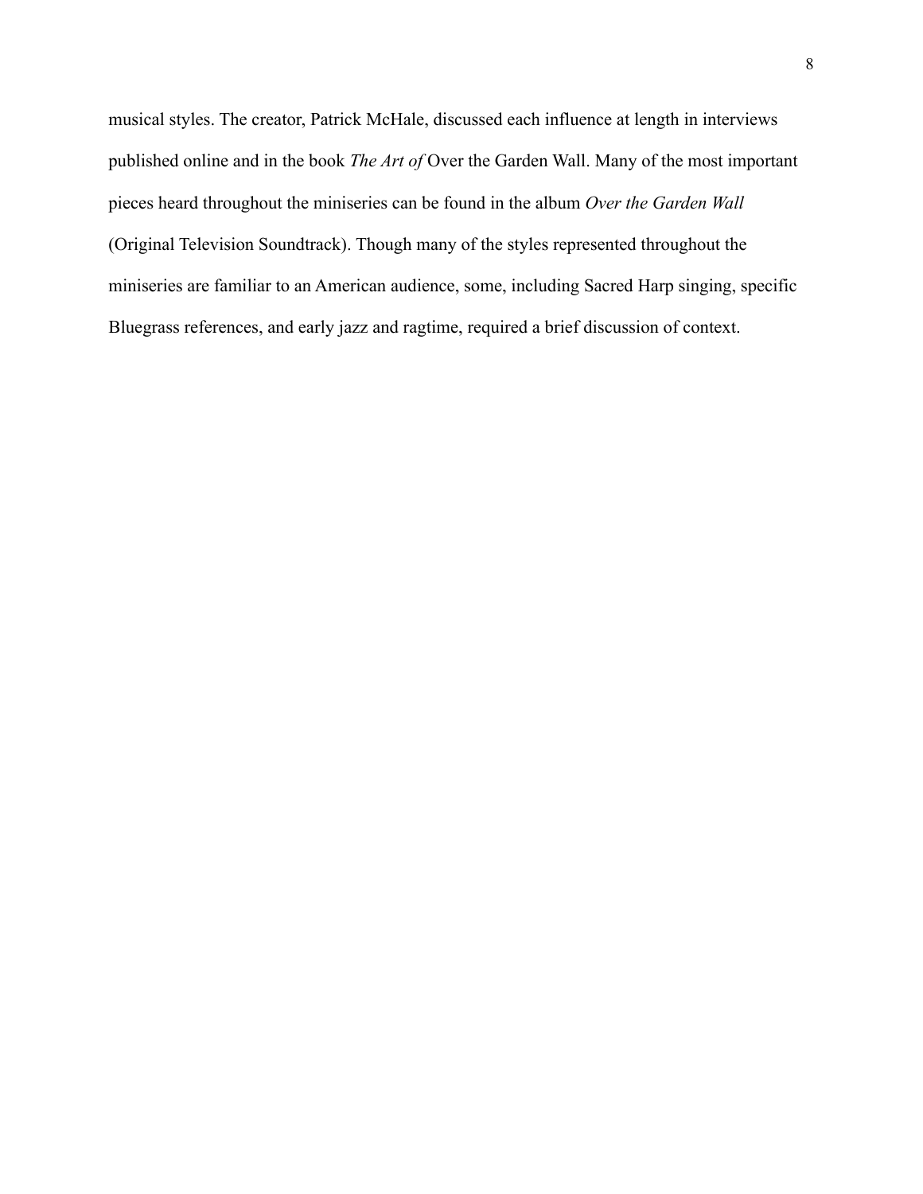musical styles. The creator, Patrick McHale, discussed each influence at length in interviews published online and in the book *The Art of* Over the Garden Wall. Many of the most important pieces heard throughout the miniseries can be found in the album *Over the Garden Wall* (Original Television Soundtrack). Though many of the styles represented throughout the miniseries are familiar to an American audience, some, including Sacred Harp singing, specific Bluegrass references, and early jazz and ragtime, required a brief discussion of context.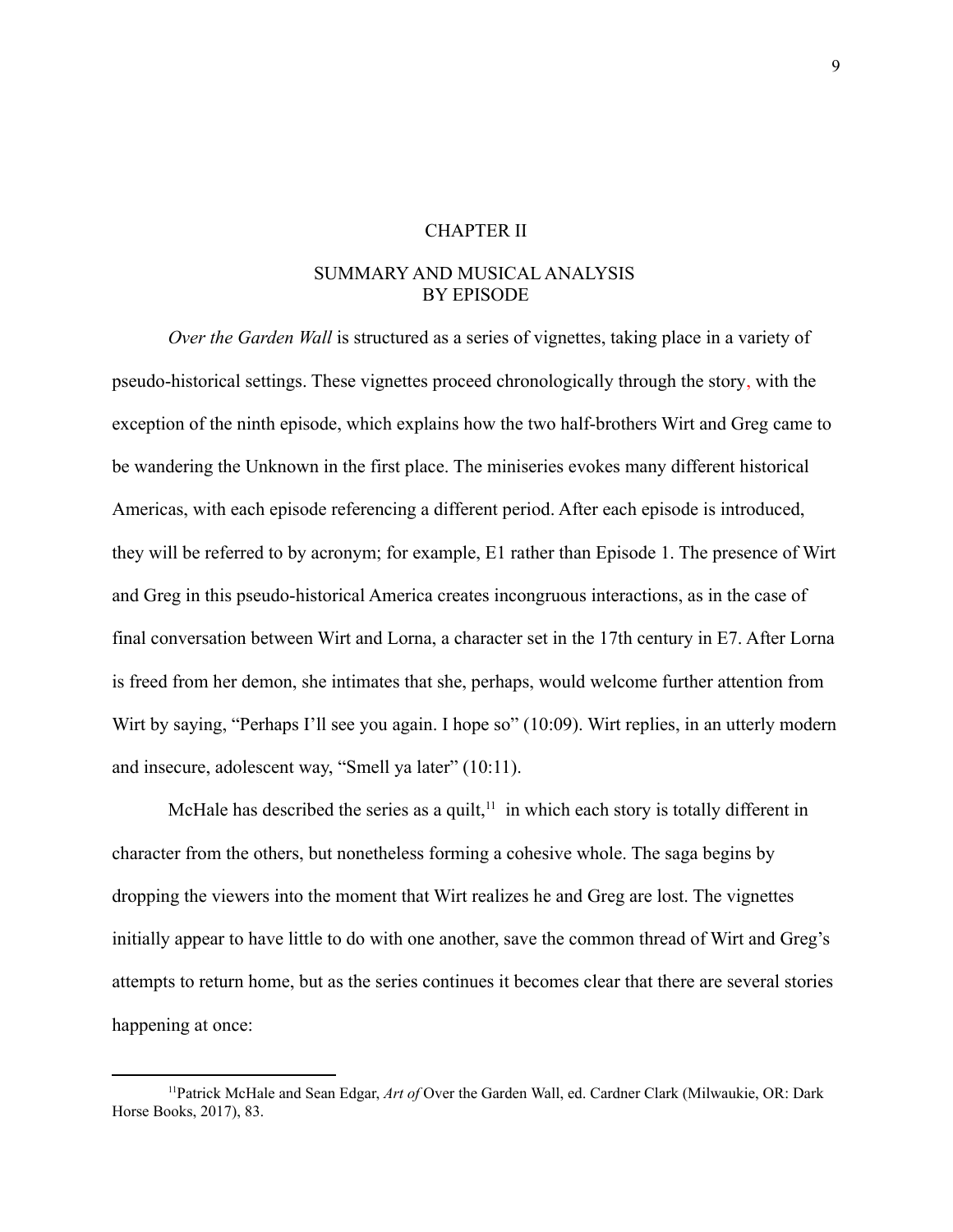# CHAPTER II

## SUMMARY AND MUSICAL ANALYSIS BY EPISODE

*Over the Garden Wall* is structured as a series of vignettes, taking place in a variety of pseudo-historical settings. These vignettes proceed chronologically through the story, with the exception of the ninth episode, which explains how the two half-brothers Wirt and Greg came to be wandering the Unknown in the first place. The miniseries evokes many different historical Americas, with each episode referencing a different period. After each episode is introduced, they will be referred to by acronym; for example, E1 rather than Episode 1. The presence of Wirt and Greg in this pseudo-historical America creates incongruous interactions, as in the case of final conversation between Wirt and Lorna, a character set in the 17th century in E7. After Lorna is freed from her demon, she intimates that she, perhaps, would welcome further attention from Wirt by saying, "Perhaps I'll see you again. I hope so" (10:09). Wirt replies, in an utterly modern and insecure, adolescent way, "Smell ya later" (10:11).

McHale has described the series as a quilt,[11] in which each story is totally different in character from the others, but nonetheless forming a cohesive whole. The saga begins by dropping the viewers into the moment that Wirt realizes he and Greg are lost. The vignettes initially appear to have little to do with one another, save the common thread of Wirt and Greg's attempts to return home, but as the series continues it becomes clear that there are several stories happening at once:

[11] Patrick McHale and Sean Edgar, *Art of* Over the Garden Wall, ed. Cardner Clark (Milwaukie, OR: Dark Horse Books, 2017), 83.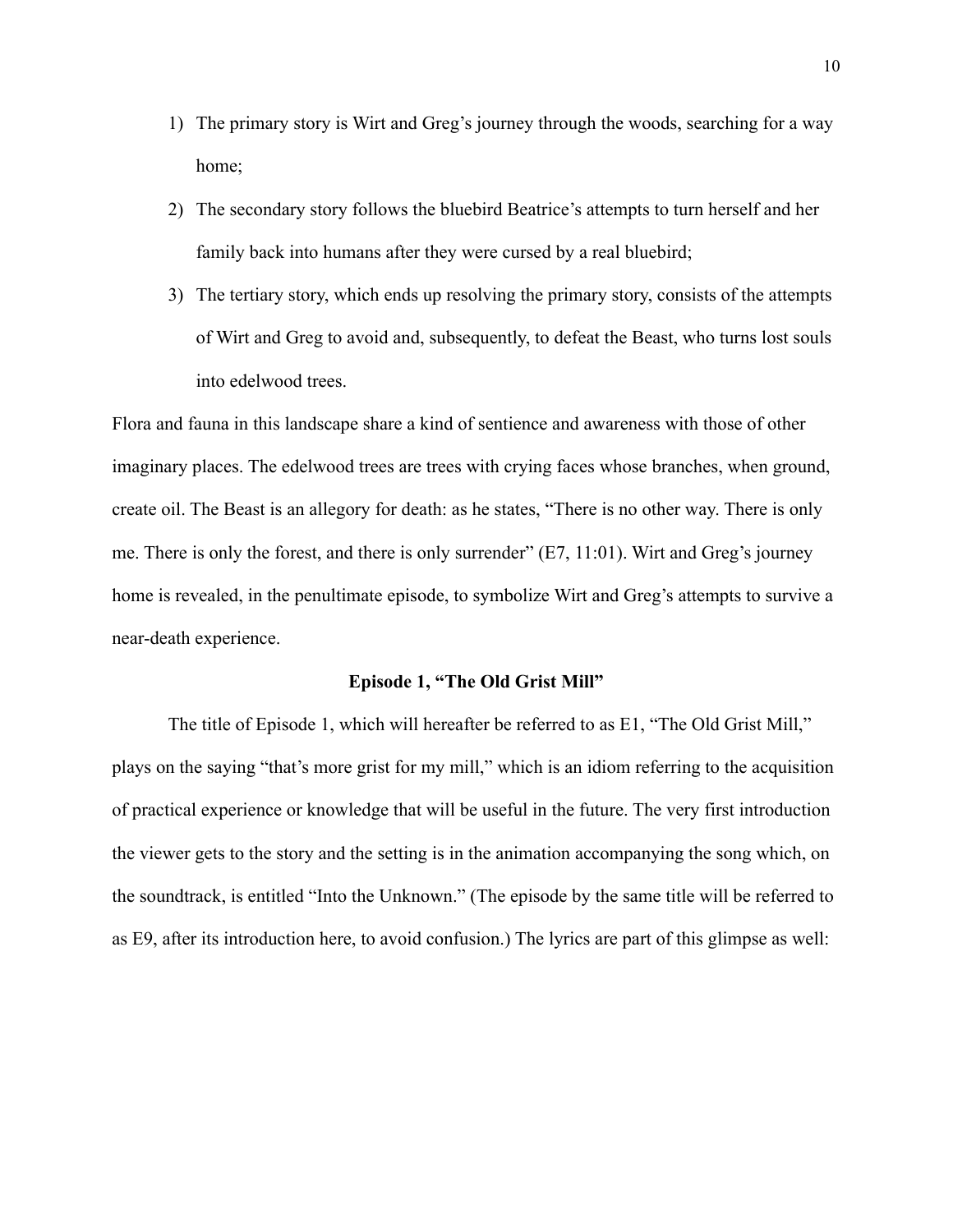1) The primary story is Wirt and Greg's journey through the woods, searching for a way home;
2) The secondary story follows the bluebird Beatrice's attempts to turn herself and her family back into humans after they were cursed by a real bluebird;
3) The tertiary story, which ends up resolving the primary story, consists of the attempts of Wirt and Greg to avoid and, subsequently, to defeat the Beast, who turns lost souls into edelwood trees.

Flora and fauna in this landscape share a kind of sentience and awareness with those of other imaginary places. The edelwood trees are trees with crying faces whose branches, when ground, create oil. The Beast is an allegory for death: as he states, "There is no other way. There is only me. There is only the forest, and there is only surrender" (E7, 11:01). Wirt and Greg's journey home is revealed, in the penultimate episode, to symbolize Wirt and Greg's attempts to survive a near-death experience.

### Episode 1, "The Old Grist Mill"

The title of Episode 1, which will hereafter be referred to as E1, "The Old Grist Mill," plays on the saying "that's more grist for my mill," which is an idiom referring to the acquisition of practical experience or knowledge that will be useful in the future. The very first introduction the viewer gets to the story and the setting is in the animation accompanying the song which, on the soundtrack, is entitled "Into the Unknown." (The episode by the same title will be referred to as E9, after its introduction here, to avoid confusion.) The lyrics are part of this glimpse as well: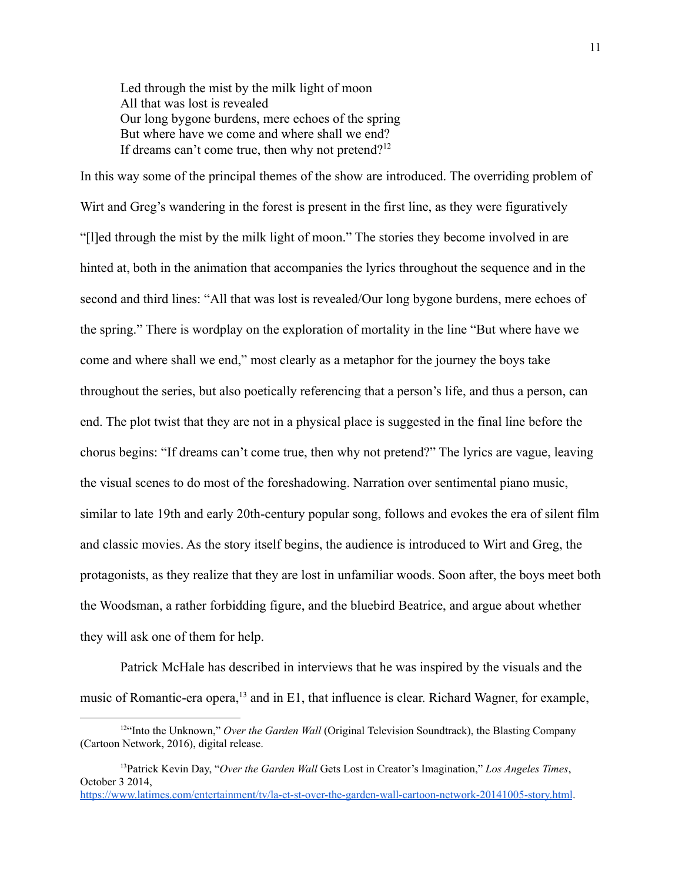> Led through the mist by the milk light of moon
> All that was lost is revealed
> Our long bygone burdens, mere echoes of the spring
> But where have we come and where shall we end?
> If dreams can't come true, then why not pretend?[12]

In this way some of the principal themes of the show are introduced. The overriding problem of Wirt and Greg's wandering in the forest is present in the first line, as they were figuratively "[l]ed through the mist by the milk light of moon." The stories they become involved in are hinted at, both in the animation that accompanies the lyrics throughout the sequence and in the second and third lines: "All that was lost is revealed/Our long bygone burdens, mere echoes of the spring." There is wordplay on the exploration of mortality in the line "But where have we come and where shall we end," most clearly as a metaphor for the journey the boys take throughout the series, but also poetically referencing that a person's life, and thus a person, can end. The plot twist that they are not in a physical place is suggested in the final line before the chorus begins: "If dreams can't come true, then why not pretend?" The lyrics are vague, leaving the visual scenes to do most of the foreshadowing. Narration over sentimental piano music, similar to late 19th and early 20th-century popular song, follows and evokes the era of silent film and classic movies. As the story itself begins, the audience is introduced to Wirt and Greg, the protagonists, as they realize that they are lost in unfamiliar woods. Soon after, the boys meet both the Woodsman, a rather forbidding figure, and the bluebird Beatrice, and argue about whether they will ask one of them for help.

Patrick McHale has described in interviews that he was inspired by the visuals and the music of Romantic-era opera,[13] and in E1, that influence is clear. Richard Wagner, for example,

---

[12] "Into the Unknown," *Over the Garden Wall* (Original Television Soundtrack), the Blasting Company (Cartoon Network, 2016), digital release.

[13] Patrick Kevin Day, "*Over the Garden Wall* Gets Lost in Creator's Imagination," *Los Angeles Times*, October 3 2014, https://www.latimes.com/entertainment/tv/la-et-st-over-the-garden-wall-cartoon-network-20141005-story.html.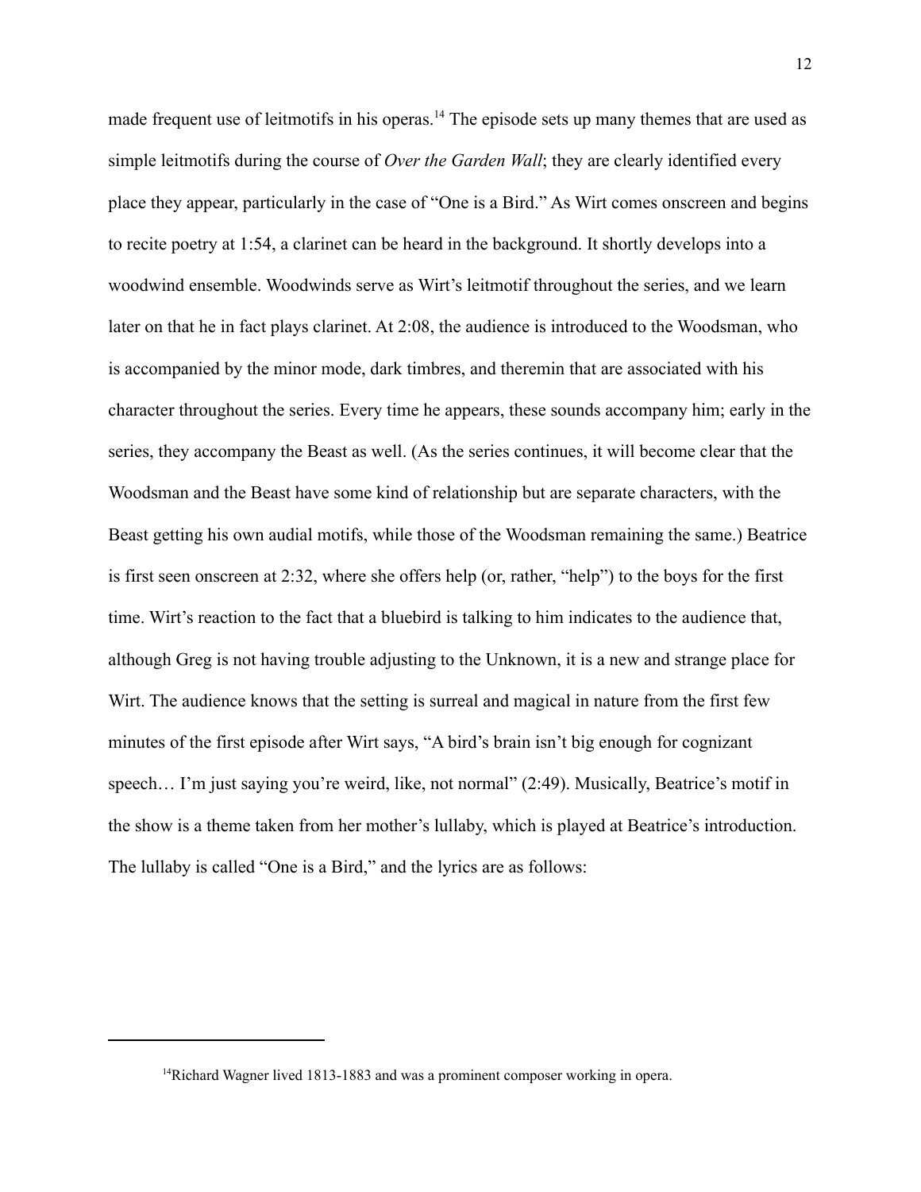made frequent use of leitmotifs in his operas.[14] The episode sets up many themes that are used as simple leitmotifs during the course of *Over the Garden Wall*; they are clearly identified every place they appear, particularly in the case of "One is a Bird." As Wirt comes onscreen and begins to recite poetry at 1:54, a clarinet can be heard in the background. It shortly develops into a woodwind ensemble. Woodwinds serve as Wirt's leitmotif throughout the series, and we learn later on that he in fact plays clarinet. At 2:08, the audience is introduced to the Woodsman, who is accompanied by the minor mode, dark timbres, and theremin that are associated with his character throughout the series. Every time he appears, these sounds accompany him; early in the series, they accompany the Beast as well. (As the series continues, it will become clear that the Woodsman and the Beast have some kind of relationship but are separate characters, with the Beast getting his own audial motifs, while those of the Woodsman remaining the same.) Beatrice is first seen onscreen at 2:32, where she offers help (or, rather, "help") to the boys for the first time. Wirt's reaction to the fact that a bluebird is talking to him indicates to the audience that, although Greg is not having trouble adjusting to the Unknown, it is a new and strange place for Wirt. The audience knows that the setting is surreal and magical in nature from the first few minutes of the first episode after Wirt says, "A bird's brain isn't big enough for cognizant speech… I'm just saying you're weird, like, not normal" (2:49). Musically, Beatrice's motif in the show is a theme taken from her mother's lullaby, which is played at Beatrice's introduction. The lullaby is called "One is a Bird," and the lyrics are as follows:

---

[14]Richard Wagner lived 1813-1883 and was a prominent composer working in opera.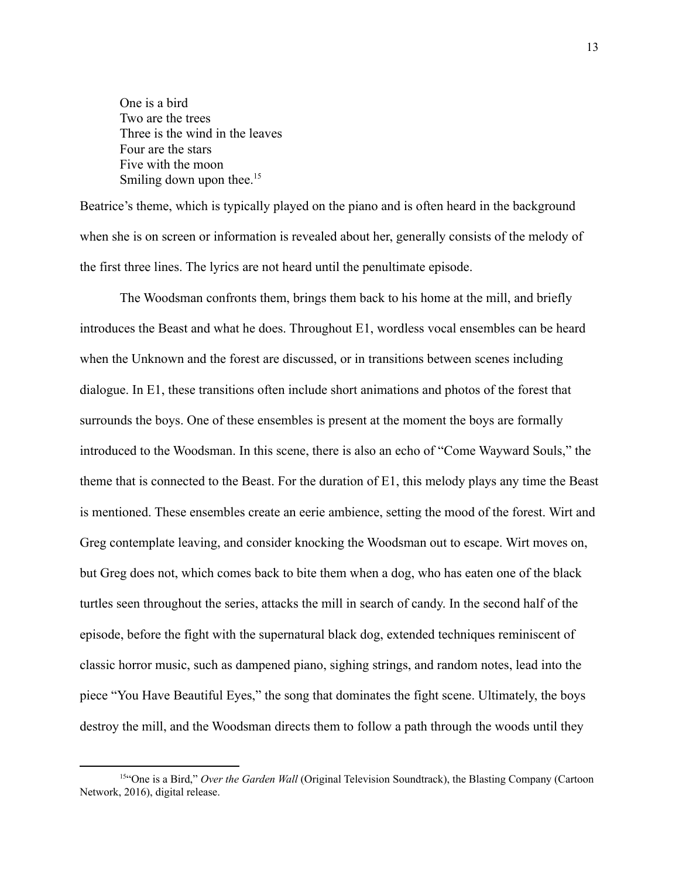> One is a bird  
> Two are the trees  
> Three is the wind in the leaves  
> Four are the stars  
> Five with the moon  
> Smiling down upon thee.[15]

Beatrice's theme, which is typically played on the piano and is often heard in the background when she is on screen or information is revealed about her, generally consists of the melody of the first three lines. The lyrics are not heard until the penultimate episode.

The Woodsman confronts them, brings them back to his home at the mill, and briefly introduces the Beast and what he does. Throughout E1, wordless vocal ensembles can be heard when the Unknown and the forest are discussed, or in transitions between scenes including dialogue. In E1, these transitions often include short animations and photos of the forest that surrounds the boys. One of these ensembles is present at the moment the boys are formally introduced to the Woodsman. In this scene, there is also an echo of "Come Wayward Souls," the theme that is connected to the Beast. For the duration of E1, this melody plays any time the Beast is mentioned. These ensembles create an eerie ambience, setting the mood of the forest. Wirt and Greg contemplate leaving, and consider knocking the Woodsman out to escape. Wirt moves on, but Greg does not, which comes back to bite them when a dog, who has eaten one of the black turtles seen throughout the series, attacks the mill in search of candy. In the second half of the episode, before the fight with the supernatural black dog, extended techniques reminiscent of classic horror music, such as dampened piano, sighing strings, and random notes, lead into the piece "You Have Beautiful Eyes," the song that dominates the fight scene. Ultimately, the boys destroy the mill, and the Woodsman directs them to follow a path through the woods until they

---

[15] "One is a Bird," *Over the Garden Wall* (Original Television Soundtrack), the Blasting Company (Cartoon Network, 2016), digital release.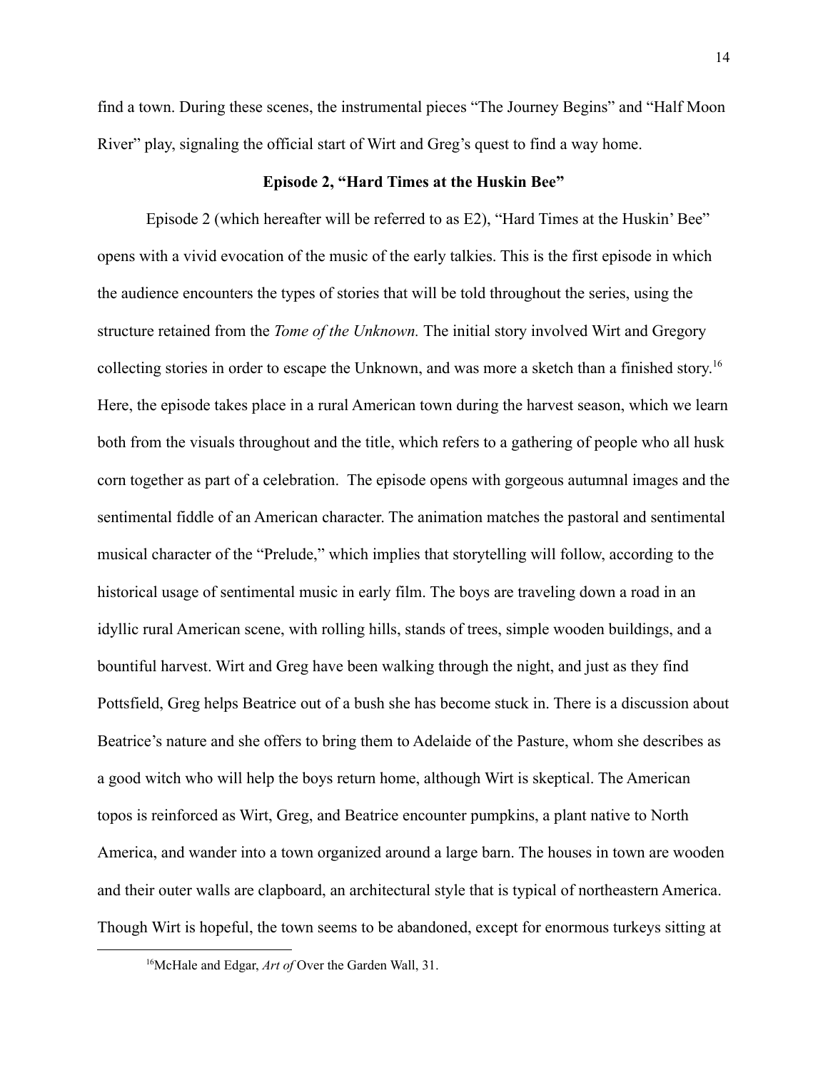find a town. During these scenes, the instrumental pieces "The Journey Begins" and "Half Moon River" play, signaling the official start of Wirt and Greg's quest to find a way home.

### Episode 2, "Hard Times at the Huskin Bee"

Episode 2 (which hereafter will be referred to as E2), "Hard Times at the Huskin' Bee" opens with a vivid evocation of the music of the early talkies. This is the first episode in which the audience encounters the types of stories that will be told throughout the series, using the structure retained from the *Tome of the Unknown.* The initial story involved Wirt and Gregory collecting stories in order to escape the Unknown, and was more a sketch than a finished story.[16] Here, the episode takes place in a rural American town during the harvest season, which we learn both from the visuals throughout and the title, which refers to a gathering of people who all husk corn together as part of a celebration. The episode opens with gorgeous autumnal images and the sentimental fiddle of an American character. The animation matches the pastoral and sentimental musical character of the "Prelude," which implies that storytelling will follow, according to the historical usage of sentimental music in early film. The boys are traveling down a road in an idyllic rural American scene, with rolling hills, stands of trees, simple wooden buildings, and a bountiful harvest. Wirt and Greg have been walking through the night, and just as they find Pottsfield, Greg helps Beatrice out of a bush she has become stuck in. There is a discussion about Beatrice's nature and she offers to bring them to Adelaide of the Pasture, whom she describes as a good witch who will help the boys return home, although Wirt is skeptical. The American topos is reinforced as Wirt, Greg, and Beatrice encounter pumpkins, a plant native to North America, and wander into a town organized around a large barn. The houses in town are wooden and their outer walls are clapboard, an architectural style that is typical of northeastern America. Though Wirt is hopeful, the town seems to be abandoned, except for enormous turkeys sitting at

[16] McHale and Edgar, *Art of* Over the Garden Wall, 31.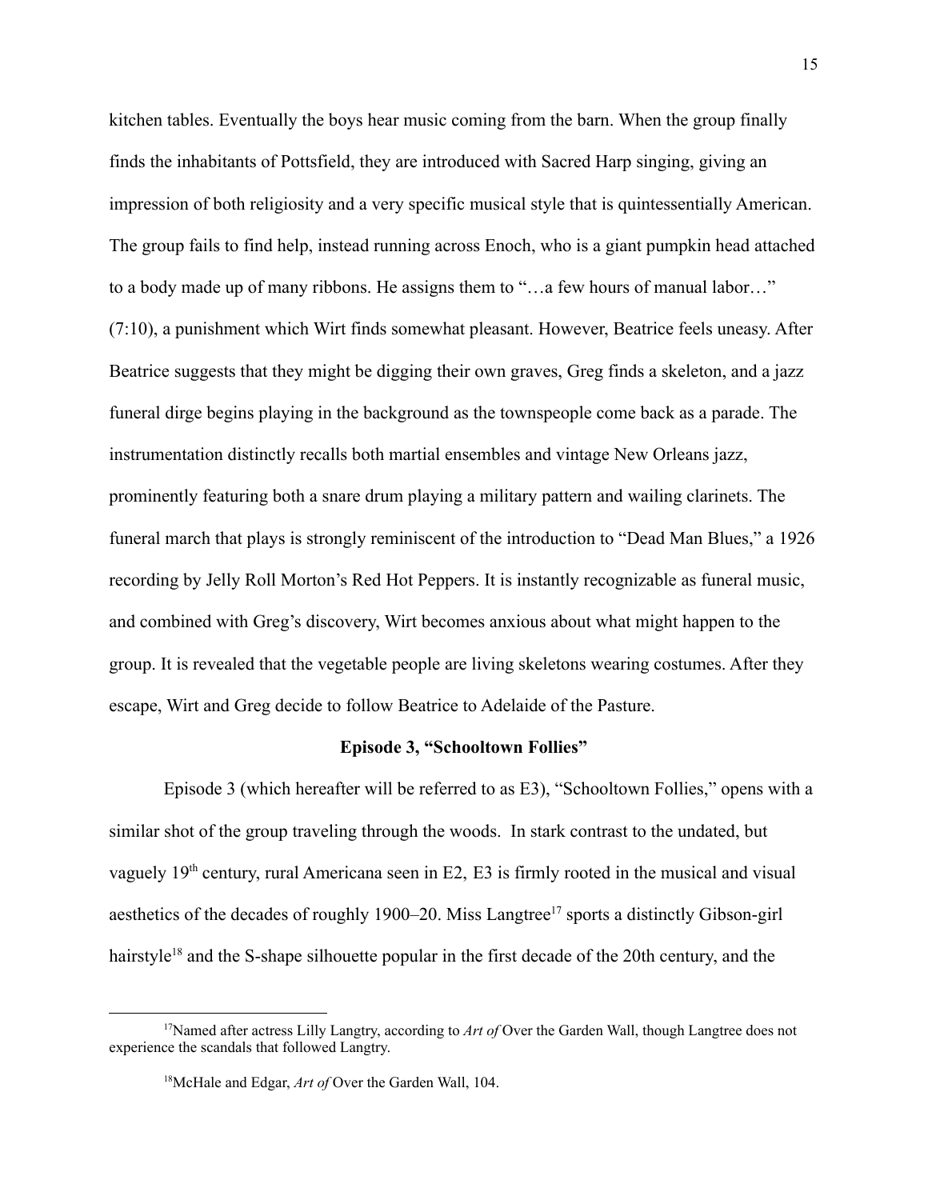kitchen tables. Eventually the boys hear music coming from the barn. When the group finally finds the inhabitants of Pottsfield, they are introduced with Sacred Harp singing, giving an impression of both religiosity and a very specific musical style that is quintessentially American. The group fails to find help, instead running across Enoch, who is a giant pumpkin head attached to a body made up of many ribbons. He assigns them to "…a few hours of manual labor…" (7:10), a punishment which Wirt finds somewhat pleasant. However, Beatrice feels uneasy. After Beatrice suggests that they might be digging their own graves, Greg finds a skeleton, and a jazz funeral dirge begins playing in the background as the townspeople come back as a parade. The instrumentation distinctly recalls both martial ensembles and vintage New Orleans jazz, prominently featuring both a snare drum playing a military pattern and wailing clarinets. The funeral march that plays is strongly reminiscent of the introduction to "Dead Man Blues," a 1926 recording by Jelly Roll Morton's Red Hot Peppers. It is instantly recognizable as funeral music, and combined with Greg's discovery, Wirt becomes anxious about what might happen to the group. It is revealed that the vegetable people are living skeletons wearing costumes. After they escape, Wirt and Greg decide to follow Beatrice to Adelaide of the Pasture.

**Episode 3, "Schooltown Follies"**

Episode 3 (which hereafter will be referred to as E3), "Schooltown Follies," opens with a similar shot of the group traveling through the woods. In stark contrast to the undated, but vaguely 19th century, rural Americana seen in E2, E3 is firmly rooted in the musical and visual aesthetics of the decades of roughly 1900–20. Miss Langtree[17] sports a distinctly Gibson-girl hairstyle[18] and the S-shape silhouette popular in the first decade of the 20th century, and the

---

[17]Named after actress Lilly Langtry, according to *Art of* Over the Garden Wall, though Langtree does not experience the scandals that followed Langtry.

[18]McHale and Edgar, *Art of* Over the Garden Wall, 104.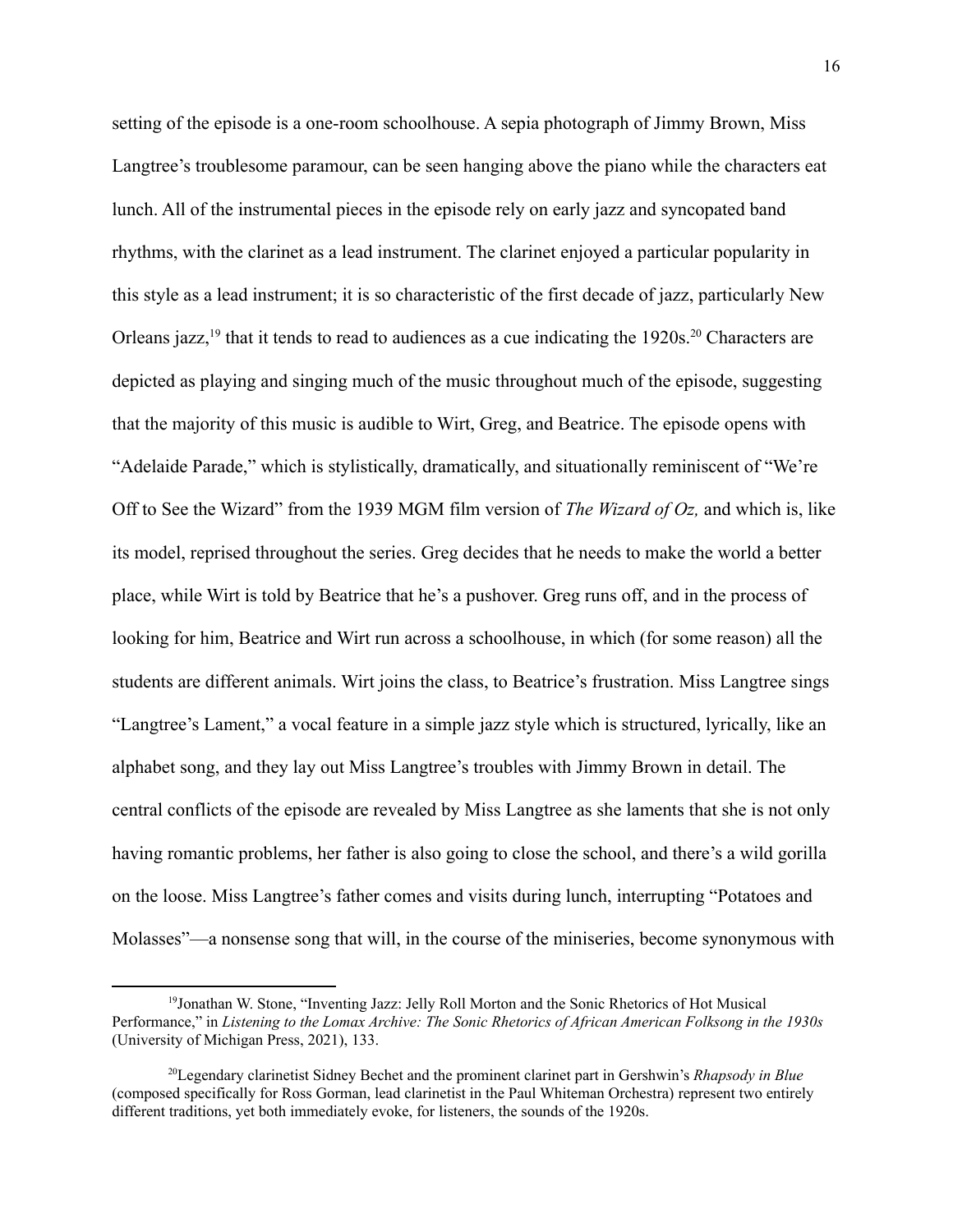setting of the episode is a one-room schoolhouse. A sepia photograph of Jimmy Brown, Miss Langtree's troublesome paramour, can be seen hanging above the piano while the characters eat lunch. All of the instrumental pieces in the episode rely on early jazz and syncopated band rhythms, with the clarinet as a lead instrument. The clarinet enjoyed a particular popularity in this style as a lead instrument; it is so characteristic of the first decade of jazz, particularly New Orleans jazz,[19] that it tends to read to audiences as a cue indicating the 1920s.[20] Characters are depicted as playing and singing much of the music throughout much of the episode, suggesting that the majority of this music is audible to Wirt, Greg, and Beatrice. The episode opens with "Adelaide Parade," which is stylistically, dramatically, and situationally reminiscent of "We're Off to See the Wizard" from the 1939 MGM film version of *The Wizard of Oz,* and which is, like its model, reprised throughout the series. Greg decides that he needs to make the world a better place, while Wirt is told by Beatrice that he's a pushover. Greg runs off, and in the process of looking for him, Beatrice and Wirt run across a schoolhouse, in which (for some reason) all the students are different animals. Wirt joins the class, to Beatrice's frustration. Miss Langtree sings "Langtree's Lament," a vocal feature in a simple jazz style which is structured, lyrically, like an alphabet song, and they lay out Miss Langtree's troubles with Jimmy Brown in detail. The central conflicts of the episode are revealed by Miss Langtree as she laments that she is not only having romantic problems, her father is also going to close the school, and there's a wild gorilla on the loose. Miss Langtree's father comes and visits during lunch, interrupting "Potatoes and Molasses"—a nonsense song that will, in the course of the miniseries, become synonymous with

[19] Jonathan W. Stone, "Inventing Jazz: Jelly Roll Morton and the Sonic Rhetorics of Hot Musical Performance," in *Listening to the Lomax Archive: The Sonic Rhetorics of African American Folksong in the 1930s* (University of Michigan Press, 2021), 133.

[20] Legendary clarinetist Sidney Bechet and the prominent clarinet part in Gershwin's *Rhapsody in Blue* (composed specifically for Ross Gorman, lead clarinetist in the Paul Whiteman Orchestra) represent two entirely different traditions, yet both immediately evoke, for listeners, the sounds of the 1920s.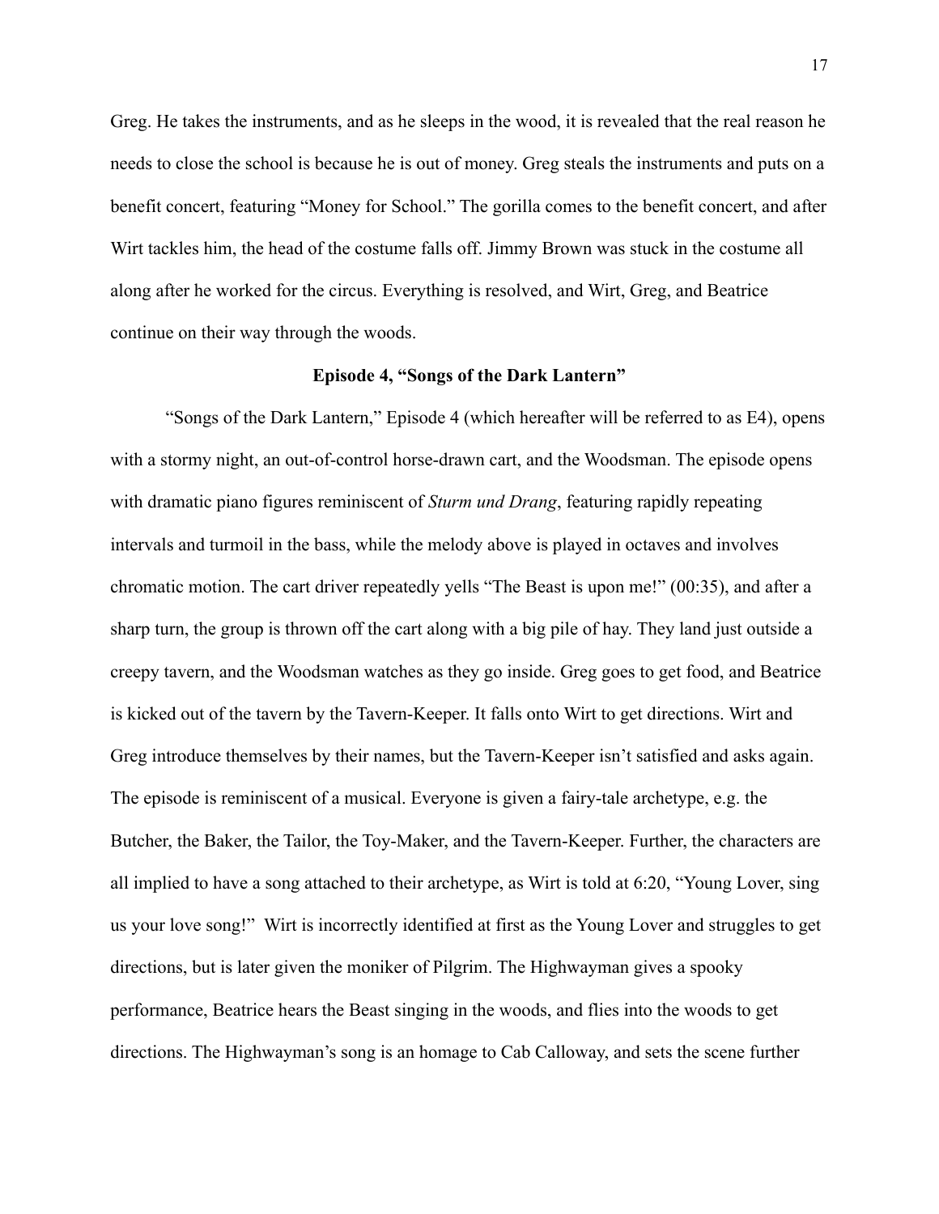Greg. He takes the instruments, and as he sleeps in the wood, it is revealed that the real reason he needs to close the school is because he is out of money. Greg steals the instruments and puts on a benefit concert, featuring "Money for School." The gorilla comes to the benefit concert, and after Wirt tackles him, the head of the costume falls off. Jimmy Brown was stuck in the costume all along after he worked for the circus. Everything is resolved, and Wirt, Greg, and Beatrice continue on their way through the woods.

### Episode 4, "Songs of the Dark Lantern"

"Songs of the Dark Lantern," Episode 4 (which hereafter will be referred to as E4), opens with a stormy night, an out-of-control horse-drawn cart, and the Woodsman. The episode opens with dramatic piano figures reminiscent of *Sturm und Drang*, featuring rapidly repeating intervals and turmoil in the bass, while the melody above is played in octaves and involves chromatic motion. The cart driver repeatedly yells "The Beast is upon me!" (00:35), and after a sharp turn, the group is thrown off the cart along with a big pile of hay. They land just outside a creepy tavern, and the Woodsman watches as they go inside. Greg goes to get food, and Beatrice is kicked out of the tavern by the Tavern-Keeper. It falls onto Wirt to get directions. Wirt and Greg introduce themselves by their names, but the Tavern-Keeper isn't satisfied and asks again. The episode is reminiscent of a musical. Everyone is given a fairy-tale archetype, e.g. the Butcher, the Baker, the Tailor, the Toy-Maker, and the Tavern-Keeper. Further, the characters are all implied to have a song attached to their archetype, as Wirt is told at 6:20, "Young Lover, sing us your love song!" Wirt is incorrectly identified at first as the Young Lover and struggles to get directions, but is later given the moniker of Pilgrim. The Highwayman gives a spooky performance, Beatrice hears the Beast singing in the woods, and flies into the woods to get directions. The Highwayman's song is an homage to Cab Calloway, and sets the scene further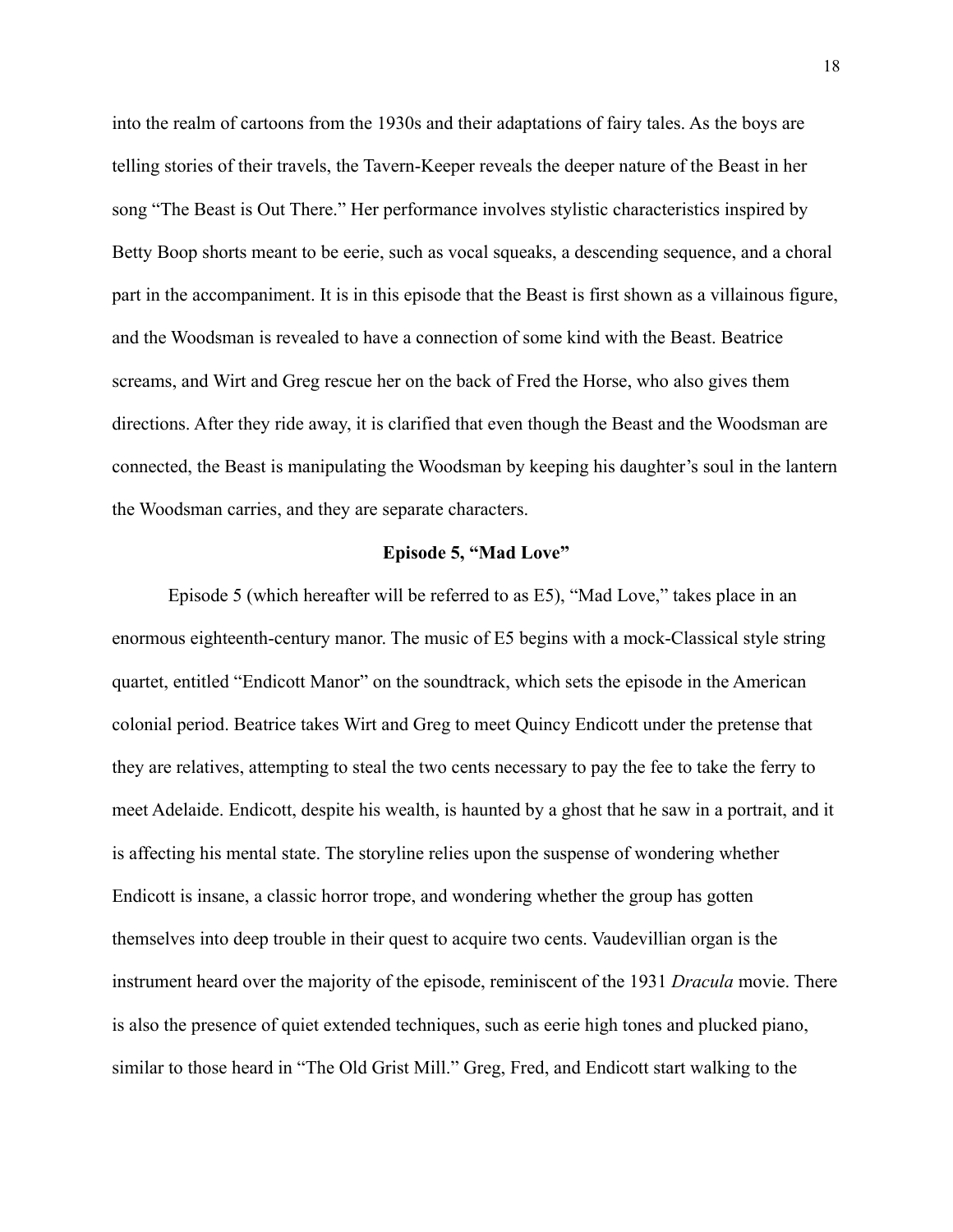into the realm of cartoons from the 1930s and their adaptations of fairy tales. As the boys are telling stories of their travels, the Tavern-Keeper reveals the deeper nature of the Beast in her song "The Beast is Out There." Her performance involves stylistic characteristics inspired by Betty Boop shorts meant to be eerie, such as vocal squeaks, a descending sequence, and a choral part in the accompaniment. It is in this episode that the Beast is first shown as a villainous figure, and the Woodsman is revealed to have a connection of some kind with the Beast. Beatrice screams, and Wirt and Greg rescue her on the back of Fred the Horse, who also gives them directions. After they ride away, it is clarified that even though the Beast and the Woodsman are connected, the Beast is manipulating the Woodsman by keeping his daughter's soul in the lantern the Woodsman carries, and they are separate characters.

### Episode 5, "Mad Love"

Episode 5 (which hereafter will be referred to as E5), "Mad Love," takes place in an enormous eighteenth-century manor. The music of E5 begins with a mock-Classical style string quartet, entitled "Endicott Manor" on the soundtrack, which sets the episode in the American colonial period. Beatrice takes Wirt and Greg to meet Quincy Endicott under the pretense that they are relatives, attempting to steal the two cents necessary to pay the fee to take the ferry to meet Adelaide. Endicott, despite his wealth, is haunted by a ghost that he saw in a portrait, and it is affecting his mental state. The storyline relies upon the suspense of wondering whether Endicott is insane, a classic horror trope, and wondering whether the group has gotten themselves into deep trouble in their quest to acquire two cents. Vaudevillian organ is the instrument heard over the majority of the episode, reminiscent of the 1931 *Dracula* movie. There is also the presence of quiet extended techniques, such as eerie high tones and plucked piano, similar to those heard in "The Old Grist Mill." Greg, Fred, and Endicott start walking to the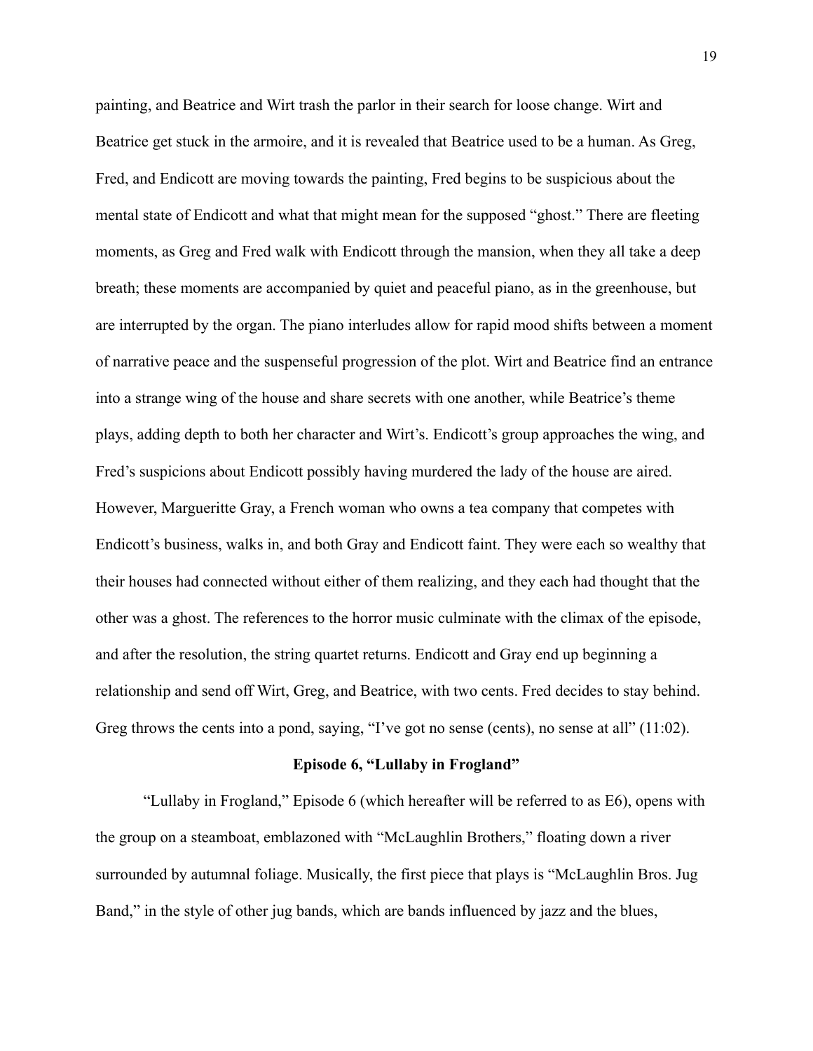painting, and Beatrice and Wirt trash the parlor in their search for loose change. Wirt and Beatrice get stuck in the armoire, and it is revealed that Beatrice used to be a human. As Greg, Fred, and Endicott are moving towards the painting, Fred begins to be suspicious about the mental state of Endicott and what that might mean for the supposed "ghost." There are fleeting moments, as Greg and Fred walk with Endicott through the mansion, when they all take a deep breath; these moments are accompanied by quiet and peaceful piano, as in the greenhouse, but are interrupted by the organ. The piano interludes allow for rapid mood shifts between a moment of narrative peace and the suspenseful progression of the plot. Wirt and Beatrice find an entrance into a strange wing of the house and share secrets with one another, while Beatrice's theme plays, adding depth to both her character and Wirt's. Endicott's group approaches the wing, and Fred's suspicions about Endicott possibly having murdered the lady of the house are aired. However, Margueritte Gray, a French woman who owns a tea company that competes with Endicott's business, walks in, and both Gray and Endicott faint. They were each so wealthy that their houses had connected without either of them realizing, and they each had thought that the other was a ghost. The references to the horror music culminate with the climax of the episode, and after the resolution, the string quartet returns. Endicott and Gray end up beginning a relationship and send off Wirt, Greg, and Beatrice, with two cents. Fred decides to stay behind. Greg throws the cents into a pond, saying, "I've got no sense (cents), no sense at all" (11:02).

### Episode 6, "Lullaby in Frogland"

"Lullaby in Frogland," Episode 6 (which hereafter will be referred to as E6), opens with the group on a steamboat, emblazoned with "McLaughlin Brothers," floating down a river surrounded by autumnal foliage. Musically, the first piece that plays is "McLaughlin Bros. Jug Band," in the style of other jug bands, which are bands influenced by jazz and the blues,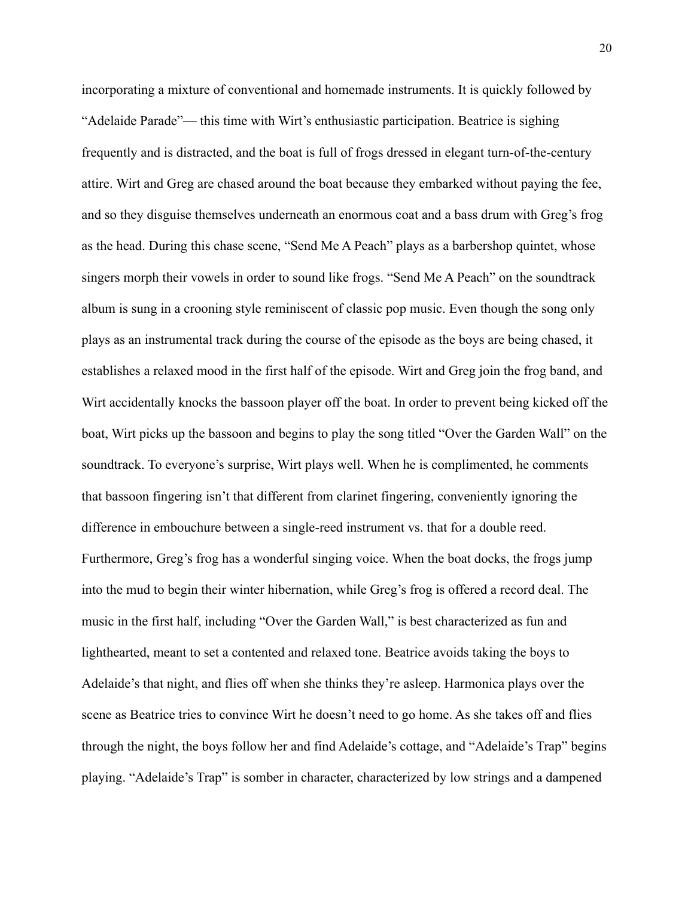incorporating a mixture of conventional and homemade instruments. It is quickly followed by "Adelaide Parade"— this time with Wirt's enthusiastic participation. Beatrice is sighing frequently and is distracted, and the boat is full of frogs dressed in elegant turn-of-the-century attire. Wirt and Greg are chased around the boat because they embarked without paying the fee, and so they disguise themselves underneath an enormous coat and a bass drum with Greg's frog as the head. During this chase scene, "Send Me A Peach" plays as a barbershop quintet, whose singers morph their vowels in order to sound like frogs. "Send Me A Peach" on the soundtrack album is sung in a crooning style reminiscent of classic pop music. Even though the song only plays as an instrumental track during the course of the episode as the boys are being chased, it establishes a relaxed mood in the first half of the episode. Wirt and Greg join the frog band, and Wirt accidentally knocks the bassoon player off the boat. In order to prevent being kicked off the boat, Wirt picks up the bassoon and begins to play the song titled "Over the Garden Wall" on the soundtrack. To everyone's surprise, Wirt plays well. When he is complimented, he comments that bassoon fingering isn't that different from clarinet fingering, conveniently ignoring the difference in embouchure between a single-reed instrument vs. that for a double reed. Furthermore, Greg's frog has a wonderful singing voice. When the boat docks, the frogs jump into the mud to begin their winter hibernation, while Greg's frog is offered a record deal. The music in the first half, including "Over the Garden Wall," is best characterized as fun and lighthearted, meant to set a contented and relaxed tone. Beatrice avoids taking the boys to Adelaide's that night, and flies off when she thinks they're asleep. Harmonica plays over the scene as Beatrice tries to convince Wirt he doesn't need to go home. As she takes off and flies through the night, the boys follow her and find Adelaide's cottage, and "Adelaide's Trap" begins playing. "Adelaide's Trap" is somber in character, characterized by low strings and a dampened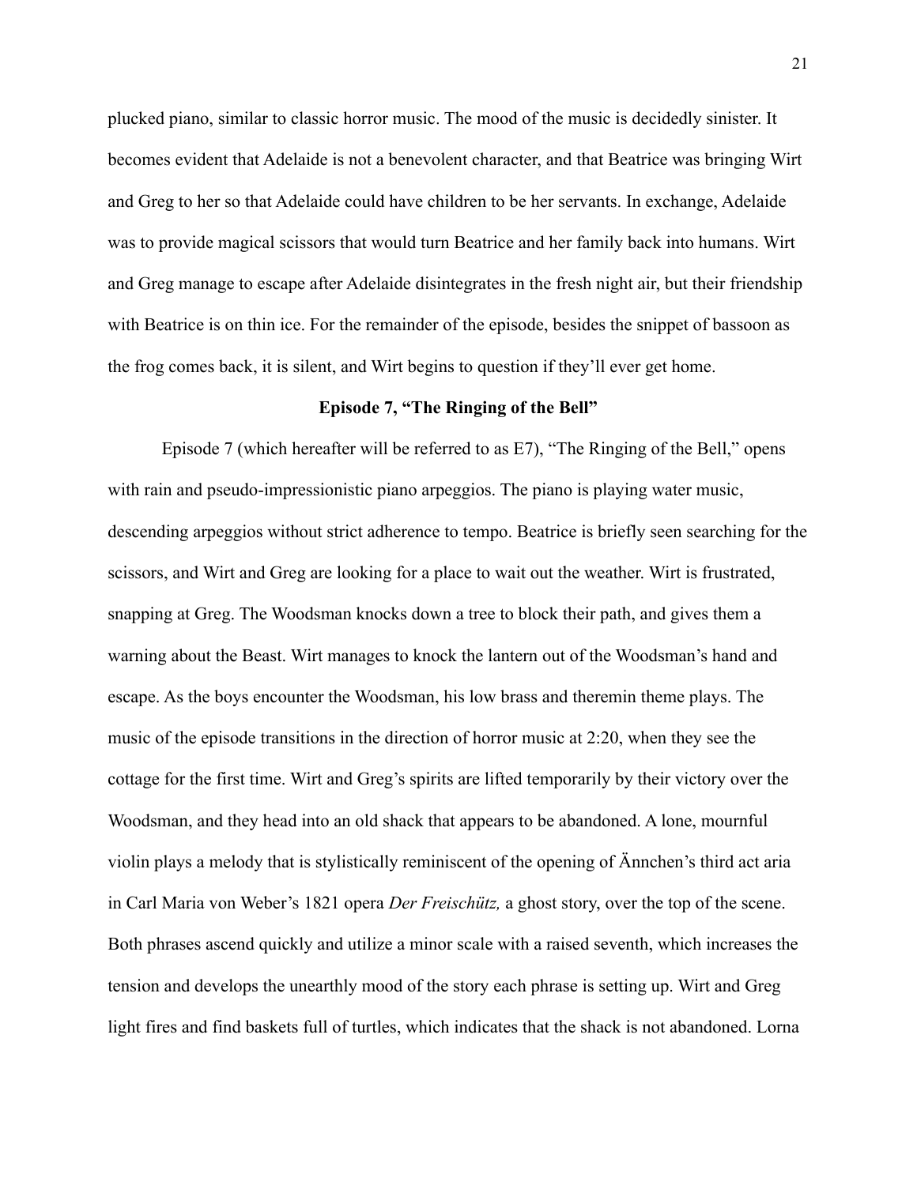plucked piano, similar to classic horror music. The mood of the music is decidedly sinister. It becomes evident that Adelaide is not a benevolent character, and that Beatrice was bringing Wirt and Greg to her so that Adelaide could have children to be her servants. In exchange, Adelaide was to provide magical scissors that would turn Beatrice and her family back into humans. Wirt and Greg manage to escape after Adelaide disintegrates in the fresh night air, but their friendship with Beatrice is on thin ice. For the remainder of the episode, besides the snippet of bassoon as the frog comes back, it is silent, and Wirt begins to question if they'll ever get home.

### Episode 7, "The Ringing of the Bell"

Episode 7 (which hereafter will be referred to as E7), "The Ringing of the Bell," opens with rain and pseudo-impressionistic piano arpeggios. The piano is playing water music, descending arpeggios without strict adherence to tempo. Beatrice is briefly seen searching for the scissors, and Wirt and Greg are looking for a place to wait out the weather. Wirt is frustrated, snapping at Greg. The Woodsman knocks down a tree to block their path, and gives them a warning about the Beast. Wirt manages to knock the lantern out of the Woodsman's hand and escape. As the boys encounter the Woodsman, his low brass and theremin theme plays. The music of the episode transitions in the direction of horror music at 2:20, when they see the cottage for the first time. Wirt and Greg's spirits are lifted temporarily by their victory over the Woodsman, and they head into an old shack that appears to be abandoned. A lone, mournful violin plays a melody that is stylistically reminiscent of the opening of Ännchen's third act aria in Carl Maria von Weber's 1821 opera *Der Freischütz,* a ghost story, over the top of the scene. Both phrases ascend quickly and utilize a minor scale with a raised seventh, which increases the tension and develops the unearthly mood of the story each phrase is setting up. Wirt and Greg light fires and find baskets full of turtles, which indicates that the shack is not abandoned. Lorna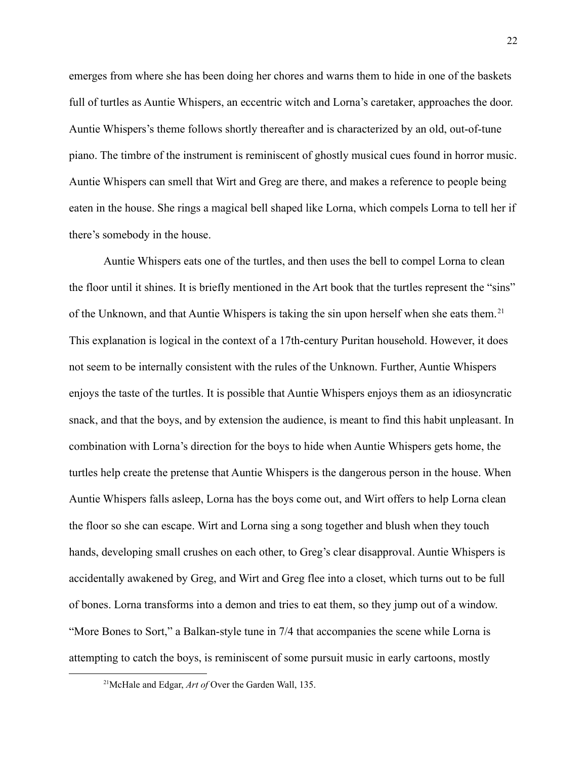emerges from where she has been doing her chores and warns them to hide in one of the baskets full of turtles as Auntie Whispers, an eccentric witch and Lorna's caretaker, approaches the door. Auntie Whispers's theme follows shortly thereafter and is characterized by an old, out-of-tune piano. The timbre of the instrument is reminiscent of ghostly musical cues found in horror music. Auntie Whispers can smell that Wirt and Greg are there, and makes a reference to people being eaten in the house. She rings a magical bell shaped like Lorna, which compels Lorna to tell her if there's somebody in the house.

Auntie Whispers eats one of the turtles, and then uses the bell to compel Lorna to clean the floor until it shines. It is briefly mentioned in the Art book that the turtles represent the "sins" of the Unknown, and that Auntie Whispers is taking the sin upon herself when she eats them.[21] This explanation is logical in the context of a 17th-century Puritan household. However, it does not seem to be internally consistent with the rules of the Unknown. Further, Auntie Whispers enjoys the taste of the turtles. It is possible that Auntie Whispers enjoys them as an idiosyncratic snack, and that the boys, and by extension the audience, is meant to find this habit unpleasant. In combination with Lorna's direction for the boys to hide when Auntie Whispers gets home, the turtles help create the pretense that Auntie Whispers is the dangerous person in the house. When Auntie Whispers falls asleep, Lorna has the boys come out, and Wirt offers to help Lorna clean the floor so she can escape. Wirt and Lorna sing a song together and blush when they touch hands, developing small crushes on each other, to Greg's clear disapproval. Auntie Whispers is accidentally awakened by Greg, and Wirt and Greg flee into a closet, which turns out to be full of bones. Lorna transforms into a demon and tries to eat them, so they jump out of a window. "More Bones to Sort," a Balkan-style tune in 7/4 that accompanies the scene while Lorna is attempting to catch the boys, is reminiscent of some pursuit music in early cartoons, mostly

[21] McHale and Edgar, *Art of* Over the Garden Wall, 135.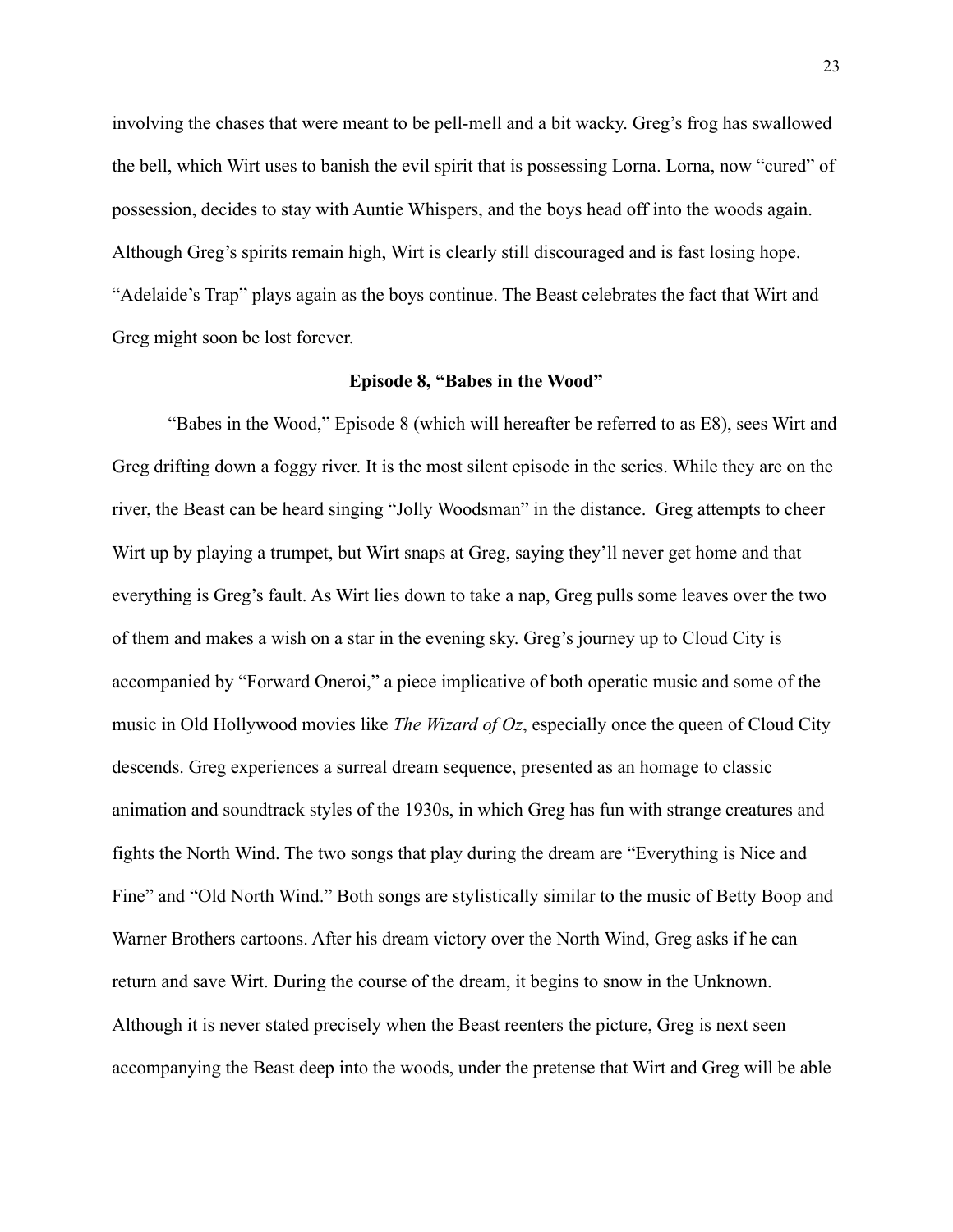involving the chases that were meant to be pell-mell and a bit wacky. Greg's frog has swallowed the bell, which Wirt uses to banish the evil spirit that is possessing Lorna. Lorna, now "cured" of possession, decides to stay with Auntie Whispers, and the boys head off into the woods again. Although Greg's spirits remain high, Wirt is clearly still discouraged and is fast losing hope. "Adelaide's Trap" plays again as the boys continue. The Beast celebrates the fact that Wirt and Greg might soon be lost forever.

### Episode 8, "Babes in the Wood"

"Babes in the Wood," Episode 8 (which will hereafter be referred to as E8), sees Wirt and Greg drifting down a foggy river. It is the most silent episode in the series. While they are on the river, the Beast can be heard singing "Jolly Woodsman" in the distance. Greg attempts to cheer Wirt up by playing a trumpet, but Wirt snaps at Greg, saying they'll never get home and that everything is Greg's fault. As Wirt lies down to take a nap, Greg pulls some leaves over the two of them and makes a wish on a star in the evening sky. Greg's journey up to Cloud City is accompanied by "Forward Oneroi," a piece implicative of both operatic music and some of the music in Old Hollywood movies like *The Wizard of Oz*, especially once the queen of Cloud City descends. Greg experiences a surreal dream sequence, presented as an homage to classic animation and soundtrack styles of the 1930s, in which Greg has fun with strange creatures and fights the North Wind. The two songs that play during the dream are "Everything is Nice and Fine" and "Old North Wind." Both songs are stylistically similar to the music of Betty Boop and Warner Brothers cartoons. After his dream victory over the North Wind, Greg asks if he can return and save Wirt. During the course of the dream, it begins to snow in the Unknown. Although it is never stated precisely when the Beast reenters the picture, Greg is next seen accompanying the Beast deep into the woods, under the pretense that Wirt and Greg will be able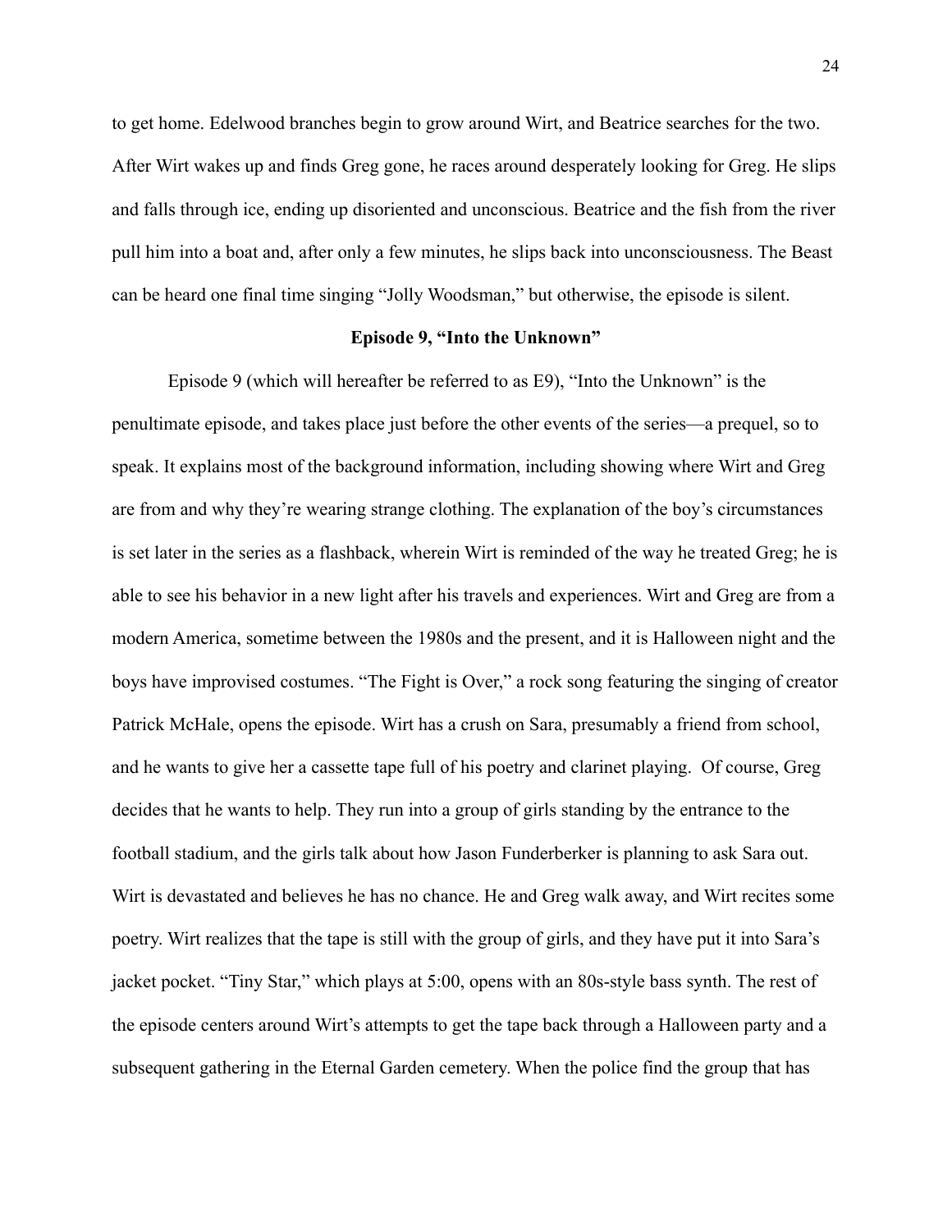to get home. Edelwood branches begin to grow around Wirt, and Beatrice searches for the two. After Wirt wakes up and finds Greg gone, he races around desperately looking for Greg. He slips and falls through ice, ending up disoriented and unconscious. Beatrice and the fish from the river pull him into a boat and, after only a few minutes, he slips back into unconsciousness. The Beast can be heard one final time singing "Jolly Woodsman," but otherwise, the episode is silent.

**Episode 9, "Into the Unknown"**

Episode 9 (which will hereafter be referred to as E9), "Into the Unknown" is the penultimate episode, and takes place just before the other events of the series—a prequel, so to speak. It explains most of the background information, including showing where Wirt and Greg are from and why they're wearing strange clothing. The explanation of the boy's circumstances is set later in the series as a flashback, wherein Wirt is reminded of the way he treated Greg; he is able to see his behavior in a new light after his travels and experiences. Wirt and Greg are from a modern America, sometime between the 1980s and the present, and it is Halloween night and the boys have improvised costumes. "The Fight is Over," a rock song featuring the singing of creator Patrick McHale, opens the episode. Wirt has a crush on Sara, presumably a friend from school, and he wants to give her a cassette tape full of his poetry and clarinet playing. Of course, Greg decides that he wants to help. They run into a group of girls standing by the entrance to the football stadium, and the girls talk about how Jason Funderberker is planning to ask Sara out. Wirt is devastated and believes he has no chance. He and Greg walk away, and Wirt recites some poetry. Wirt realizes that the tape is still with the group of girls, and they have put it into Sara's jacket pocket. "Tiny Star," which plays at 5:00, opens with an 80s-style bass synth. The rest of the episode centers around Wirt's attempts to get the tape back through a Halloween party and a subsequent gathering in the Eternal Garden cemetery. When the police find the group that has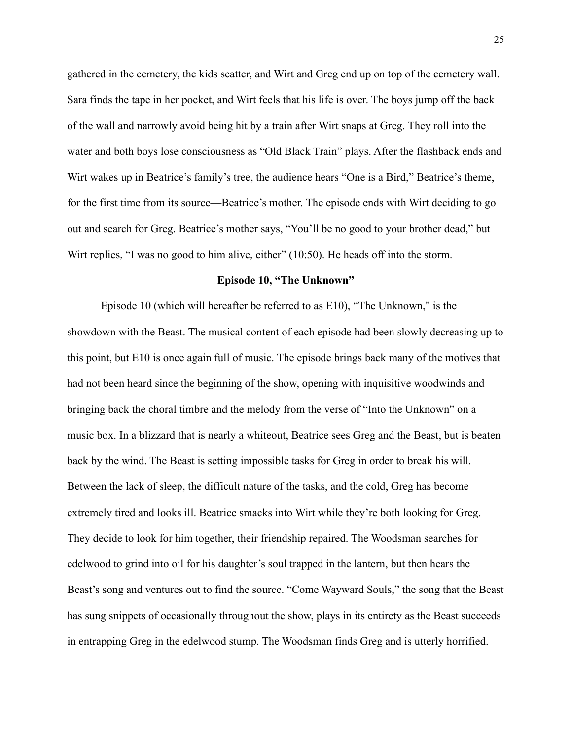gathered in the cemetery, the kids scatter, and Wirt and Greg end up on top of the cemetery wall. Sara finds the tape in her pocket, and Wirt feels that his life is over. The boys jump off the back of the wall and narrowly avoid being hit by a train after Wirt snaps at Greg. They roll into the water and both boys lose consciousness as "Old Black Train" plays. After the flashback ends and Wirt wakes up in Beatrice's family's tree, the audience hears "One is a Bird," Beatrice's theme, for the first time from its source—Beatrice's mother. The episode ends with Wirt deciding to go out and search for Greg. Beatrice's mother says, "You'll be no good to your brother dead," but Wirt replies, "I was no good to him alive, either" (10:50). He heads off into the storm.

**Episode 10, "The Unknown"**

Episode 10 (which will hereafter be referred to as E10), "The Unknown," is the showdown with the Beast. The musical content of each episode had been slowly decreasing up to this point, but E10 is once again full of music. The episode brings back many of the motives that had not been heard since the beginning of the show, opening with inquisitive woodwinds and bringing back the choral timbre and the melody from the verse of "Into the Unknown" on a music box. In a blizzard that is nearly a whiteout, Beatrice sees Greg and the Beast, but is beaten back by the wind. The Beast is setting impossible tasks for Greg in order to break his will. Between the lack of sleep, the difficult nature of the tasks, and the cold, Greg has become extremely tired and looks ill. Beatrice smacks into Wirt while they're both looking for Greg. They decide to look for him together, their friendship repaired. The Woodsman searches for edelwood to grind into oil for his daughter's soul trapped in the lantern, but then hears the Beast's song and ventures out to find the source. "Come Wayward Souls," the song that the Beast has sung snippets of occasionally throughout the show, plays in its entirety as the Beast succeeds in entrapping Greg in the edelwood stump. The Woodsman finds Greg and is utterly horrified.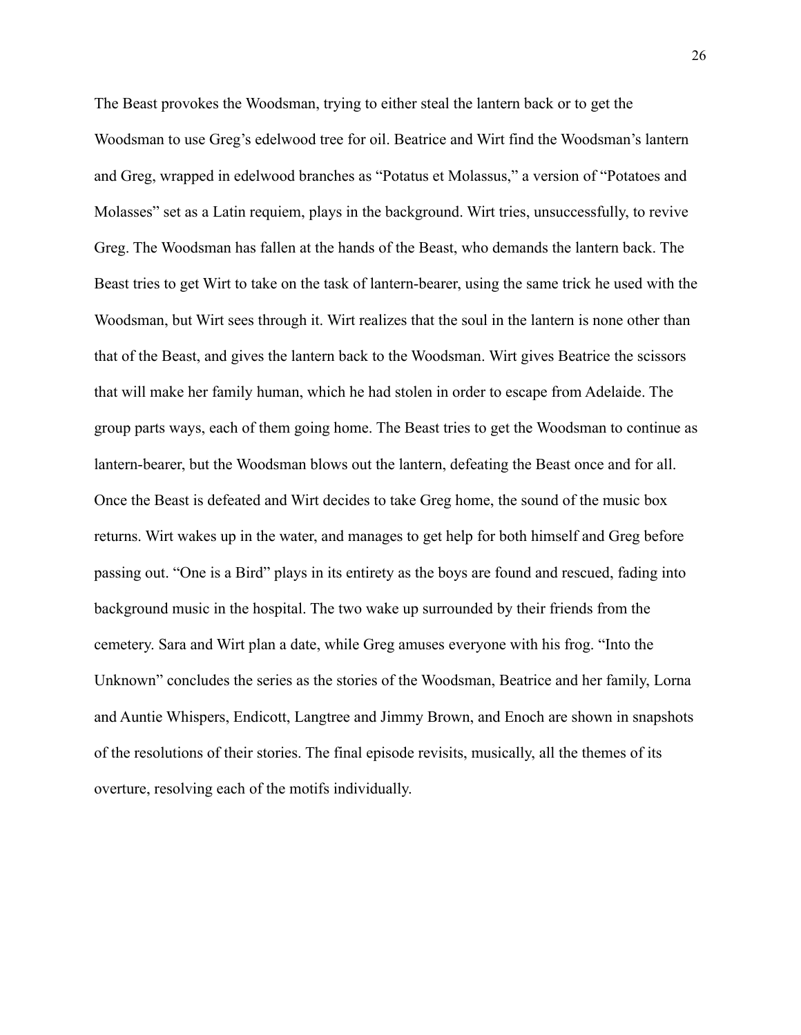The Beast provokes the Woodsman, trying to either steal the lantern back or to get the Woodsman to use Greg's edelwood tree for oil. Beatrice and Wirt find the Woodsman's lantern and Greg, wrapped in edelwood branches as "Potatus et Molassus," a version of "Potatoes and Molasses" set as a Latin requiem, plays in the background. Wirt tries, unsuccessfully, to revive Greg. The Woodsman has fallen at the hands of the Beast, who demands the lantern back. The Beast tries to get Wirt to take on the task of lantern-bearer, using the same trick he used with the Woodsman, but Wirt sees through it. Wirt realizes that the soul in the lantern is none other than that of the Beast, and gives the lantern back to the Woodsman. Wirt gives Beatrice the scissors that will make her family human, which he had stolen in order to escape from Adelaide. The group parts ways, each of them going home. The Beast tries to get the Woodsman to continue as lantern-bearer, but the Woodsman blows out the lantern, defeating the Beast once and for all. Once the Beast is defeated and Wirt decides to take Greg home, the sound of the music box returns. Wirt wakes up in the water, and manages to get help for both himself and Greg before passing out. "One is a Bird" plays in its entirety as the boys are found and rescued, fading into background music in the hospital. The two wake up surrounded by their friends from the cemetery. Sara and Wirt plan a date, while Greg amuses everyone with his frog. "Into the Unknown" concludes the series as the stories of the Woodsman, Beatrice and her family, Lorna and Auntie Whispers, Endicott, Langtree and Jimmy Brown, and Enoch are shown in snapshots of the resolutions of their stories. The final episode revisits, musically, all the themes of its overture, resolving each of the motifs individually.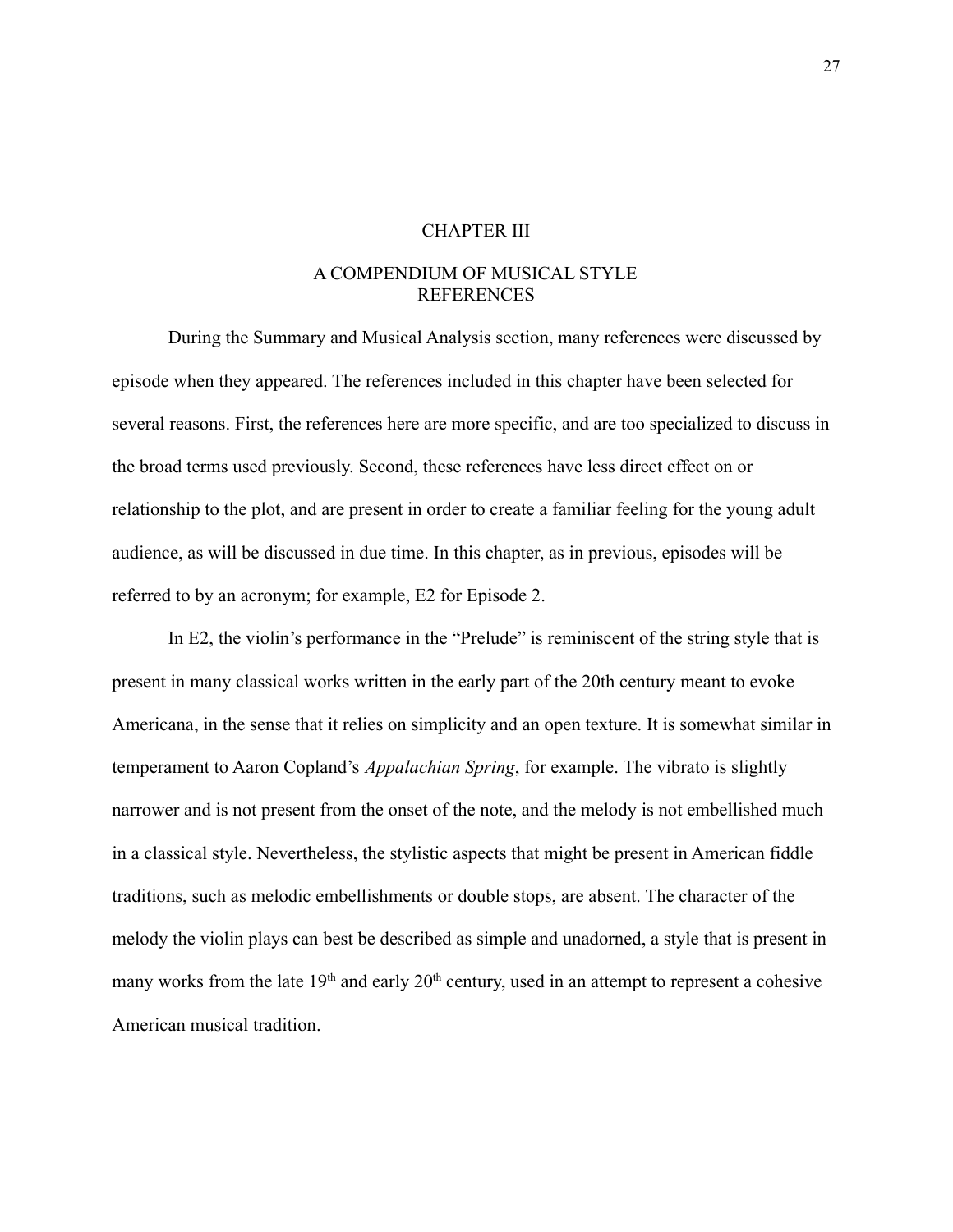# CHAPTER III

## A COMPENDIUM OF MUSICAL STYLE REFERENCES

During the Summary and Musical Analysis section, many references were discussed by episode when they appeared. The references included in this chapter have been selected for several reasons. First, the references here are more specific, and are too specialized to discuss in the broad terms used previously. Second, these references have less direct effect on or relationship to the plot, and are present in order to create a familiar feeling for the young adult audience, as will be discussed in due time. In this chapter, as in previous, episodes will be referred to by an acronym; for example, E2 for Episode 2.

In E2, the violin's performance in the "Prelude" is reminiscent of the string style that is present in many classical works written in the early part of the 20th century meant to evoke Americana, in the sense that it relies on simplicity and an open texture. It is somewhat similar in temperament to Aaron Copland's *Appalachian Spring*, for example. The vibrato is slightly narrower and is not present from the onset of the note, and the melody is not embellished much in a classical style. Nevertheless, the stylistic aspects that might be present in American fiddle traditions, such as melodic embellishments or double stops, are absent. The character of the melody the violin plays can best be described as simple and unadorned, a style that is present in many works from the late 19th and early 20th century, used in an attempt to represent a cohesive American musical tradition.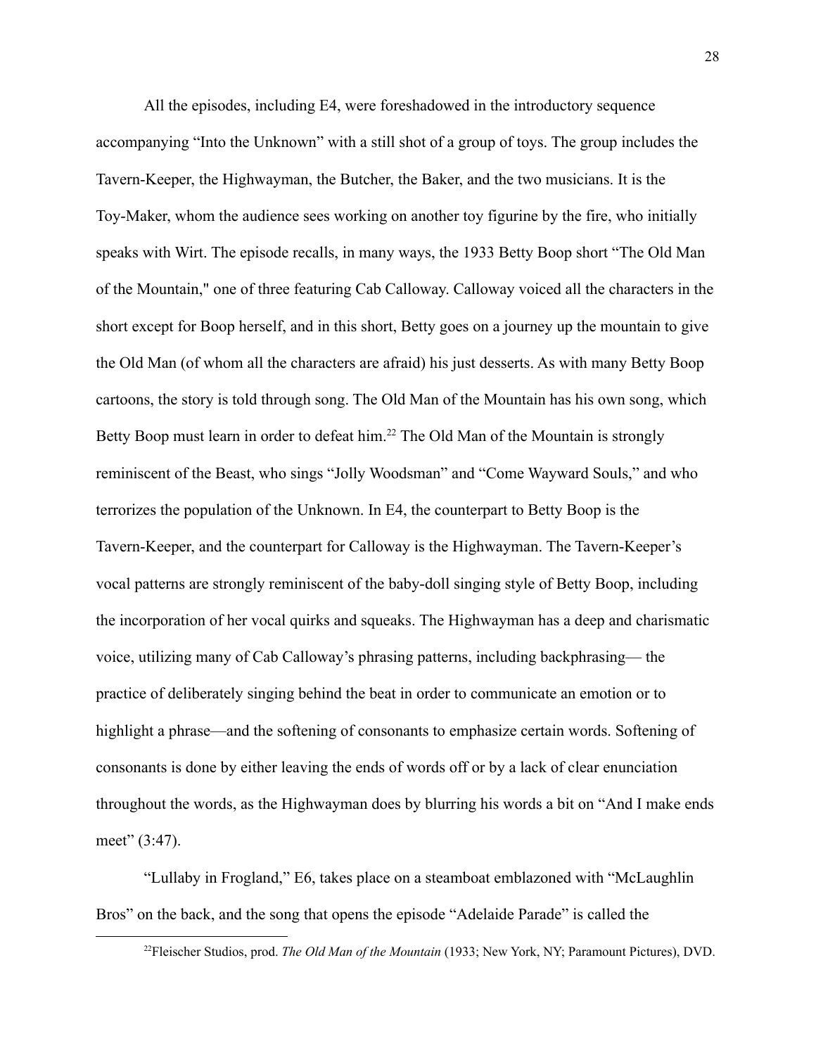All the episodes, including E4, were foreshadowed in the introductory sequence accompanying "Into the Unknown" with a still shot of a group of toys. The group includes the Tavern-Keeper, the Highwayman, the Butcher, the Baker, and the two musicians. It is the Toy-Maker, whom the audience sees working on another toy figurine by the fire, who initially speaks with Wirt. The episode recalls, in many ways, the 1933 Betty Boop short "The Old Man of the Mountain," one of three featuring Cab Calloway. Calloway voiced all the characters in the short except for Boop herself, and in this short, Betty goes on a journey up the mountain to give the Old Man (of whom all the characters are afraid) his just desserts. As with many Betty Boop cartoons, the story is told through song. The Old Man of the Mountain has his own song, which Betty Boop must learn in order to defeat him.[22] The Old Man of the Mountain is strongly reminiscent of the Beast, who sings "Jolly Woodsman" and "Come Wayward Souls," and who terrorizes the population of the Unknown. In E4, the counterpart to Betty Boop is the Tavern-Keeper, and the counterpart for Calloway is the Highwayman. The Tavern-Keeper's vocal patterns are strongly reminiscent of the baby-doll singing style of Betty Boop, including the incorporation of her vocal quirks and squeaks. The Highwayman has a deep and charismatic voice, utilizing many of Cab Calloway's phrasing patterns, including backphrasing— the practice of deliberately singing behind the beat in order to communicate an emotion or to highlight a phrase—and the softening of consonants to emphasize certain words. Softening of consonants is done by either leaving the ends of words off or by a lack of clear enunciation throughout the words, as the Highwayman does by blurring his words a bit on "And I make ends meet" (3:47).

"Lullaby in Frogland," E6, takes place on a steamboat emblazoned with "McLaughlin Bros" on the back, and the song that opens the episode "Adelaide Parade" is called the

[22] Fleischer Studios, prod. *The Old Man of the Mountain* (1933; New York, NY; Paramount Pictures), DVD.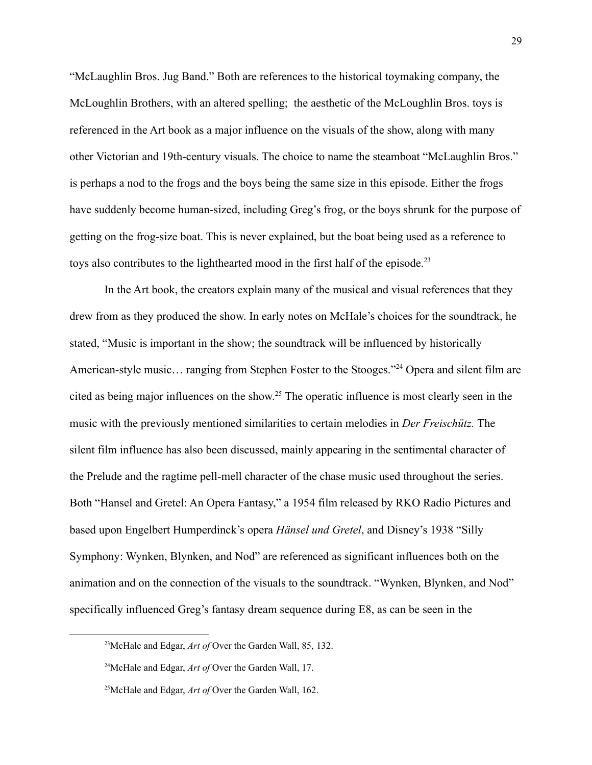"McLaughlin Bros. Jug Band." Both are references to the historical toymaking company, the McLoughlin Brothers, with an altered spelling;  the aesthetic of the McLoughlin Bros. toys is referenced in the Art book as a major influence on the visuals of the show, along with many other Victorian and 19th-century visuals. The choice to name the steamboat "McLaughlin Bros." is perhaps a nod to the frogs and the boys being the same size in this episode. Either the frogs have suddenly become human-sized, including Greg's frog, or the boys shrunk for the purpose of getting on the frog-size boat. This is never explained, but the boat being used as a reference to toys also contributes to the lighthearted mood in the first half of the episode.[23]

In the Art book, the creators explain many of the musical and visual references that they drew from as they produced the show. In early notes on McHale's choices for the soundtrack, he stated, "Music is important in the show; the soundtrack will be influenced by historically American-style music… ranging from Stephen Foster to the Stooges."[24] Opera and silent film are cited as being major influences on the show.[25] The operatic influence is most clearly seen in the music with the previously mentioned similarities to certain melodies in *Der Freischütz.* The silent film influence has also been discussed, mainly appearing in the sentimental character of the Prelude and the ragtime pell-mell character of the chase music used throughout the series. Both "Hansel and Gretel: An Opera Fantasy," a 1954 film released by RKO Radio Pictures and based upon Engelbert Humperdinck's opera *Hänsel und Gretel*, and Disney's 1938 "Silly Symphony: Wynken, Blynken, and Nod" are referenced as significant influences both on the animation and on the connection of the visuals to the soundtrack. "Wynken, Blynken, and Nod" specifically influenced Greg's fantasy dream sequence during E8, as can be seen in the

---

[23] McHale and Edgar, *Art of* Over the Garden Wall, 85, 132.

[24] McHale and Edgar, *Art of* Over the Garden Wall, 17.

[25] McHale and Edgar, *Art of* Over the Garden Wall, 162.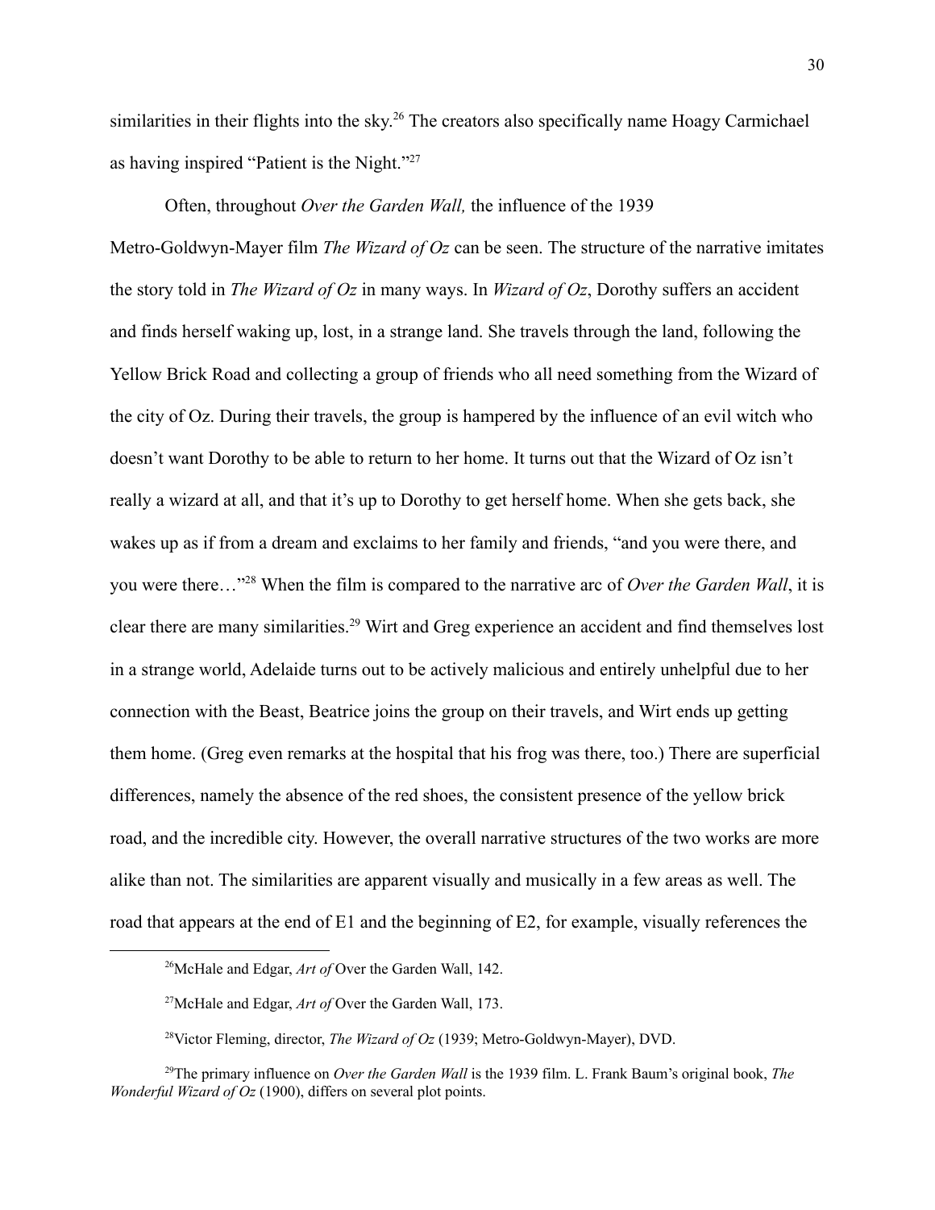similarities in their flights into the sky.[26] The creators also specifically name Hoagy Carmichael as having inspired "Patient is the Night."[27]

Often, throughout *Over the Garden Wall,* the influence of the 1939 Metro-Goldwyn-Mayer film *The Wizard of Oz* can be seen. The structure of the narrative imitates the story told in *The Wizard of Oz* in many ways. In *Wizard of Oz*, Dorothy suffers an accident and finds herself waking up, lost, in a strange land. She travels through the land, following the Yellow Brick Road and collecting a group of friends who all need something from the Wizard of the city of Oz. During their travels, the group is hampered by the influence of an evil witch who doesn't want Dorothy to be able to return to her home. It turns out that the Wizard of Oz isn't really a wizard at all, and that it's up to Dorothy to get herself home. When she gets back, she wakes up as if from a dream and exclaims to her family and friends, "and you were there, and you were there…"[28] When the film is compared to the narrative arc of *Over the Garden Wall*, it is clear there are many similarities.[29] Wirt and Greg experience an accident and find themselves lost in a strange world, Adelaide turns out to be actively malicious and entirely unhelpful due to her connection with the Beast, Beatrice joins the group on their travels, and Wirt ends up getting them home. (Greg even remarks at the hospital that his frog was there, too.) There are superficial differences, namely the absence of the red shoes, the consistent presence of the yellow brick road, and the incredible city. However, the overall narrative structures of the two works are more alike than not. The similarities are apparent visually and musically in a few areas as well. The road that appears at the end of E1 and the beginning of E2, for example, visually references the

---

[26]McHale and Edgar, *Art of* Over the Garden Wall, 142.

[27]McHale and Edgar, *Art of* Over the Garden Wall, 173.

[28]Victor Fleming, director, *The Wizard of Oz* (1939; Metro-Goldwyn-Mayer), DVD.

[29]The primary influence on *Over the Garden Wall* is the 1939 film. L. Frank Baum's original book, *The Wonderful Wizard of Oz* (1900), differs on several plot points.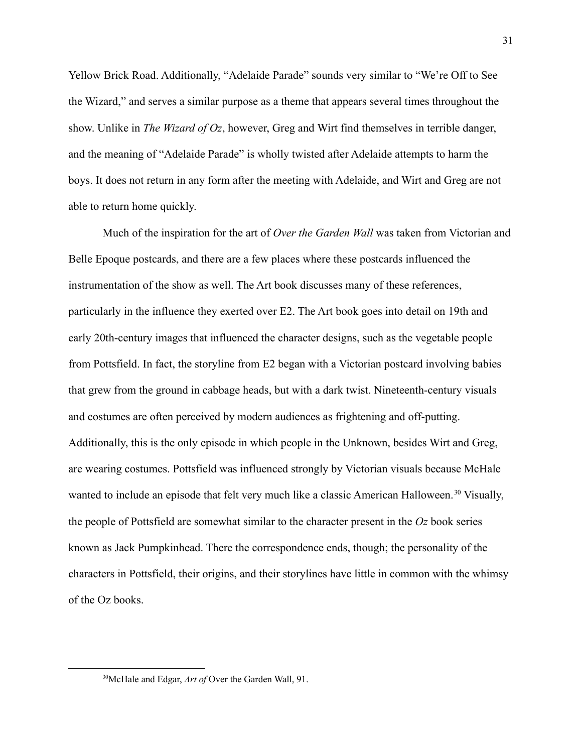Yellow Brick Road. Additionally, "Adelaide Parade" sounds very similar to "We're Off to See the Wizard," and serves a similar purpose as a theme that appears several times throughout the show. Unlike in *The Wizard of Oz*, however, Greg and Wirt find themselves in terrible danger, and the meaning of "Adelaide Parade" is wholly twisted after Adelaide attempts to harm the boys. It does not return in any form after the meeting with Adelaide, and Wirt and Greg are not able to return home quickly.

Much of the inspiration for the art of *Over the Garden Wall* was taken from Victorian and Belle Epoque postcards, and there are a few places where these postcards influenced the instrumentation of the show as well. The Art book discusses many of these references, particularly in the influence they exerted over E2. The Art book goes into detail on 19th and early 20th-century images that influenced the character designs, such as the vegetable people from Pottsfield. In fact, the storyline from E2 began with a Victorian postcard involving babies that grew from the ground in cabbage heads, but with a dark twist. Nineteenth-century visuals and costumes are often perceived by modern audiences as frightening and off-putting. Additionally, this is the only episode in which people in the Unknown, besides Wirt and Greg, are wearing costumes. Pottsfield was influenced strongly by Victorian visuals because McHale wanted to include an episode that felt very much like a classic American Halloween.[30] Visually, the people of Pottsfield are somewhat similar to the character present in the *Oz* book series known as Jack Pumpkinhead. There the correspondence ends, though; the personality of the characters in Pottsfield, their origins, and their storylines have little in common with the whimsy of the Oz books.

---

[30] McHale and Edgar, *Art of* Over the Garden Wall, 91.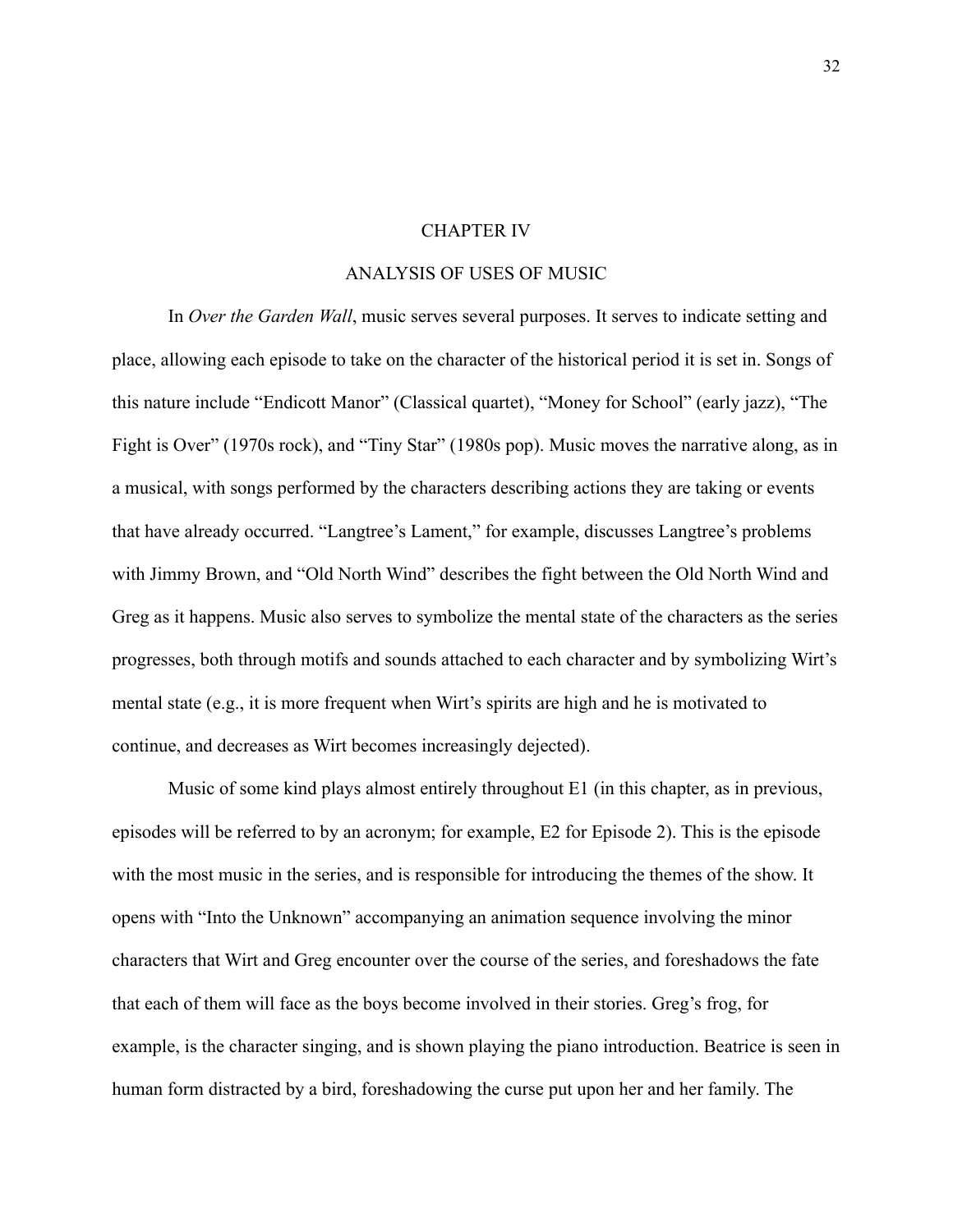# CHAPTER IV

## ANALYSIS OF USES OF MUSIC

In *Over the Garden Wall*, music serves several purposes. It serves to indicate setting and place, allowing each episode to take on the character of the historical period it is set in. Songs of this nature include “Endicott Manor” (Classical quartet), “Money for School” (early jazz), “The Fight is Over” (1970s rock), and “Tiny Star” (1980s pop). Music moves the narrative along, as in a musical, with songs performed by the characters describing actions they are taking or events that have already occurred. “Langtree’s Lament,” for example, discusses Langtree’s problems with Jimmy Brown, and “Old North Wind” describes the fight between the Old North Wind and Greg as it happens. Music also serves to symbolize the mental state of the characters as the series progresses, both through motifs and sounds attached to each character and by symbolizing Wirt’s mental state (e.g., it is more frequent when Wirt’s spirits are high and he is motivated to continue, and decreases as Wirt becomes increasingly dejected).

Music of some kind plays almost entirely throughout E1 (in this chapter, as in previous, episodes will be referred to by an acronym; for example, E2 for Episode 2). This is the episode with the most music in the series, and is responsible for introducing the themes of the show. It opens with “Into the Unknown” accompanying an animation sequence involving the minor characters that Wirt and Greg encounter over the course of the series, and foreshadows the fate that each of them will face as the boys become involved in their stories. Greg’s frog, for example, is the character singing, and is shown playing the piano introduction. Beatrice is seen in human form distracted by a bird, foreshadowing the curse put upon her and her family. The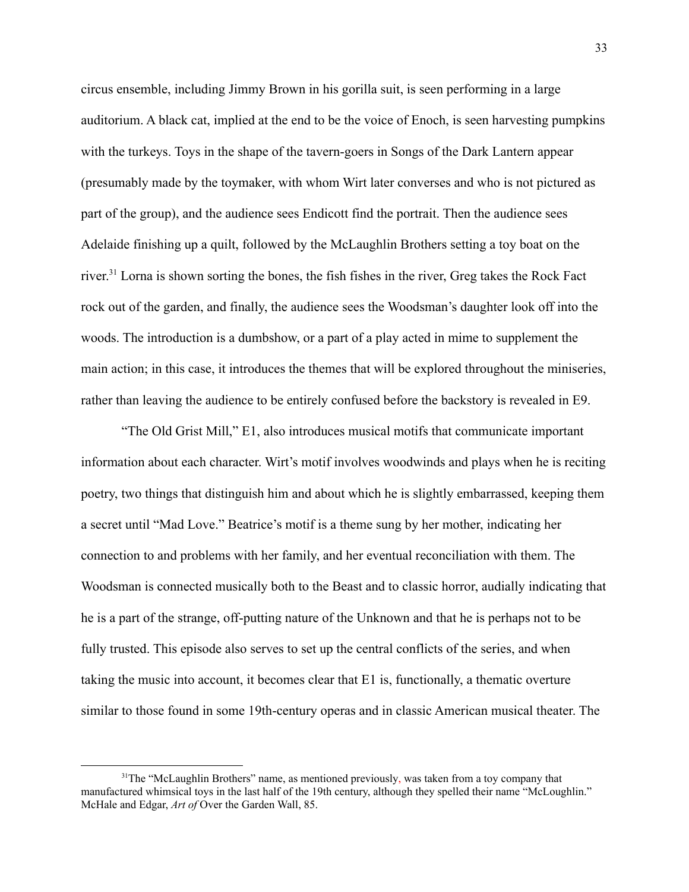circus ensemble, including Jimmy Brown in his gorilla suit, is seen performing in a large auditorium. A black cat, implied at the end to be the voice of Enoch, is seen harvesting pumpkins with the turkeys. Toys in the shape of the tavern-goers in Songs of the Dark Lantern appear (presumably made by the toymaker, with whom Wirt later converses and who is not pictured as part of the group), and the audience sees Endicott find the portrait. Then the audience sees Adelaide finishing up a quilt, followed by the McLaughlin Brothers setting a toy boat on the river.[31] Lorna is shown sorting the bones, the fish fishes in the river, Greg takes the Rock Fact rock out of the garden, and finally, the audience sees the Woodsman's daughter look off into the woods. The introduction is a dumbshow, or a part of a play acted in mime to supplement the main action; in this case, it introduces the themes that will be explored throughout the miniseries, rather than leaving the audience to be entirely confused before the backstory is revealed in E9.

"The Old Grist Mill," E1, also introduces musical motifs that communicate important information about each character. Wirt's motif involves woodwinds and plays when he is reciting poetry, two things that distinguish him and about which he is slightly embarrassed, keeping them a secret until "Mad Love." Beatrice's motif is a theme sung by her mother, indicating her connection to and problems with her family, and her eventual reconciliation with them. The Woodsman is connected musically both to the Beast and to classic horror, audially indicating that he is a part of the strange, off-putting nature of the Unknown and that he is perhaps not to be fully trusted. This episode also serves to set up the central conflicts of the series, and when taking the music into account, it becomes clear that E1 is, functionally, a thematic overture similar to those found in some 19th-century operas and in classic American musical theater. The

---

[31]The "McLaughlin Brothers" name, as mentioned previously, was taken from a toy company that manufactured whimsical toys in the last half of the 19th century, although they spelled their name "McLoughlin." McHale and Edgar, *Art of* Over the Garden Wall, 85.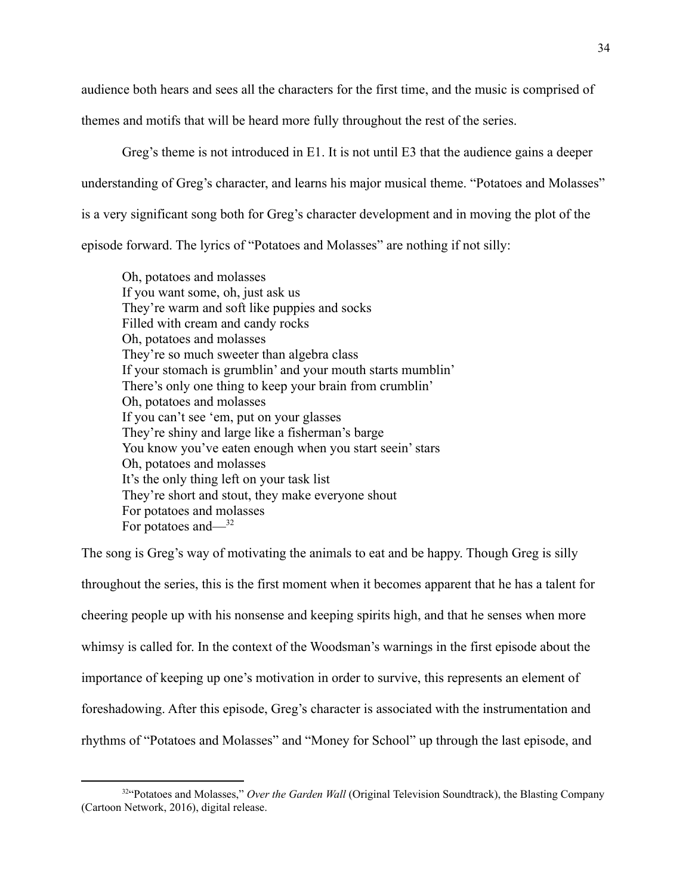audience both hears and sees all the characters for the first time, and the music is comprised of themes and motifs that will be heard more fully throughout the rest of the series.

Greg's theme is not introduced in E1. It is not until E3 that the audience gains a deeper understanding of Greg's character, and learns his major musical theme. "Potatoes and Molasses" is a very significant song both for Greg's character development and in moving the plot of the episode forward. The lyrics of "Potatoes and Molasses" are nothing if not silly:

> Oh, potatoes and molasses  
> If you want some, oh, just ask us  
> They're warm and soft like puppies and socks  
> Filled with cream and candy rocks  
> Oh, potatoes and molasses  
> They're so much sweeter than algebra class  
> If your stomach is grumblin' and your mouth starts mumblin'  
> There's only one thing to keep your brain from crumblin'  
> Oh, potatoes and molasses  
> If you can't see 'em, put on your glasses  
> They're shiny and large like a fisherman's barge  
> You know you've eaten enough when you start seein' stars  
> Oh, potatoes and molasses  
> It's the only thing left on your task list  
> They're short and stout, they make everyone shout  
> For potatoes and molasses  
> For potatoes and—[32]

The song is Greg's way of motivating the animals to eat and be happy. Though Greg is silly throughout the series, this is the first moment when it becomes apparent that he has a talent for cheering people up with his nonsense and keeping spirits high, and that he senses when more whimsy is called for. In the context of the Woodsman's warnings in the first episode about the importance of keeping up one's motivation in order to survive, this represents an element of foreshadowing. After this episode, Greg's character is associated with the instrumentation and rhythms of "Potatoes and Molasses" and "Money for School" up through the last episode, and

[32] "Potatoes and Molasses," *Over the Garden Wall* (Original Television Soundtrack), the Blasting Company (Cartoon Network, 2016), digital release.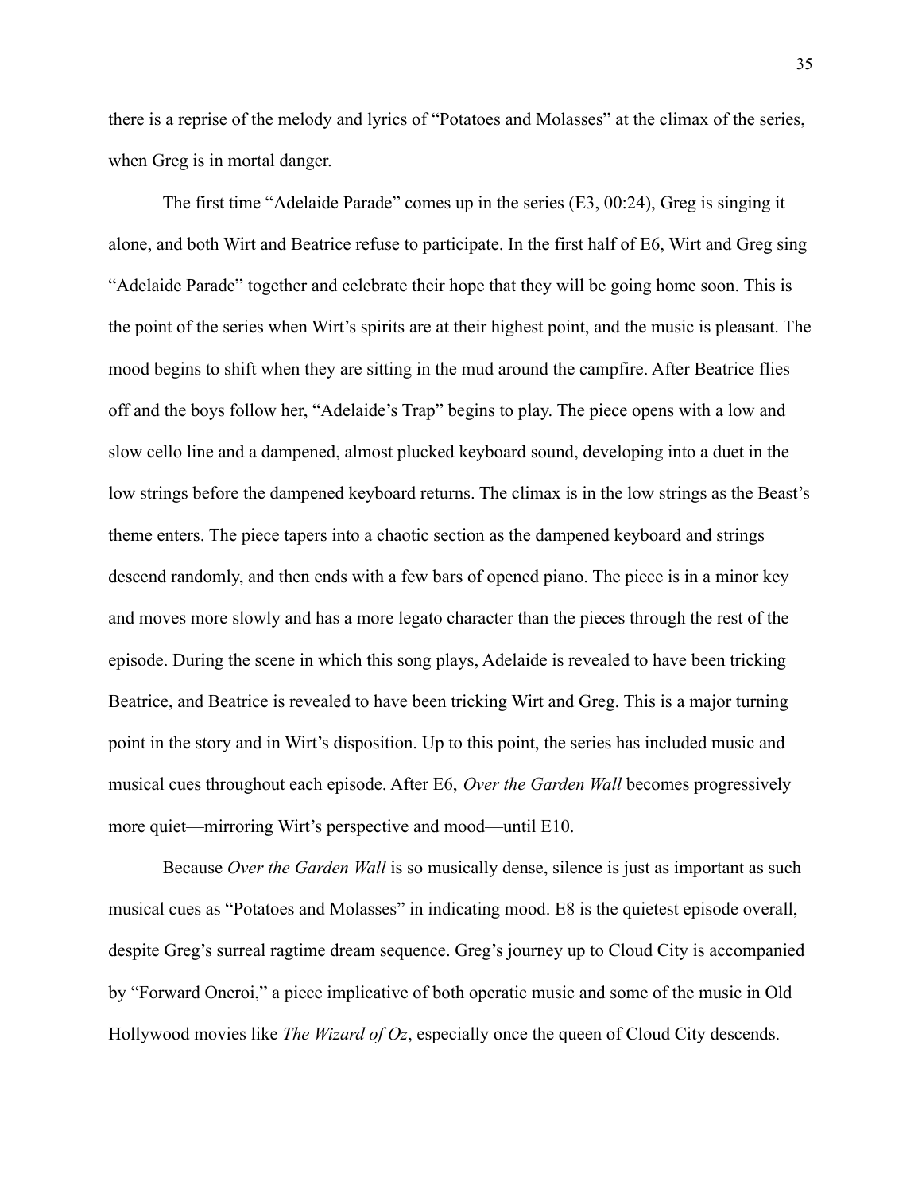there is a reprise of the melody and lyrics of "Potatoes and Molasses" at the climax of the series, when Greg is in mortal danger.

The first time "Adelaide Parade" comes up in the series (E3, 00:24), Greg is singing it alone, and both Wirt and Beatrice refuse to participate. In the first half of E6, Wirt and Greg sing "Adelaide Parade" together and celebrate their hope that they will be going home soon. This is the point of the series when Wirt's spirits are at their highest point, and the music is pleasant. The mood begins to shift when they are sitting in the mud around the campfire. After Beatrice flies off and the boys follow her, "Adelaide's Trap" begins to play. The piece opens with a low and slow cello line and a dampened, almost plucked keyboard sound, developing into a duet in the low strings before the dampened keyboard returns. The climax is in the low strings as the Beast's theme enters. The piece tapers into a chaotic section as the dampened keyboard and strings descend randomly, and then ends with a few bars of opened piano. The piece is in a minor key and moves more slowly and has a more legato character than the pieces through the rest of the episode. During the scene in which this song plays, Adelaide is revealed to have been tricking Beatrice, and Beatrice is revealed to have been tricking Wirt and Greg. This is a major turning point in the story and in Wirt's disposition. Up to this point, the series has included music and musical cues throughout each episode. After E6, *Over the Garden Wall* becomes progressively more quiet—mirroring Wirt's perspective and mood—until E10.

Because *Over the Garden Wall* is so musically dense, silence is just as important as such musical cues as "Potatoes and Molasses" in indicating mood. E8 is the quietest episode overall, despite Greg's surreal ragtime dream sequence. Greg's journey up to Cloud City is accompanied by "Forward Oneroi," a piece implicative of both operatic music and some of the music in Old Hollywood movies like *The Wizard of Oz*, especially once the queen of Cloud City descends.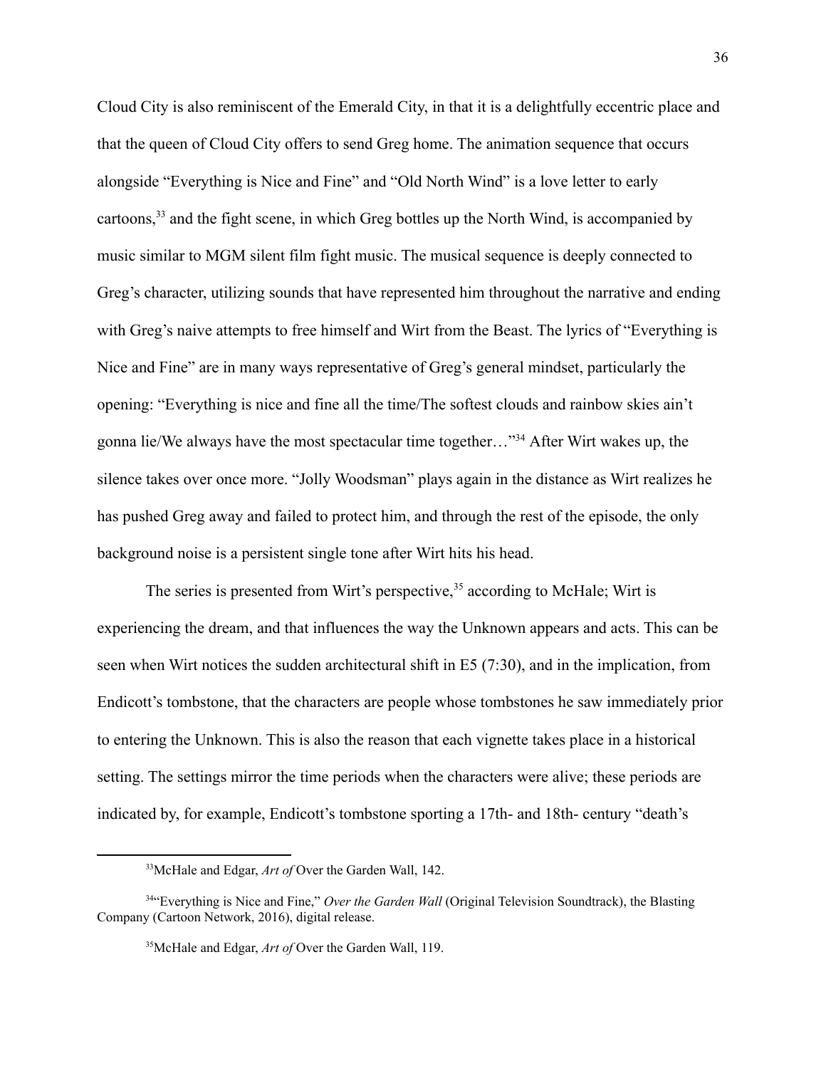Cloud City is also reminiscent of the Emerald City, in that it is a delightfully eccentric place and that the queen of Cloud City offers to send Greg home. The animation sequence that occurs alongside "Everything is Nice and Fine" and "Old North Wind" is a love letter to early cartoons,[33] and the fight scene, in which Greg bottles up the North Wind, is accompanied by music similar to MGM silent film fight music. The musical sequence is deeply connected to Greg's character, utilizing sounds that have represented him throughout the narrative and ending with Greg's naive attempts to free himself and Wirt from the Beast. The lyrics of "Everything is Nice and Fine" are in many ways representative of Greg's general mindset, particularly the opening: "Everything is nice and fine all the time/The softest clouds and rainbow skies ain't gonna lie/We always have the most spectacular time together…"[34] After Wirt wakes up, the silence takes over once more. "Jolly Woodsman" plays again in the distance as Wirt realizes he has pushed Greg away and failed to protect him, and through the rest of the episode, the only background noise is a persistent single tone after Wirt hits his head.

The series is presented from Wirt's perspective,[35] according to McHale; Wirt is experiencing the dream, and that influences the way the Unknown appears and acts. This can be seen when Wirt notices the sudden architectural shift in E5 (7:30), and in the implication, from Endicott's tombstone, that the characters are people whose tombstones he saw immediately prior to entering the Unknown. This is also the reason that each vignette takes place in a historical setting. The settings mirror the time periods when the characters were alive; these periods are indicated by, for example, Endicott's tombstone sporting a 17th- and 18th- century "death's

---

[33] McHale and Edgar, *Art of* Over the Garden Wall, 142.

[34] "Everything is Nice and Fine," *Over the Garden Wall* (Original Television Soundtrack), the Blasting Company (Cartoon Network, 2016), digital release.

[35] McHale and Edgar, *Art of* Over the Garden Wall, 119.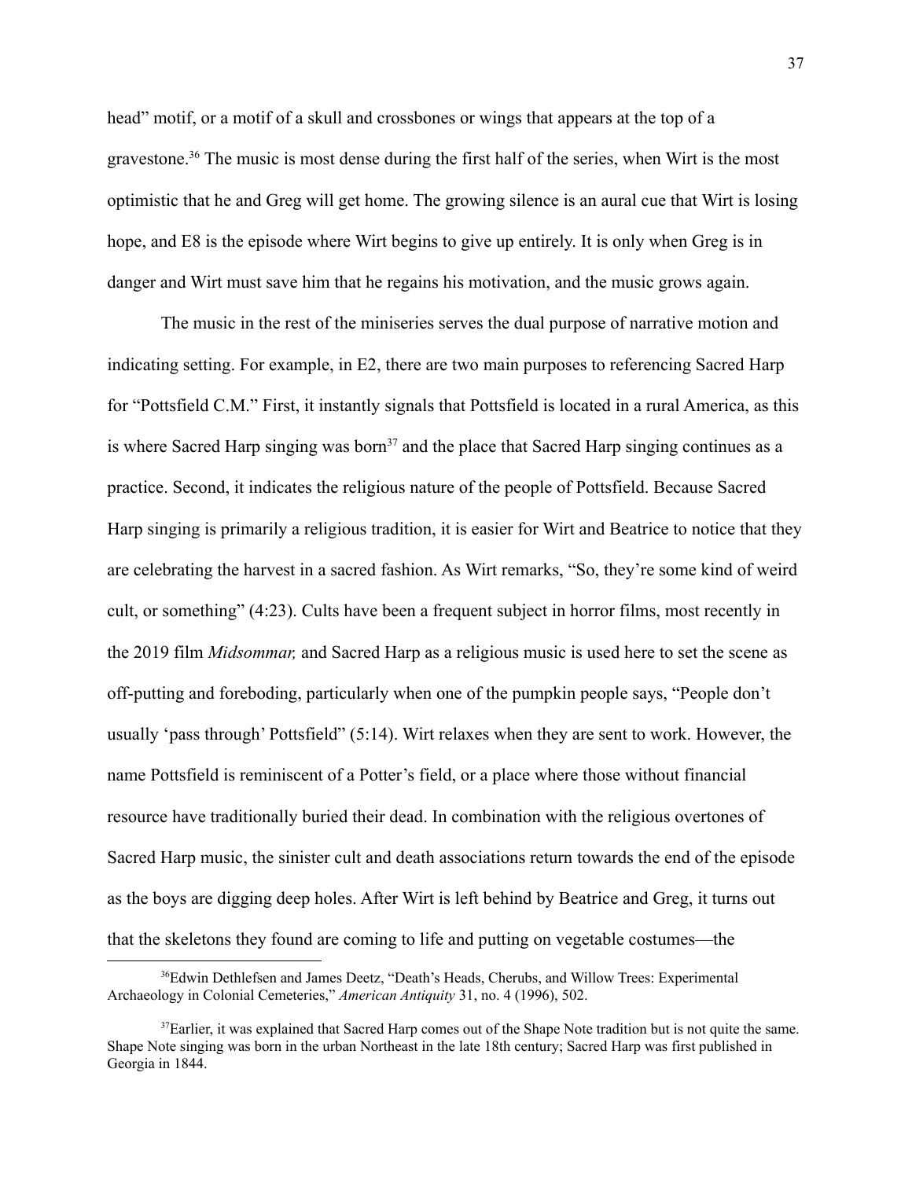head" motif, or a motif of a skull and crossbones or wings that appears at the top of a gravestone.[36] The music is most dense during the first half of the series, when Wirt is the most optimistic that he and Greg will get home. The growing silence is an aural cue that Wirt is losing hope, and E8 is the episode where Wirt begins to give up entirely. It is only when Greg is in danger and Wirt must save him that he regains his motivation, and the music grows again.

The music in the rest of the miniseries serves the dual purpose of narrative motion and indicating setting. For example, in E2, there are two main purposes to referencing Sacred Harp for "Pottsfield C.M." First, it instantly signals that Pottsfield is located in a rural America, as this is where Sacred Harp singing was born[37] and the place that Sacred Harp singing continues as a practice. Second, it indicates the religious nature of the people of Pottsfield. Because Sacred Harp singing is primarily a religious tradition, it is easier for Wirt and Beatrice to notice that they are celebrating the harvest in a sacred fashion. As Wirt remarks, "So, they're some kind of weird cult, or something" (4:23). Cults have been a frequent subject in horror films, most recently in the 2019 film *Midsommar,* and Sacred Harp as a religious music is used here to set the scene as off-putting and foreboding, particularly when one of the pumpkin people says, "People don't usually 'pass through' Pottsfield" (5:14). Wirt relaxes when they are sent to work. However, the name Pottsfield is reminiscent of a Potter's field, or a place where those without financial resource have traditionally buried their dead. In combination with the religious overtones of Sacred Harp music, the sinister cult and death associations return towards the end of the episode as the boys are digging deep holes. After Wirt is left behind by Beatrice and Greg, it turns out that the skeletons they found are coming to life and putting on vegetable costumes—the

---

[36] Edwin Dethlefsen and James Deetz, "Death's Heads, Cherubs, and Willow Trees: Experimental Archaeology in Colonial Cemeteries," *American Antiquity* 31, no. 4 (1996), 502.

[37] Earlier, it was explained that Sacred Harp comes out of the Shape Note tradition but is not quite the same. Shape Note singing was born in the urban Northeast in the late 18th century; Sacred Harp was first published in Georgia in 1844.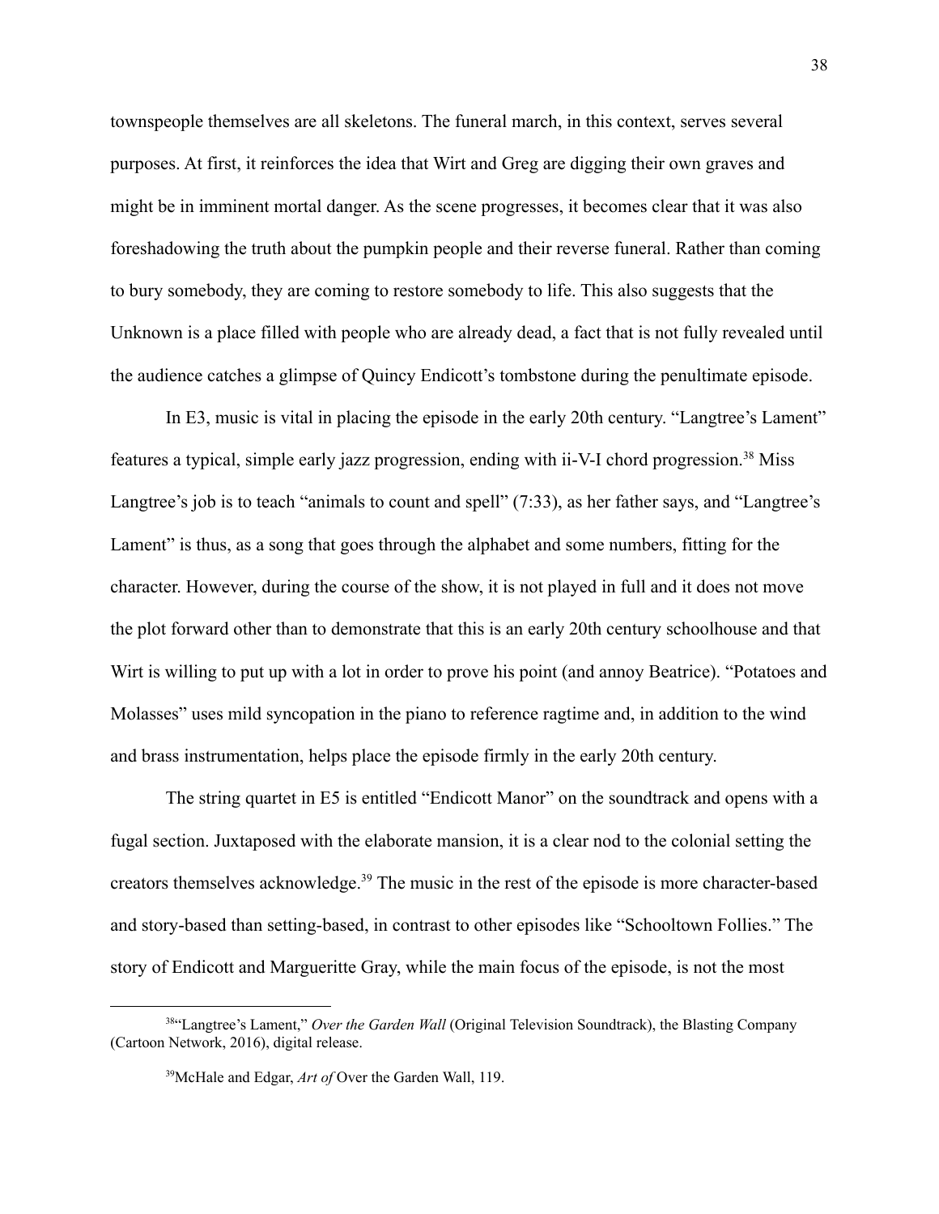townspeople themselves are all skeletons. The funeral march, in this context, serves several purposes. At first, it reinforces the idea that Wirt and Greg are digging their own graves and might be in imminent mortal danger. As the scene progresses, it becomes clear that it was also foreshadowing the truth about the pumpkin people and their reverse funeral. Rather than coming to bury somebody, they are coming to restore somebody to life. This also suggests that the Unknown is a place filled with people who are already dead, a fact that is not fully revealed until the audience catches a glimpse of Quincy Endicott's tombstone during the penultimate episode.

In E3, music is vital in placing the episode in the early 20th century. "Langtree's Lament" features a typical, simple early jazz progression, ending with ii-V-I chord progression.[38] Miss Langtree's job is to teach "animals to count and spell" (7:33), as her father says, and "Langtree's Lament" is thus, as a song that goes through the alphabet and some numbers, fitting for the character. However, during the course of the show, it is not played in full and it does not move the plot forward other than to demonstrate that this is an early 20th century schoolhouse and that Wirt is willing to put up with a lot in order to prove his point (and annoy Beatrice). "Potatoes and Molasses" uses mild syncopation in the piano to reference ragtime and, in addition to the wind and brass instrumentation, helps place the episode firmly in the early 20th century.

The string quartet in E5 is entitled "Endicott Manor" on the soundtrack and opens with a fugal section. Juxtaposed with the elaborate mansion, it is a clear nod to the colonial setting the creators themselves acknowledge.[39] The music in the rest of the episode is more character-based and story-based than setting-based, in contrast to other episodes like "Schooltown Follies." The story of Endicott and Margueritte Gray, while the main focus of the episode, is not the most

---

[38]"Langtree's Lament," *Over the Garden Wall* (Original Television Soundtrack), the Blasting Company (Cartoon Network, 2016), digital release.

[39]McHale and Edgar, *Art of* Over the Garden Wall, 119.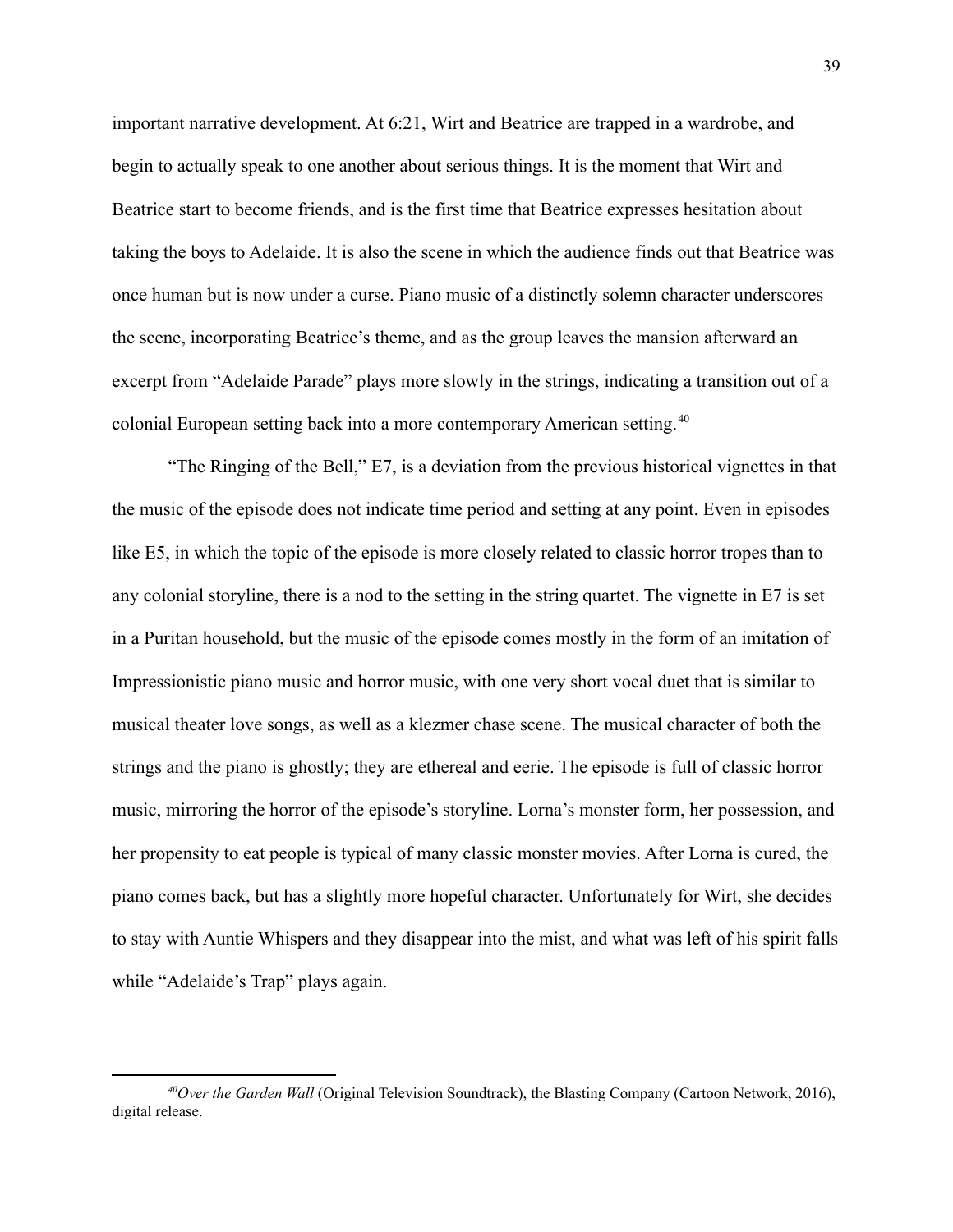important narrative development. At 6:21, Wirt and Beatrice are trapped in a wardrobe, and begin to actually speak to one another about serious things. It is the moment that Wirt and Beatrice start to become friends, and is the first time that Beatrice expresses hesitation about taking the boys to Adelaide. It is also the scene in which the audience finds out that Beatrice was once human but is now under a curse. Piano music of a distinctly solemn character underscores the scene, incorporating Beatrice's theme, and as the group leaves the mansion afterward an excerpt from "Adelaide Parade" plays more slowly in the strings, indicating a transition out of a colonial European setting back into a more contemporary American setting.[40]

"The Ringing of the Bell," E7, is a deviation from the previous historical vignettes in that the music of the episode does not indicate time period and setting at any point. Even in episodes like E5, in which the topic of the episode is more closely related to classic horror tropes than to any colonial storyline, there is a nod to the setting in the string quartet. The vignette in E7 is set in a Puritan household, but the music of the episode comes mostly in the form of an imitation of Impressionistic piano music and horror music, with one very short vocal duet that is similar to musical theater love songs, as well as a klezmer chase scene. The musical character of both the strings and the piano is ghostly; they are ethereal and eerie. The episode is full of classic horror music, mirroring the horror of the episode's storyline. Lorna's monster form, her possession, and her propensity to eat people is typical of many classic monster movies. After Lorna is cured, the piano comes back, but has a slightly more hopeful character. Unfortunately for Wirt, she decides to stay with Auntie Whispers and they disappear into the mist, and what was left of his spirit falls while "Adelaide's Trap" plays again.

[40]*Over the Garden Wall* (Original Television Soundtrack), the Blasting Company (Cartoon Network, 2016), digital release.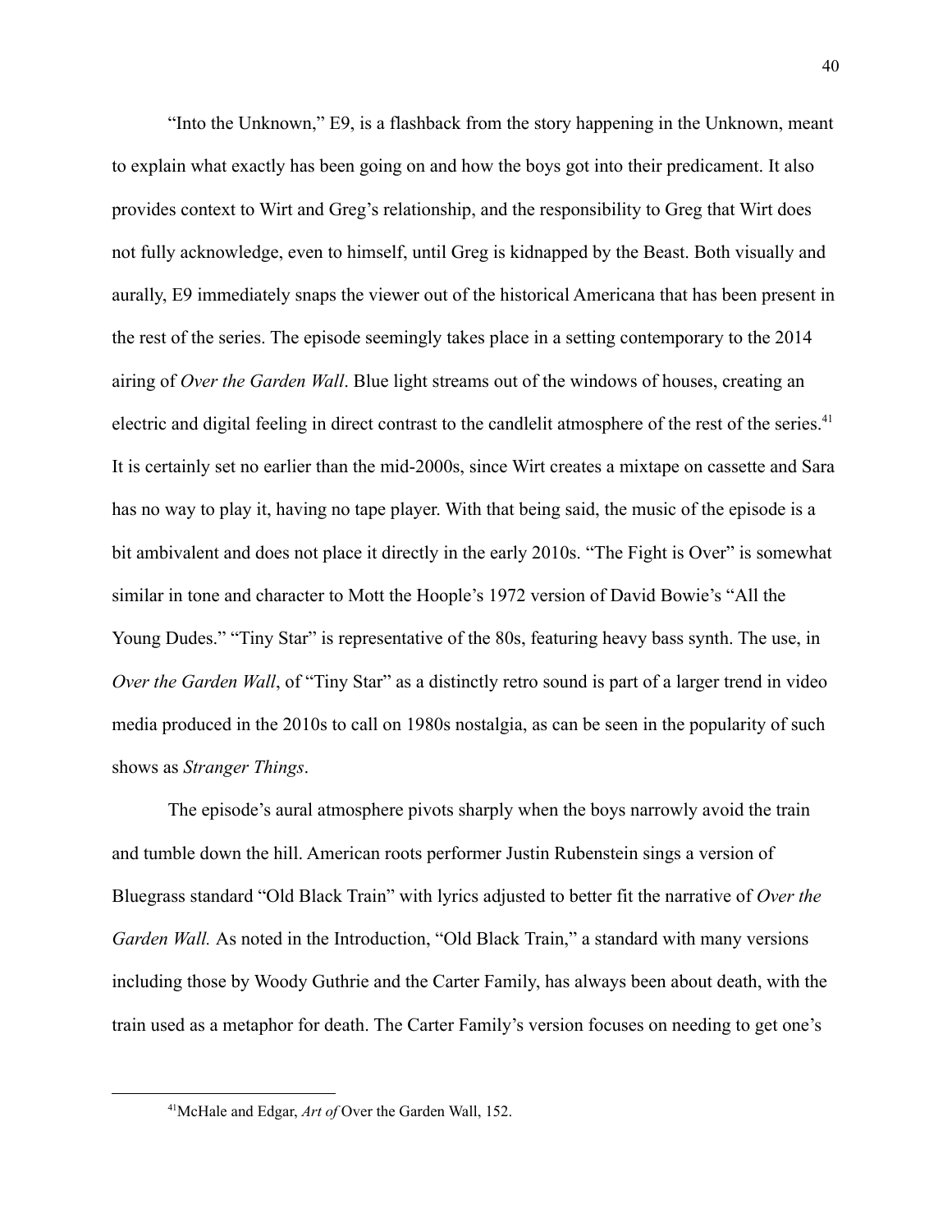"Into the Unknown," E9, is a flashback from the story happening in the Unknown, meant to explain what exactly has been going on and how the boys got into their predicament. It also provides context to Wirt and Greg's relationship, and the responsibility to Greg that Wirt does not fully acknowledge, even to himself, until Greg is kidnapped by the Beast. Both visually and aurally, E9 immediately snaps the viewer out of the historical Americana that has been present in the rest of the series. The episode seemingly takes place in a setting contemporary to the 2014 airing of *Over the Garden Wall*. Blue light streams out of the windows of houses, creating an electric and digital feeling in direct contrast to the candlelit atmosphere of the rest of the series.[41] It is certainly set no earlier than the mid-2000s, since Wirt creates a mixtape on cassette and Sara has no way to play it, having no tape player. With that being said, the music of the episode is a bit ambivalent and does not place it directly in the early 2010s. "The Fight is Over" is somewhat similar in tone and character to Mott the Hoople's 1972 version of David Bowie's "All the Young Dudes." "Tiny Star" is representative of the 80s, featuring heavy bass synth. The use, in *Over the Garden Wall*, of "Tiny Star" as a distinctly retro sound is part of a larger trend in video media produced in the 2010s to call on 1980s nostalgia, as can be seen in the popularity of such shows as *Stranger Things*.

The episode's aural atmosphere pivots sharply when the boys narrowly avoid the train and tumble down the hill. American roots performer Justin Rubenstein sings a version of Bluegrass standard "Old Black Train" with lyrics adjusted to better fit the narrative of *Over the Garden Wall.* As noted in the Introduction, "Old Black Train," a standard with many versions including those by Woody Guthrie and the Carter Family, has always been about death, with the train used as a metaphor for death. The Carter Family's version focuses on needing to get one's

[41] McHale and Edgar, *Art of* Over the Garden Wall, 152.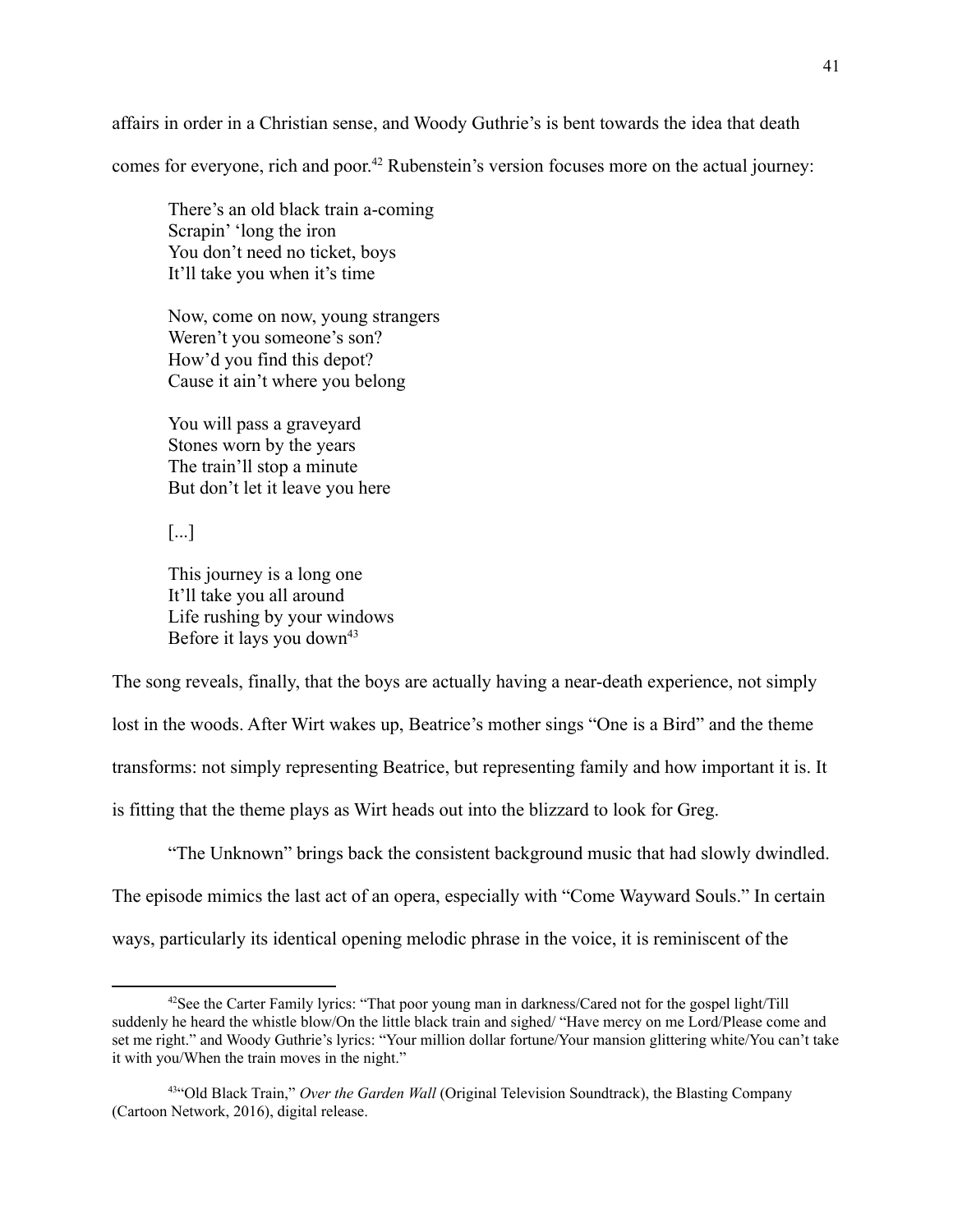affairs in order in a Christian sense, and Woody Guthrie's is bent towards the idea that death comes for everyone, rich and poor.[42] Rubenstein's version focuses more on the actual journey:

> There's an old black train a-coming  
> Scrapin' 'long the iron  
> You don't need no ticket, boys  
> It'll take you when it's time
>
> Now, come on now, young strangers  
> Weren't you someone's son?  
> How'd you find this depot?  
> Cause it ain't where you belong
>
> You will pass a graveyard  
> Stones worn by the years  
> The train'll stop a minute  
> But don't let it leave you here
>
> [...]
>
> This journey is a long one  
> It'll take you all around  
> Life rushing by your windows  
> Before it lays you down[43]

The song reveals, finally, that the boys are actually having a near-death experience, not simply lost in the woods. After Wirt wakes up, Beatrice's mother sings "One is a Bird" and the theme transforms: not simply representing Beatrice, but representing family and how important it is. It is fitting that the theme plays as Wirt heads out into the blizzard to look for Greg.

"The Unknown" brings back the consistent background music that had slowly dwindled. The episode mimics the last act of an opera, especially with "Come Wayward Souls." In certain ways, particularly its identical opening melodic phrase in the voice, it is reminiscent of the

---

[42] See the Carter Family lyrics: "That poor young man in darkness/Cared not for the gospel light/Till suddenly he heard the whistle blow/On the little black train and sighed/ "Have mercy on me Lord/Please come and set me right." and Woody Guthrie's lyrics: "Your million dollar fortune/Your mansion glittering white/You can't take it with you/When the train moves in the night."

[43] "Old Black Train," *Over the Garden Wall* (Original Television Soundtrack), the Blasting Company (Cartoon Network, 2016), digital release.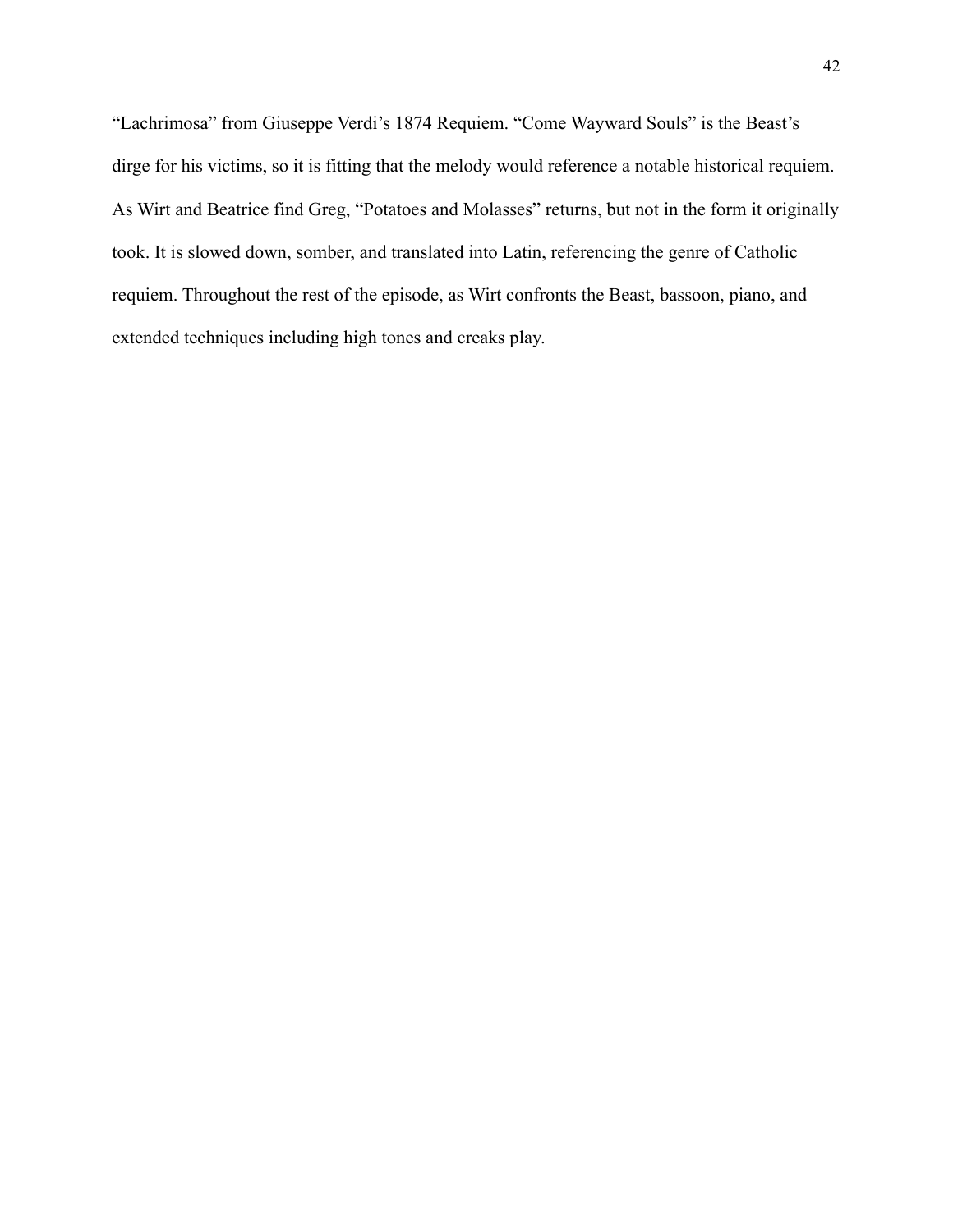"Lachrimosa" from Giuseppe Verdi's 1874 Requiem. "Come Wayward Souls" is the Beast's dirge for his victims, so it is fitting that the melody would reference a notable historical requiem. As Wirt and Beatrice find Greg, "Potatoes and Molasses" returns, but not in the form it originally took. It is slowed down, somber, and translated into Latin, referencing the genre of Catholic requiem. Throughout the rest of the episode, as Wirt confronts the Beast, bassoon, piano, and extended techniques including high tones and creaks play.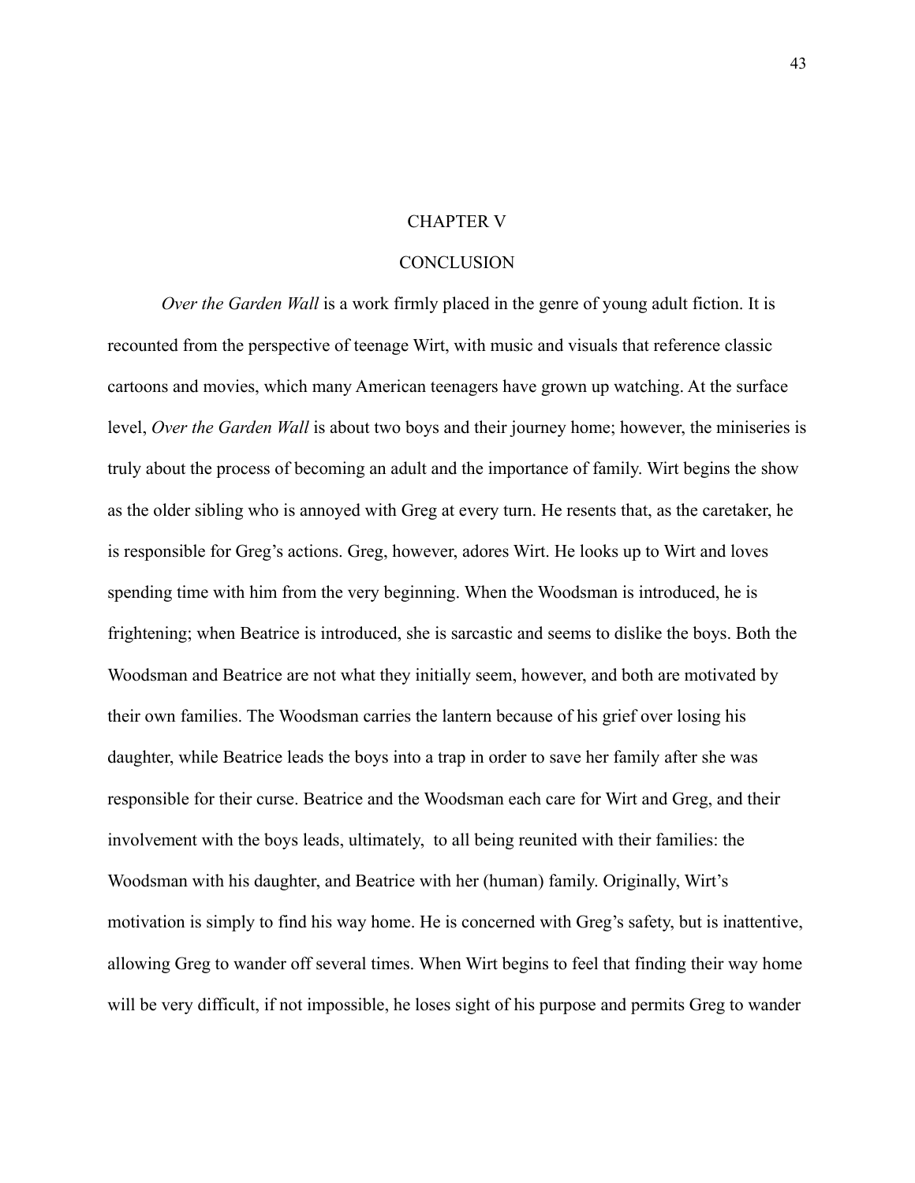# CHAPTER V

# CONCLUSION

*Over the Garden Wall* is a work firmly placed in the genre of young adult fiction. It is recounted from the perspective of teenage Wirt, with music and visuals that reference classic cartoons and movies, which many American teenagers have grown up watching. At the surface level, *Over the Garden Wall* is about two boys and their journey home; however, the miniseries is truly about the process of becoming an adult and the importance of family. Wirt begins the show as the older sibling who is annoyed with Greg at every turn. He resents that, as the caretaker, he is responsible for Greg's actions. Greg, however, adores Wirt. He looks up to Wirt and loves spending time with him from the very beginning. When the Woodsman is introduced, he is frightening; when Beatrice is introduced, she is sarcastic and seems to dislike the boys. Both the Woodsman and Beatrice are not what they initially seem, however, and both are motivated by their own families. The Woodsman carries the lantern because of his grief over losing his daughter, while Beatrice leads the boys into a trap in order to save her family after she was responsible for their curse. Beatrice and the Woodsman each care for Wirt and Greg, and their involvement with the boys leads, ultimately, to all being reunited with their families: the Woodsman with his daughter, and Beatrice with her (human) family. Originally, Wirt's motivation is simply to find his way home. He is concerned with Greg's safety, but is inattentive, allowing Greg to wander off several times. When Wirt begins to feel that finding their way home will be very difficult, if not impossible, he loses sight of his purpose and permits Greg to wander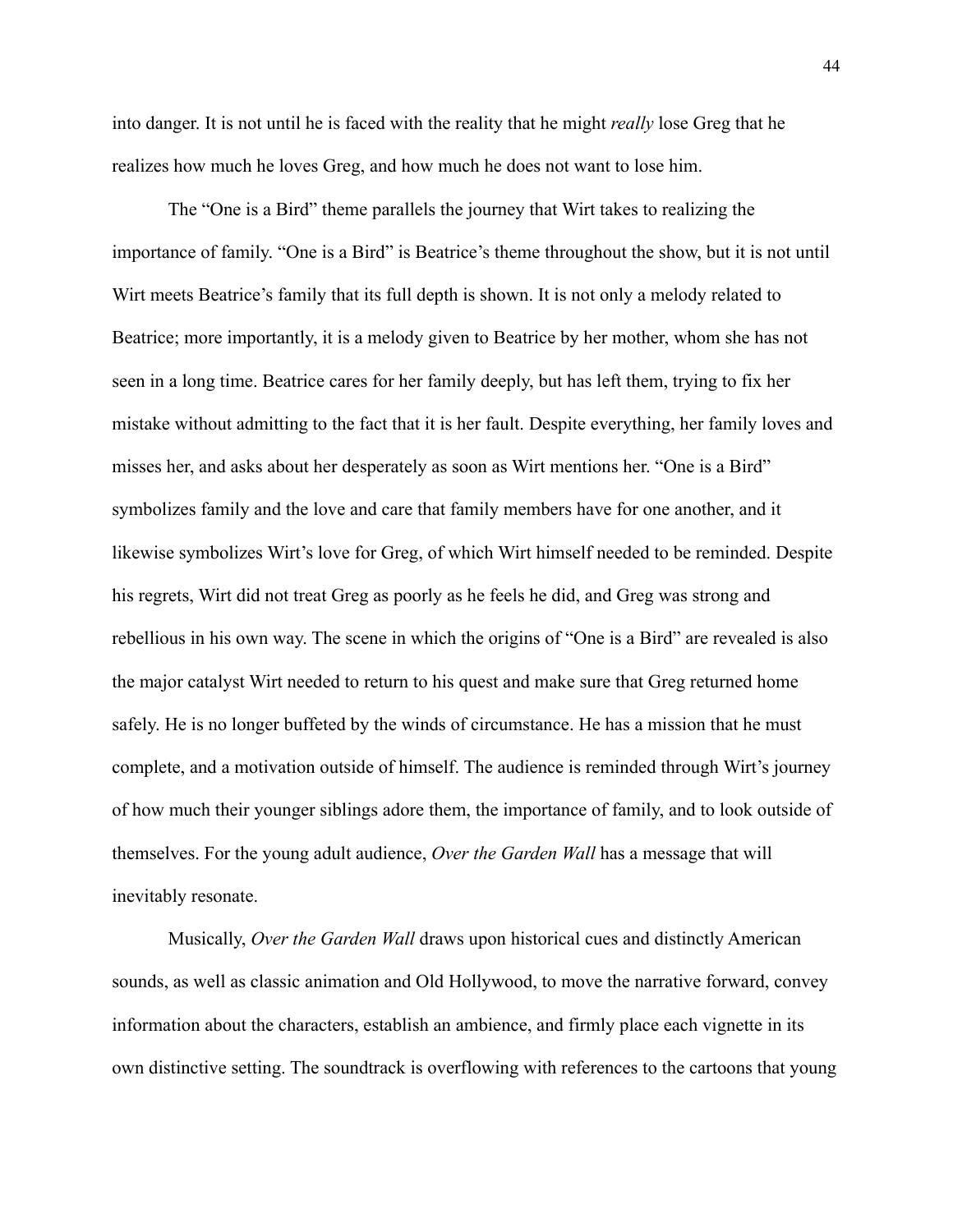into danger. It is not until he is faced with the reality that he might *really* lose Greg that he realizes how much he loves Greg, and how much he does not want to lose him.

The "One is a Bird" theme parallels the journey that Wirt takes to realizing the importance of family. "One is a Bird" is Beatrice's theme throughout the show, but it is not until Wirt meets Beatrice's family that its full depth is shown. It is not only a melody related to Beatrice; more importantly, it is a melody given to Beatrice by her mother, whom she has not seen in a long time. Beatrice cares for her family deeply, but has left them, trying to fix her mistake without admitting to the fact that it is her fault. Despite everything, her family loves and misses her, and asks about her desperately as soon as Wirt mentions her. "One is a Bird" symbolizes family and the love and care that family members have for one another, and it likewise symbolizes Wirt's love for Greg, of which Wirt himself needed to be reminded. Despite his regrets, Wirt did not treat Greg as poorly as he feels he did, and Greg was strong and rebellious in his own way. The scene in which the origins of "One is a Bird" are revealed is also the major catalyst Wirt needed to return to his quest and make sure that Greg returned home safely. He is no longer buffeted by the winds of circumstance. He has a mission that he must complete, and a motivation outside of himself. The audience is reminded through Wirt's journey of how much their younger siblings adore them, the importance of family, and to look outside of themselves. For the young adult audience, *Over the Garden Wall* has a message that will inevitably resonate.

Musically, *Over the Garden Wall* draws upon historical cues and distinctly American sounds, as well as classic animation and Old Hollywood, to move the narrative forward, convey information about the characters, establish an ambience, and firmly place each vignette in its own distinctive setting. The soundtrack is overflowing with references to the cartoons that young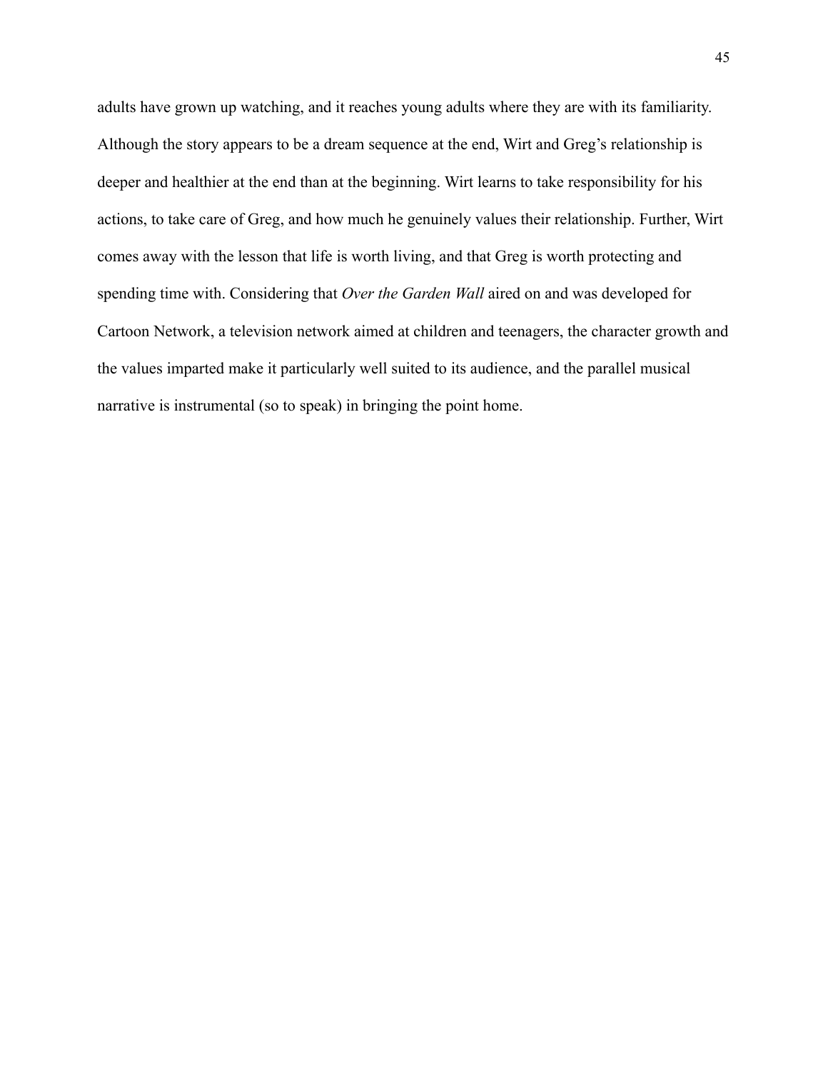adults have grown up watching, and it reaches young adults where they are with its familiarity. Although the story appears to be a dream sequence at the end, Wirt and Greg's relationship is deeper and healthier at the end than at the beginning. Wirt learns to take responsibility for his actions, to take care of Greg, and how much he genuinely values their relationship. Further, Wirt comes away with the lesson that life is worth living, and that Greg is worth protecting and spending time with. Considering that *Over the Garden Wall* aired on and was developed for Cartoon Network, a television network aimed at children and teenagers, the character growth and the values imparted make it particularly well suited to its audience, and the parallel musical narrative is instrumental (so to speak) in bringing the point home.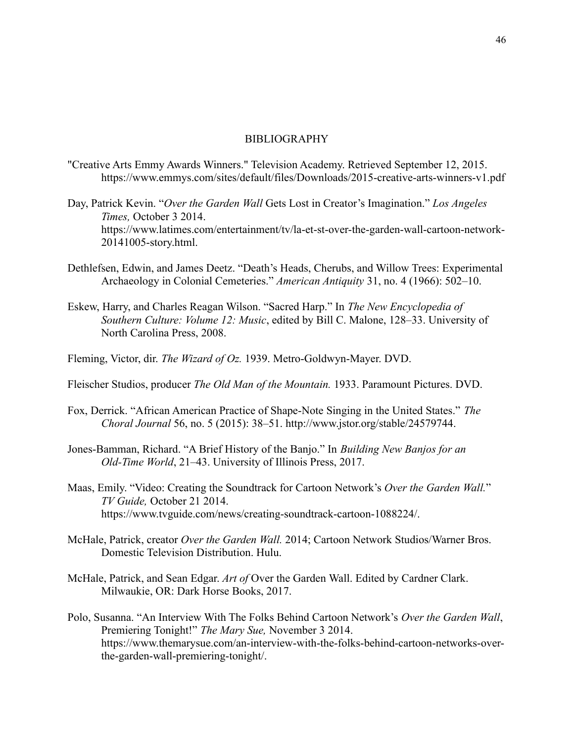# BIBLIOGRAPHY

"Creative Arts Emmy Awards Winners." Television Academy. Retrieved September 12, 2015. https://www.emmys.com/sites/default/files/Downloads/2015-creative-arts-winners-v1.pdf

Day, Patrick Kevin. "*Over the Garden Wall* Gets Lost in Creator's Imagination." *Los Angeles Times,* October 3 2014. https://www.latimes.com/entertainment/tv/la-et-st-over-the-garden-wall-cartoon-network-20141005-story.html.

Dethlefsen, Edwin, and James Deetz. "Death's Heads, Cherubs, and Willow Trees: Experimental Archaeology in Colonial Cemeteries." *American Antiquity* 31, no. 4 (1966): 502–10.

Eskew, Harry, and Charles Reagan Wilson. "Sacred Harp." In *The New Encyclopedia of Southern Culture: Volume 12: Music*, edited by Bill C. Malone, 128–33. University of North Carolina Press, 2008.

Fleming, Victor, dir. *The Wizard of Oz.* 1939. Metro-Goldwyn-Mayer. DVD.

Fleischer Studios, producer *The Old Man of the Mountain.* 1933. Paramount Pictures. DVD.

Fox, Derrick. "African American Practice of Shape-Note Singing in the United States." *The Choral Journal* 56, no. 5 (2015): 38–51. http://www.jstor.org/stable/24579744.

Jones-Bamman, Richard. "A Brief History of the Banjo." In *Building New Banjos for an Old-Time World*, 21–43. University of Illinois Press, 2017.

Maas, Emily. "Video: Creating the Soundtrack for Cartoon Network's *Over the Garden Wall.*" *TV Guide,* October 21 2014. https://www.tvguide.com/news/creating-soundtrack-cartoon-1088224/.

McHale, Patrick, creator *Over the Garden Wall.* 2014; Cartoon Network Studios/Warner Bros. Domestic Television Distribution. Hulu.

McHale, Patrick, and Sean Edgar. *Art of* Over the Garden Wall. Edited by Cardner Clark. Milwaukie, OR: Dark Horse Books, 2017.

Polo, Susanna. "An Interview With The Folks Behind Cartoon Network's *Over the Garden Wall*, Premiering Tonight!" *The Mary Sue,* November 3 2014. https://www.themarysue.com/an-interview-with-the-folks-behind-cartoon-networks-over-the-garden-wall-premiering-tonight/.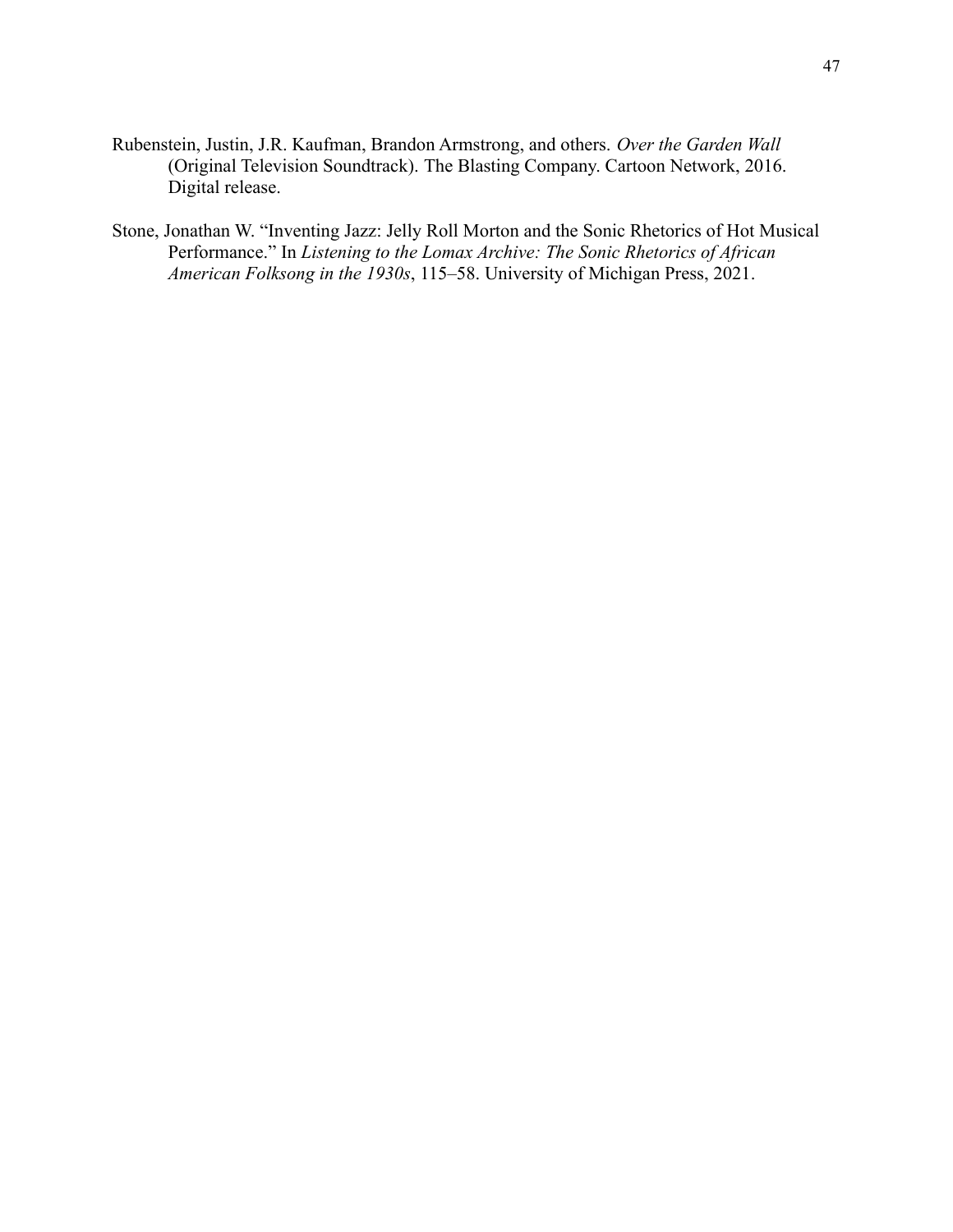Rubenstein, Justin, J.R. Kaufman, Brandon Armstrong, and others. *Over the Garden Wall* (Original Television Soundtrack). The Blasting Company. Cartoon Network, 2016. Digital release.

Stone, Jonathan W. "Inventing Jazz: Jelly Roll Morton and the Sonic Rhetorics of Hot Musical Performance." In *Listening to the Lomax Archive: The Sonic Rhetorics of African American Folksong in the 1930s*, 115–58. University of Michigan Press, 2021.